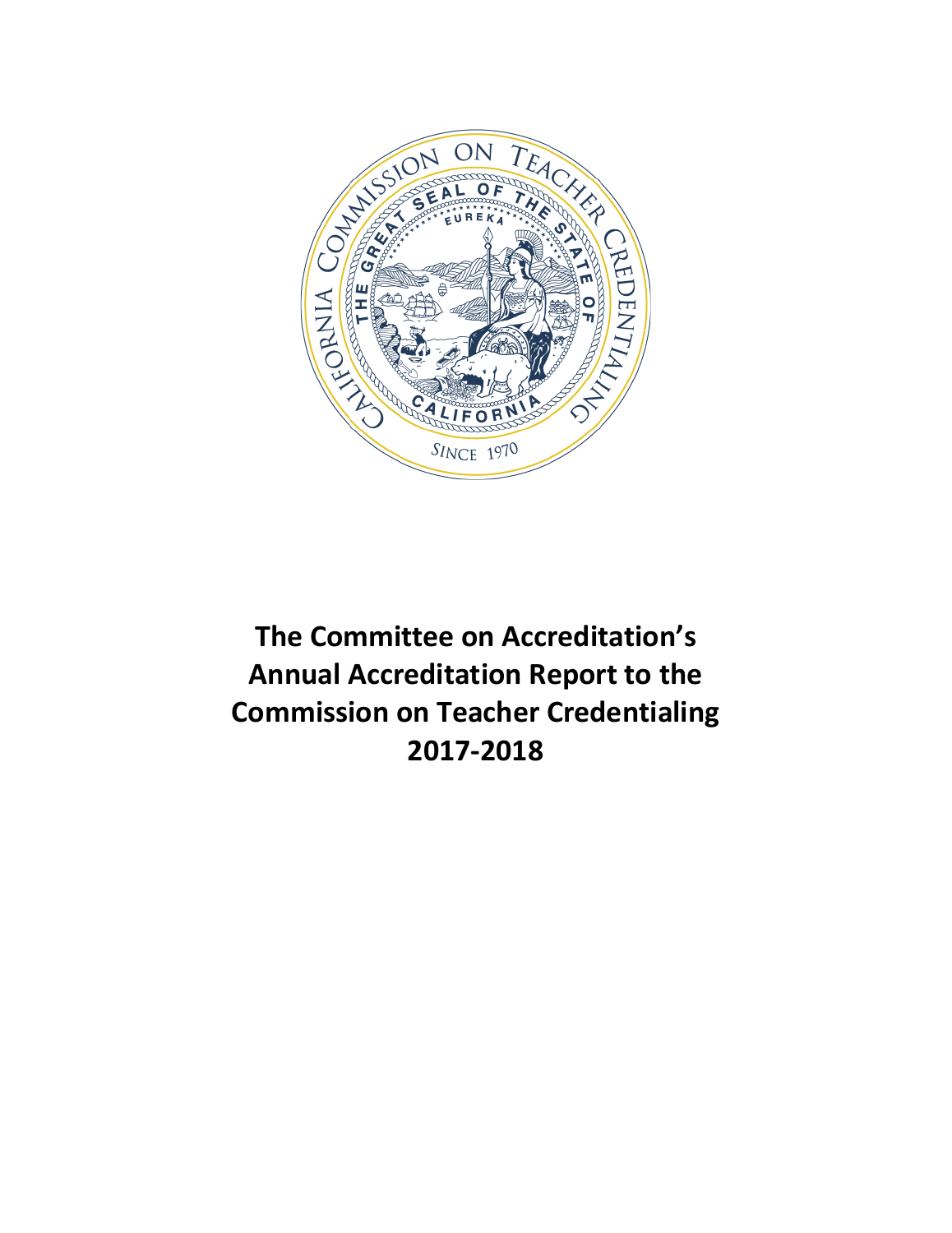# The Committee on Accreditation's Annual Accreditation Report to the Commission on Teacher Credentialing 2017-2018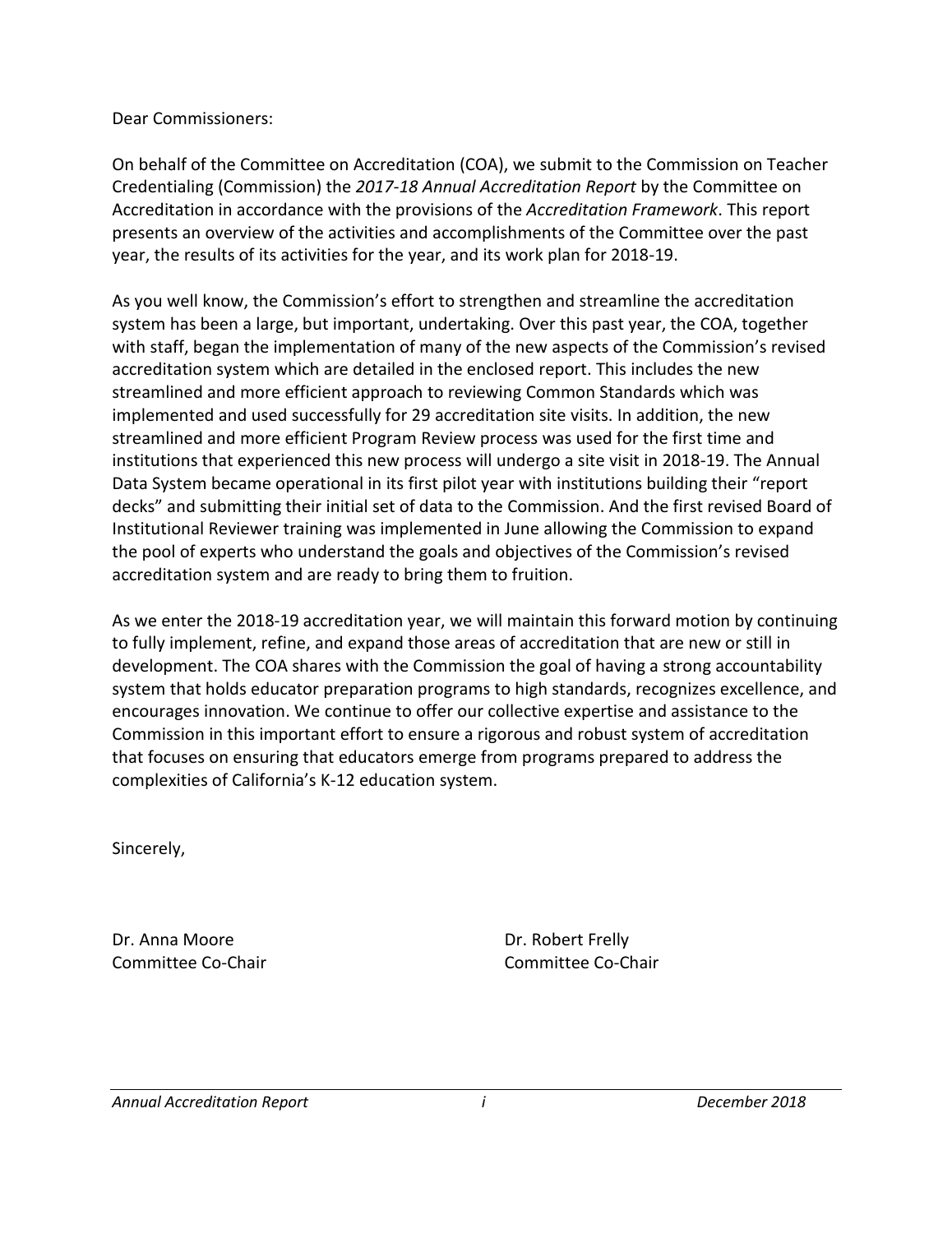Dear Commissioners:

On behalf of the Committee on Accreditation (COA), we submit to the Commission on Teacher Credentialing (Commission) the *2017-18 Annual Accreditation Report* by the Committee on Accreditation in accordance with the provisions of the *Accreditation Framework*. This report presents an overview of the activities and accomplishments of the Committee over the past year, the results of its activities for the year, and its work plan for 2018-19.

As you well know, the Commission's effort to strengthen and streamline the accreditation system has been a large, but important, undertaking. Over this past year, the COA, together with staff, began the implementation of many of the new aspects of the Commission's revised accreditation system which are detailed in the enclosed report. This includes the new streamlined and more efficient approach to reviewing Common Standards which was implemented and used successfully for 29 accreditation site visits. In addition, the new streamlined and more efficient Program Review process was used for the first time and institutions that experienced this new process will undergo a site visit in 2018-19. The Annual Data System became operational in its first pilot year with institutions building their "report decks" and submitting their initial set of data to the Commission. And the first revised Board of Institutional Reviewer training was implemented in June allowing the Commission to expand the pool of experts who understand the goals and objectives of the Commission's revised accreditation system and are ready to bring them to fruition.

As we enter the 2018-19 accreditation year, we will maintain this forward motion by continuing to fully implement, refine, and expand those areas of accreditation that are new or still in development. The COA shares with the Commission the goal of having a strong accountability system that holds educator preparation programs to high standards, recognizes excellence, and encourages innovation. We continue to offer our collective expertise and assistance to the Commission in this important effort to ensure a rigorous and robust system of accreditation that focuses on ensuring that educators emerge from programs prepared to address the complexities of California's K-12 education system.

Sincerely,

Dr. Anna Moore
Committee Co-Chair

Dr. Robert Frelly
Committee Co-Chair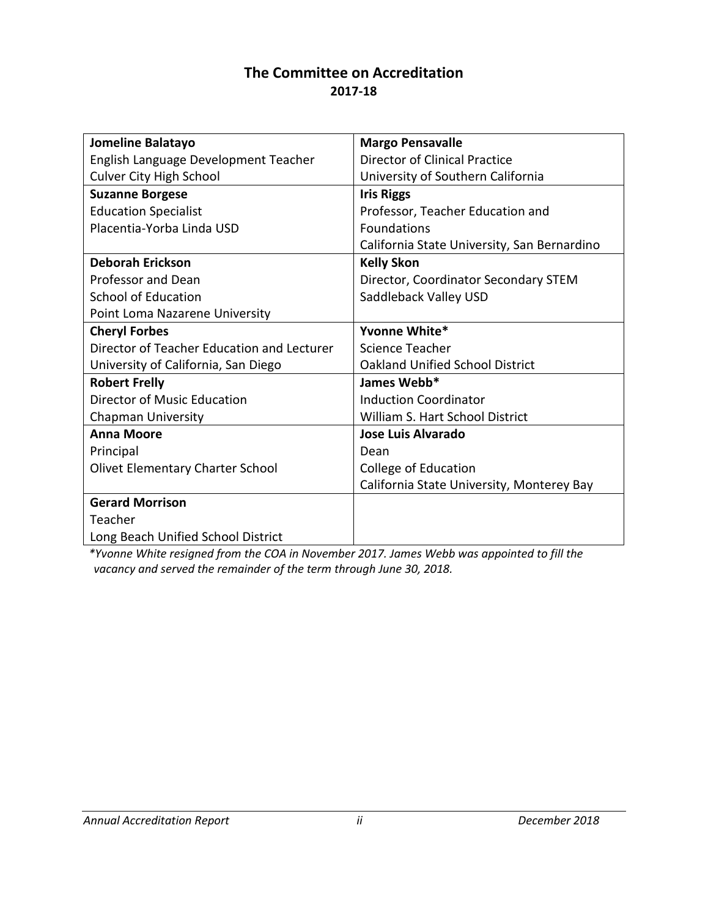## The Committee on Accreditation
### 2017-18

| | |
|---|---|
| **Jomeline Balatayo**<br>English Language Development Teacher<br>Culver City High School | **Margo Pensavalle**<br>Director of Clinical Practice<br>University of Southern California |
| **Suzanne Borgese**<br>Education Specialist<br>Placentia-Yorba Linda USD | **Iris Riggs**<br>Professor, Teacher Education and Foundations<br>California State University, San Bernardino |
| **Deborah Erickson**<br>Professor and Dean<br>School of Education<br>Point Loma Nazarene University | **Kelly Skon**<br>Director, Coordinator Secondary STEM<br>Saddleback Valley USD |
| **Cheryl Forbes**<br>Director of Teacher Education and Lecturer<br>University of California, San Diego | **Yvonne White***<br>Science Teacher<br>Oakland Unified School District |
| **Robert Frelly**<br>Director of Music Education<br>Chapman University | **James Webb***<br>Induction Coordinator<br>William S. Hart School District |
| **Anna Moore**<br>Principal<br>Olivet Elementary Charter School | **Jose Luis Alvarado**<br>Dean<br>College of Education<br>California State University, Monterey Bay |
| **Gerard Morrison**<br>Teacher<br>Long Beach Unified School District | |

*\*Yvonne White resigned from the COA in November 2017. James Webb was appointed to fill the vacancy and served the remainder of the term through June 30, 2018.*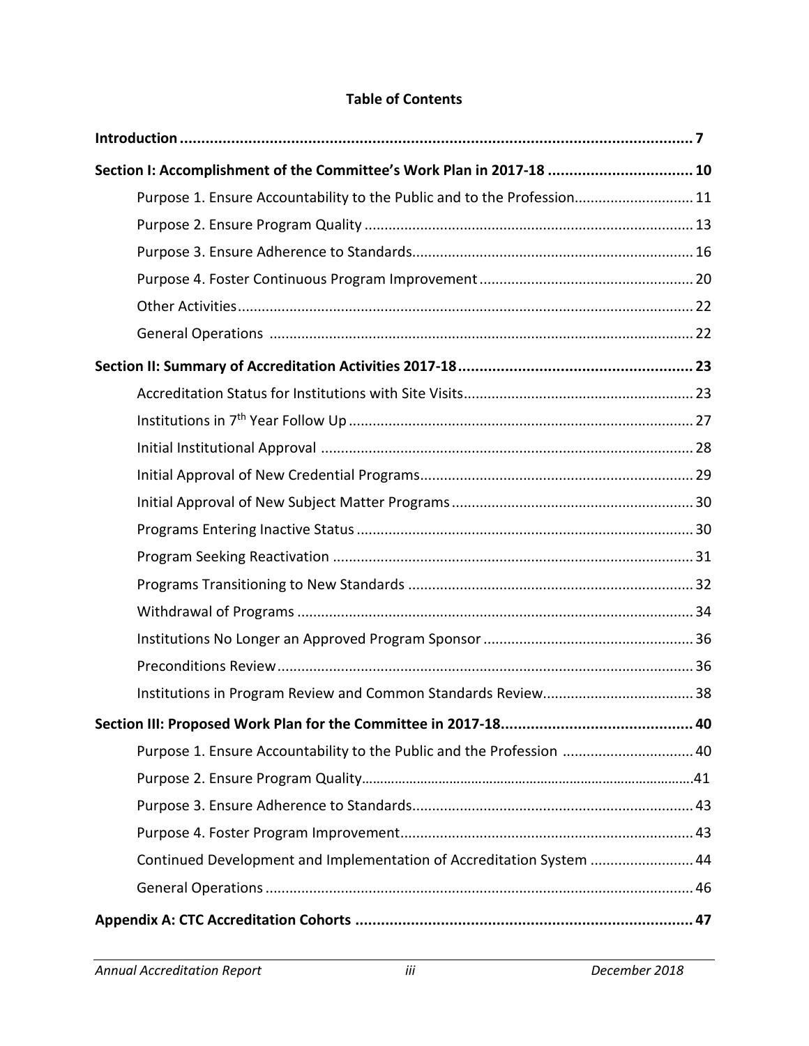**Table of Contents**

**Introduction** ........................................................................................................ **7**

**Section I: Accomplishment of the Committee's Work Plan in 2017-18** .................................. **10**

- Purpose 1. Ensure Accountability to the Public and to the Profession............................. 11
- Purpose 2. Ensure Program Quality .................................................................................. 13
- Purpose 3. Ensure Adherence to Standards...................................................................... 16
- Purpose 4. Foster Continuous Program Improvement ...................................................... 20
- Other Activities.................................................................................................................. 22
- General Operations .......................................................................................................... 22

**Section II: Summary of Accreditation Activities 2017-18**....................................................... **23**

- Accreditation Status for Institutions with Site Visits.......................................................... 23
- Institutions in 7th Year Follow Up ...................................................................................... 27
- Initial Institutional Approval ............................................................................................. 28
- Initial Approval of New Credential Programs.................................................................... 29
- Initial Approval of New Subject Matter Programs ............................................................ 30
- Programs Entering Inactive Status .................................................................................... 30
- Program Seeking Reactivation .......................................................................................... 31
- Programs Transitioning to New Standards ....................................................................... 32
- Withdrawal of Programs ................................................................................................... 34
- Institutions No Longer an Approved Program Sponsor ..................................................... 36
- Preconditions Review........................................................................................................ 36
- Institutions in Program Review and Common Standards Review...................................... 38

**Section III: Proposed Work Plan for the Committee in 2017-18**............................................. **40**

- Purpose 1. Ensure Accountability to the Public and the Profession ................................. 40
- Purpose 2. Ensure Program Quality..................................................................................41
- Purpose 3. Ensure Adherence to Standards...................................................................... 43
- Purpose 4. Foster Program Improvement......................................................................... 43
- Continued Development and Implementation of Accreditation System .......................... 44
- General Operations ........................................................................................................... 46

**Appendix A: CTC Accreditation Cohorts** ............................................................................... **47**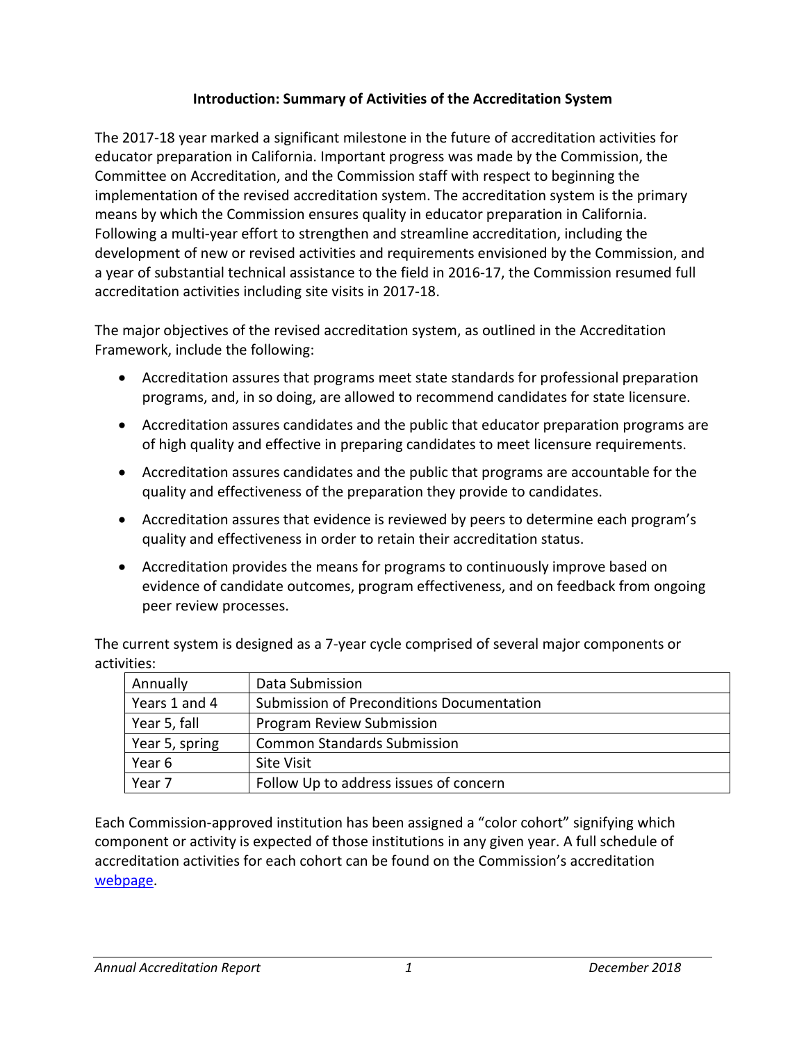## Introduction: Summary of Activities of the Accreditation System

The 2017-18 year marked a significant milestone in the future of accreditation activities for educator preparation in California. Important progress was made by the Commission, the Committee on Accreditation, and the Commission staff with respect to beginning the implementation of the revised accreditation system. The accreditation system is the primary means by which the Commission ensures quality in educator preparation in California. Following a multi-year effort to strengthen and streamline accreditation, including the development of new or revised activities and requirements envisioned by the Commission, and a year of substantial technical assistance to the field in 2016-17, the Commission resumed full accreditation activities including site visits in 2017-18.

The major objectives of the revised accreditation system, as outlined in the Accreditation Framework, include the following:

- Accreditation assures that programs meet state standards for professional preparation programs, and, in so doing, are allowed to recommend candidates for state licensure.
- Accreditation assures candidates and the public that educator preparation programs are of high quality and effective in preparing candidates to meet licensure requirements.
- Accreditation assures candidates and the public that programs are accountable for the quality and effectiveness of the preparation they provide to candidates.
- Accreditation assures that evidence is reviewed by peers to determine each program's quality and effectiveness in order to retain their accreditation status.
- Accreditation provides the means for programs to continuously improve based on evidence of candidate outcomes, program effectiveness, and on feedback from ongoing peer review processes.

The current system is designed as a 7-year cycle comprised of several major components or activities:

| Annually | Data Submission |
|---|---|
| Years 1 and 4 | Submission of Preconditions Documentation |
| Year 5, fall | Program Review Submission |
| Year 5, spring | Common Standards Submission |
| Year 6 | Site Visit |
| Year 7 | Follow Up to address issues of concern |

Each Commission-approved institution has been assigned a "color cohort" signifying which component or activity is expected of those institutions in any given year. A full schedule of accreditation activities for each cohort can be found on the Commission's accreditation webpage.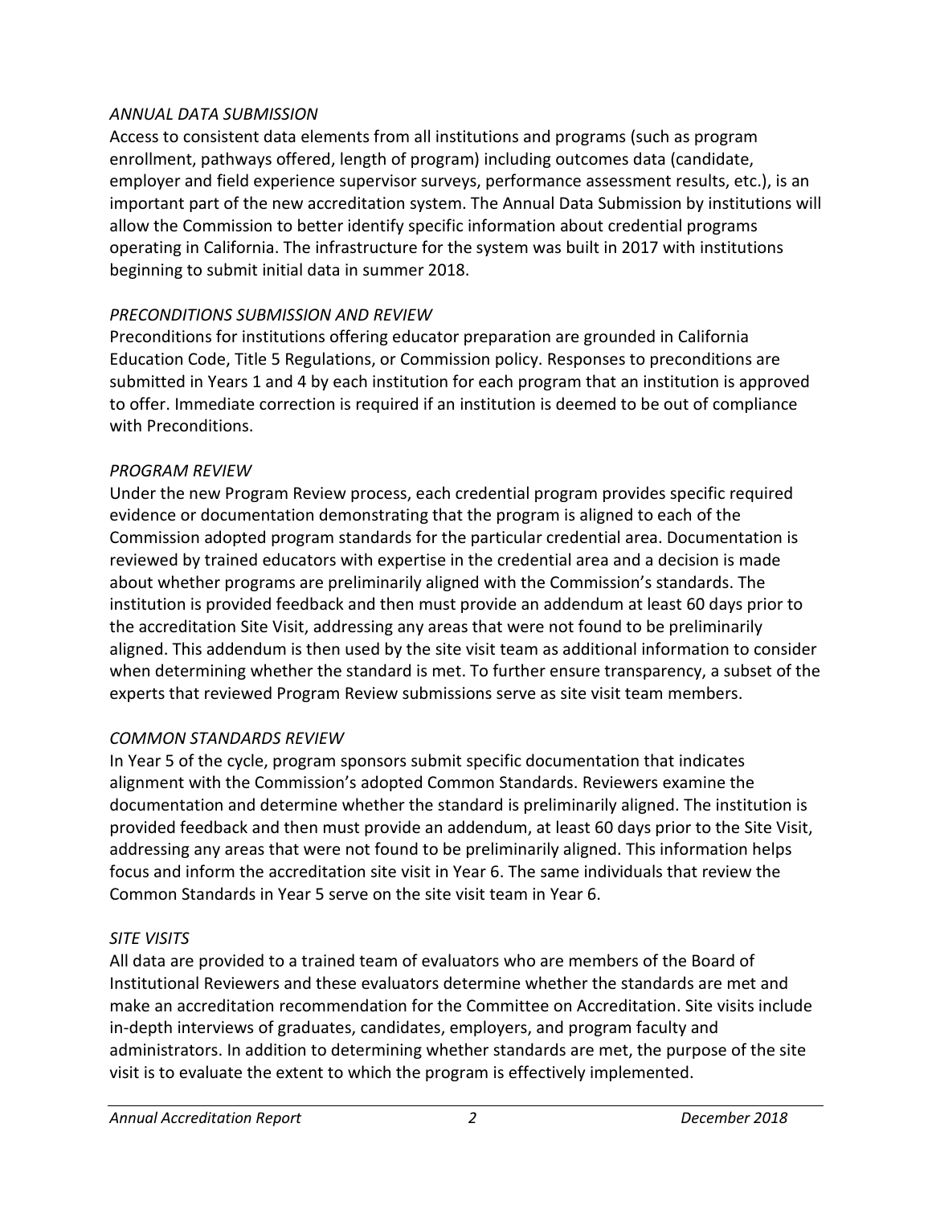*ANNUAL DATA SUBMISSION*

Access to consistent data elements from all institutions and programs (such as program enrollment, pathways offered, length of program) including outcomes data (candidate, employer and field experience supervisor surveys, performance assessment results, etc.), is an important part of the new accreditation system. The Annual Data Submission by institutions will allow the Commission to better identify specific information about credential programs operating in California. The infrastructure for the system was built in 2017 with institutions beginning to submit initial data in summer 2018.

*PRECONDITIONS SUBMISSION AND REVIEW*

Preconditions for institutions offering educator preparation are grounded in California Education Code, Title 5 Regulations, or Commission policy. Responses to preconditions are submitted in Years 1 and 4 by each institution for each program that an institution is approved to offer. Immediate correction is required if an institution is deemed to be out of compliance with Preconditions.

*PROGRAM REVIEW*

Under the new Program Review process, each credential program provides specific required evidence or documentation demonstrating that the program is aligned to each of the Commission adopted program standards for the particular credential area. Documentation is reviewed by trained educators with expertise in the credential area and a decision is made about whether programs are preliminarily aligned with the Commission's standards. The institution is provided feedback and then must provide an addendum at least 60 days prior to the accreditation Site Visit, addressing any areas that were not found to be preliminarily aligned. This addendum is then used by the site visit team as additional information to consider when determining whether the standard is met. To further ensure transparency, a subset of the experts that reviewed Program Review submissions serve as site visit team members.

*COMMON STANDARDS REVIEW*

In Year 5 of the cycle, program sponsors submit specific documentation that indicates alignment with the Commission's adopted Common Standards. Reviewers examine the documentation and determine whether the standard is preliminarily aligned. The institution is provided feedback and then must provide an addendum, at least 60 days prior to the Site Visit, addressing any areas that were not found to be preliminarily aligned. This information helps focus and inform the accreditation site visit in Year 6. The same individuals that review the Common Standards in Year 5 serve on the site visit team in Year 6.

*SITE VISITS*

All data are provided to a trained team of evaluators who are members of the Board of Institutional Reviewers and these evaluators determine whether the standards are met and make an accreditation recommendation for the Committee on Accreditation. Site visits include in-depth interviews of graduates, candidates, employers, and program faculty and administrators. In addition to determining whether standards are met, the purpose of the site visit is to evaluate the extent to which the program is effectively implemented.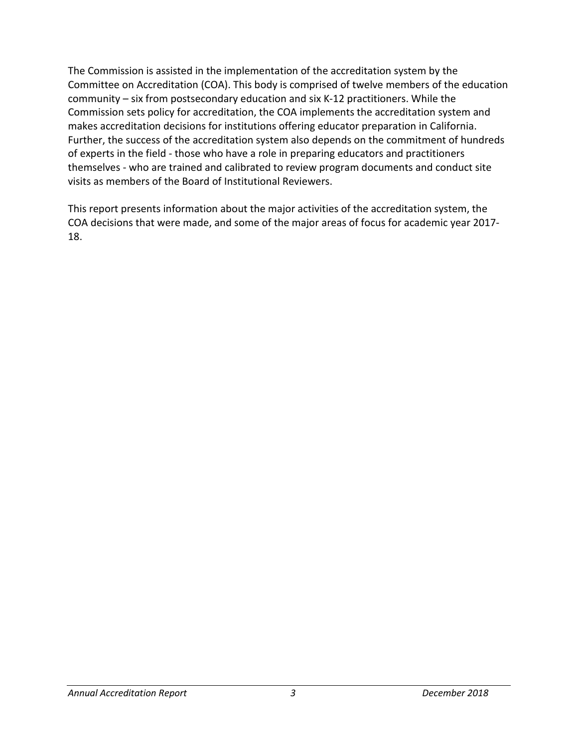The Commission is assisted in the implementation of the accreditation system by the Committee on Accreditation (COA). This body is comprised of twelve members of the education community – six from postsecondary education and six K-12 practitioners. While the Commission sets policy for accreditation, the COA implements the accreditation system and makes accreditation decisions for institutions offering educator preparation in California. Further, the success of the accreditation system also depends on the commitment of hundreds of experts in the field - those who have a role in preparing educators and practitioners themselves - who are trained and calibrated to review program documents and conduct site visits as members of the Board of Institutional Reviewers.

This report presents information about the major activities of the accreditation system, the COA decisions that were made, and some of the major areas of focus for academic year 2017-18.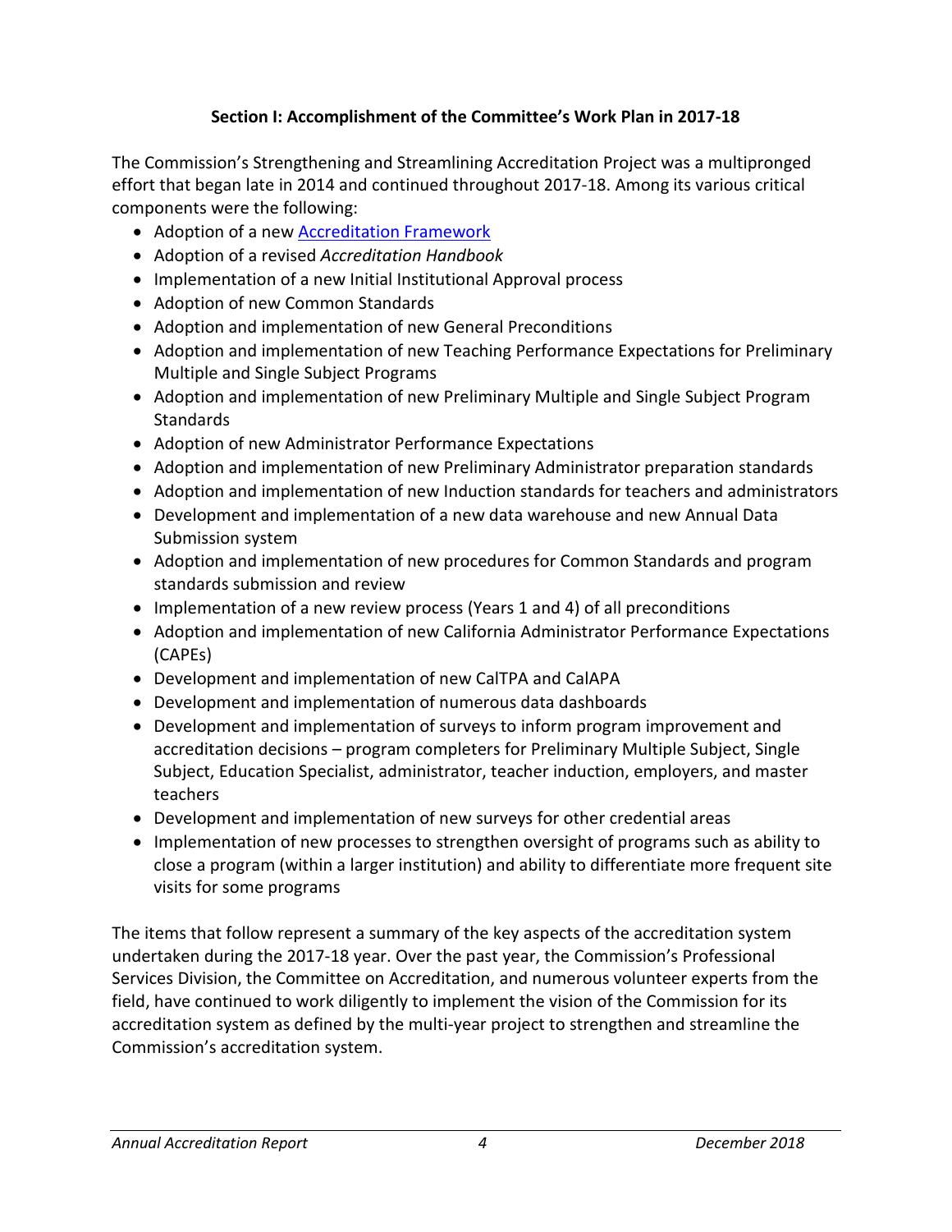### Section I: Accomplishment of the Committee's Work Plan in 2017-18

The Commission's Strengthening and Streamlining Accreditation Project was a multipronged effort that began late in 2014 and continued throughout 2017-18. Among its various critical components were the following:

- Adoption of a new [Accreditation Framework]()
- Adoption of a revised *Accreditation Handbook*
- Implementation of a new Initial Institutional Approval process
- Adoption of new Common Standards
- Adoption and implementation of new General Preconditions
- Adoption and implementation of new Teaching Performance Expectations for Preliminary Multiple and Single Subject Programs
- Adoption and implementation of new Preliminary Multiple and Single Subject Program Standards
- Adoption of new Administrator Performance Expectations
- Adoption and implementation of new Preliminary Administrator preparation standards
- Adoption and implementation of new Induction standards for teachers and administrators
- Development and implementation of a new data warehouse and new Annual Data Submission system
- Adoption and implementation of new procedures for Common Standards and program standards submission and review
- Implementation of a new review process (Years 1 and 4) of all preconditions
- Adoption and implementation of new California Administrator Performance Expectations (CAPEs)
- Development and implementation of new CalTPA and CalAPA
- Development and implementation of numerous data dashboards
- Development and implementation of surveys to inform program improvement and accreditation decisions – program completers for Preliminary Multiple Subject, Single Subject, Education Specialist, administrator, teacher induction, employers, and master teachers
- Development and implementation of new surveys for other credential areas
- Implementation of new processes to strengthen oversight of programs such as ability to close a program (within a larger institution) and ability to differentiate more frequent site visits for some programs

The items that follow represent a summary of the key aspects of the accreditation system undertaken during the 2017-18 year. Over the past year, the Commission's Professional Services Division, the Committee on Accreditation, and numerous volunteer experts from the field, have continued to work diligently to implement the vision of the Commission for its accreditation system as defined by the multi-year project to strengthen and streamline the Commission's accreditation system.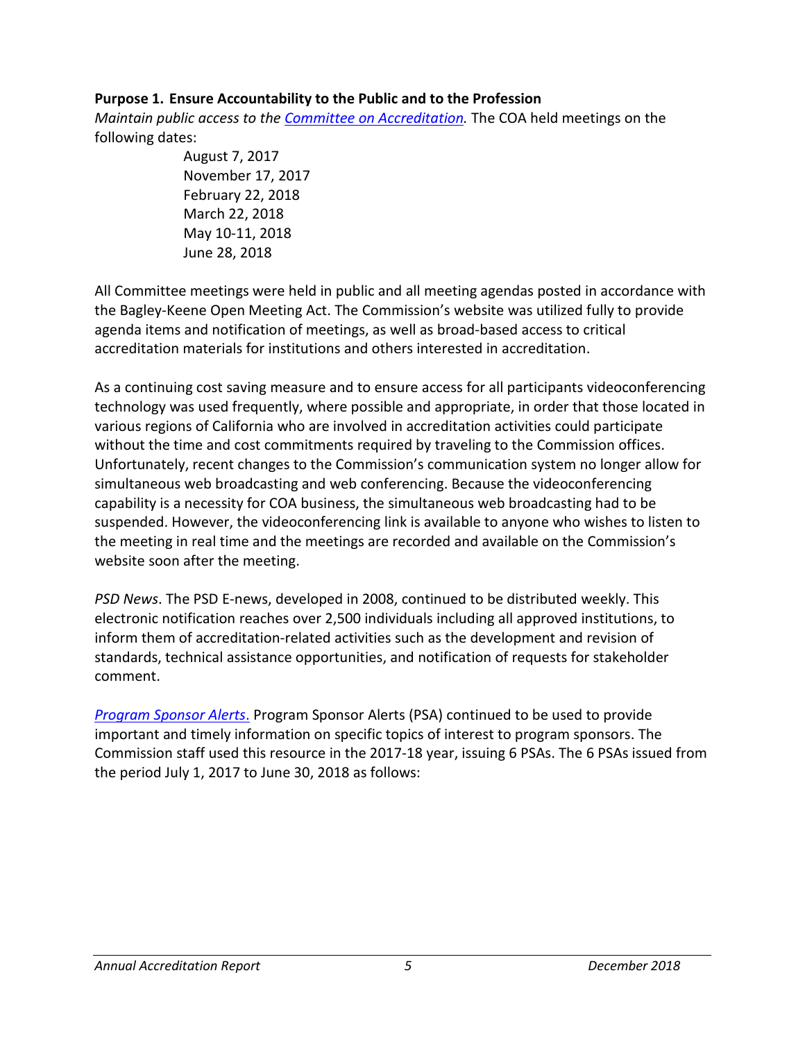**Purpose 1. Ensure Accountability to the Public and to the Profession**

*Maintain public access to the Committee on Accreditation.* The COA held meetings on the following dates:

August 7, 2017
November 17, 2017
February 22, 2018
March 22, 2018
May 10-11, 2018
June 28, 2018

All Committee meetings were held in public and all meeting agendas posted in accordance with the Bagley-Keene Open Meeting Act. The Commission's website was utilized fully to provide agenda items and notification of meetings, as well as broad-based access to critical accreditation materials for institutions and others interested in accreditation.

As a continuing cost saving measure and to ensure access for all participants videoconferencing technology was used frequently, where possible and appropriate, in order that those located in various regions of California who are involved in accreditation activities could participate without the time and cost commitments required by traveling to the Commission offices. Unfortunately, recent changes to the Commission's communication system no longer allow for simultaneous web broadcasting and web conferencing. Because the videoconferencing capability is a necessity for COA business, the simultaneous web broadcasting had to be suspended. However, the videoconferencing link is available to anyone who wishes to listen to the meeting in real time and the meetings are recorded and available on the Commission's website soon after the meeting.

*PSD News*. The PSD E-news, developed in 2008, continued to be distributed weekly. This electronic notification reaches over 2,500 individuals including all approved institutions, to inform them of accreditation-related activities such as the development and revision of standards, technical assistance opportunities, and notification of requests for stakeholder comment.

*Program Sponsor Alerts*. Program Sponsor Alerts (PSA) continued to be used to provide important and timely information on specific topics of interest to program sponsors. The Commission staff used this resource in the 2017-18 year, issuing 6 PSAs. The 6 PSAs issued from the period July 1, 2017 to June 30, 2018 as follows: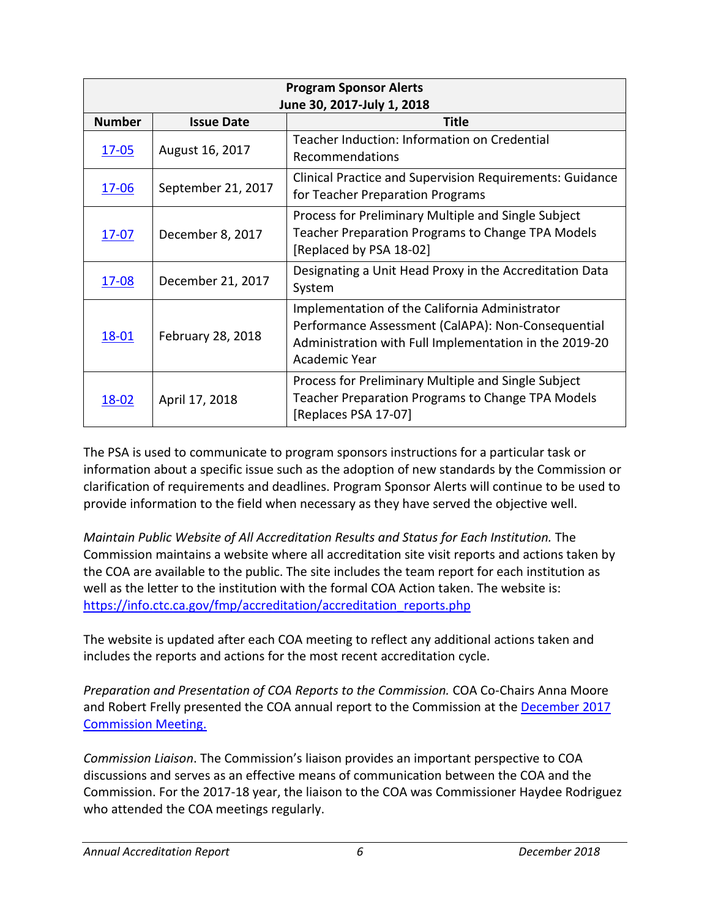| Program Sponsor Alerts<br>June 30, 2017-July 1, 2018 | | |
|---|---|---|
| **Number** | **Issue Date** | **Title** |
| [17-05]() | August 16, 2017 | Teacher Induction: Information on Credential Recommendations |
| [17-06]() | September 21, 2017 | Clinical Practice and Supervision Requirements: Guidance for Teacher Preparation Programs |
| [17-07]() | December 8, 2017 | Process for Preliminary Multiple and Single Subject Teacher Preparation Programs to Change TPA Models [Replaced by PSA 18-02] |
| [17-08]() | December 21, 2017 | Designating a Unit Head Proxy in the Accreditation Data System |
| [18-01]() | February 28, 2018 | Implementation of the California Administrator Performance Assessment (CalAPA): Non-Consequential Administration with Full Implementation in the 2019-20 Academic Year |
| [18-02]() | April 17, 2018 | Process for Preliminary Multiple and Single Subject Teacher Preparation Programs to Change TPA Models [Replaces PSA 17-07] |

The PSA is used to communicate to program sponsors instructions for a particular task or information about a specific issue such as the adoption of new standards by the Commission or clarification of requirements and deadlines. Program Sponsor Alerts will continue to be used to provide information to the field when necessary as they have served the objective well.

*Maintain Public Website of All Accreditation Results and Status for Each Institution.* The Commission maintains a website where all accreditation site visit reports and actions taken by the COA are available to the public. The site includes the team report for each institution as well as the letter to the institution with the formal COA Action taken. The website is: [https://info.ctc.ca.gov/fmp/accreditation/accreditation_reports.php](https://info.ctc.ca.gov/fmp/accreditation/accreditation_reports.php)

The website is updated after each COA meeting to reflect any additional actions taken and includes the reports and actions for the most recent accreditation cycle.

*Preparation and Presentation of COA Reports to the Commission.* COA Co-Chairs Anna Moore and Robert Frelly presented the COA annual report to the Commission at the [December 2017 Commission Meeting.]()

*Commission Liaison*. The Commission's liaison provides an important perspective to COA discussions and serves as an effective means of communication between the COA and the Commission. For the 2017-18 year, the liaison to the COA was Commissioner Haydee Rodriguez who attended the COA meetings regularly.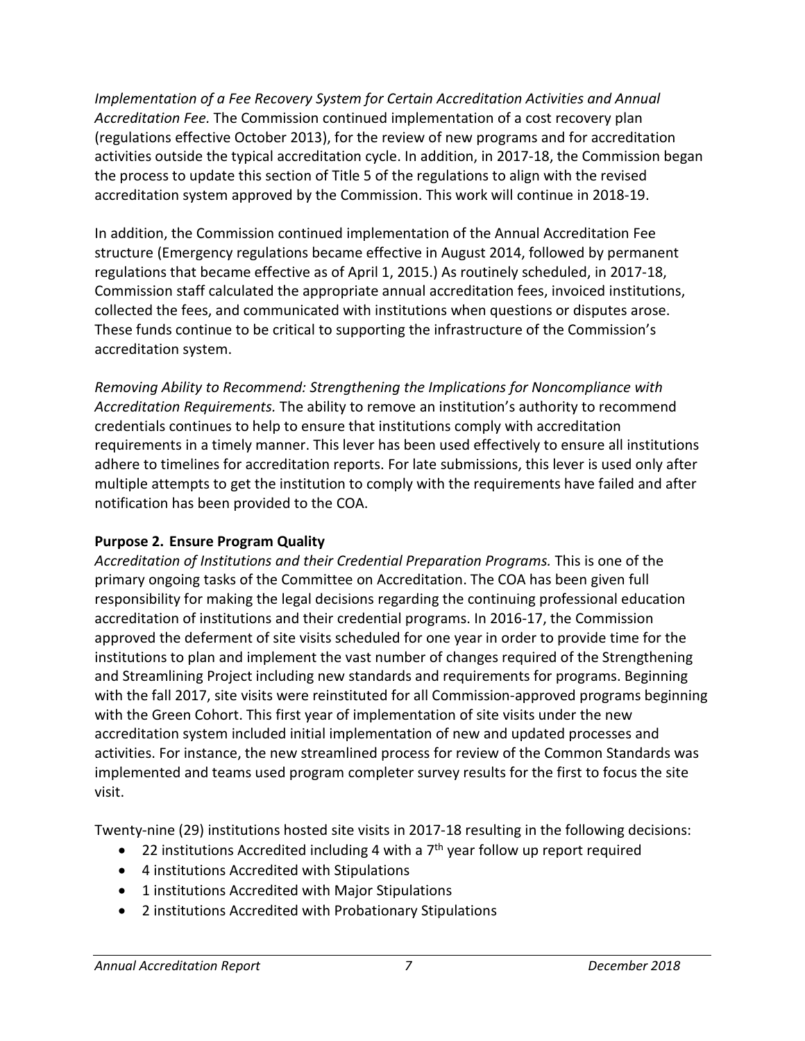*Implementation of a Fee Recovery System for Certain Accreditation Activities and Annual Accreditation Fee.* The Commission continued implementation of a cost recovery plan (regulations effective October 2013), for the review of new programs and for accreditation activities outside the typical accreditation cycle. In addition, in 2017-18, the Commission began the process to update this section of Title 5 of the regulations to align with the revised accreditation system approved by the Commission. This work will continue in 2018-19.

In addition, the Commission continued implementation of the Annual Accreditation Fee structure (Emergency regulations became effective in August 2014, followed by permanent regulations that became effective as of April 1, 2015.) As routinely scheduled, in 2017-18, Commission staff calculated the appropriate annual accreditation fees, invoiced institutions, collected the fees, and communicated with institutions when questions or disputes arose. These funds continue to be critical to supporting the infrastructure of the Commission's accreditation system.

*Removing Ability to Recommend: Strengthening the Implications for Noncompliance with Accreditation Requirements.* The ability to remove an institution's authority to recommend credentials continues to help to ensure that institutions comply with accreditation requirements in a timely manner. This lever has been used effectively to ensure all institutions adhere to timelines for accreditation reports. For late submissions, this lever is used only after multiple attempts to get the institution to comply with the requirements have failed and after notification has been provided to the COA.

**Purpose 2. Ensure Program Quality**

*Accreditation of Institutions and their Credential Preparation Programs.* This is one of the primary ongoing tasks of the Committee on Accreditation. The COA has been given full responsibility for making the legal decisions regarding the continuing professional education accreditation of institutions and their credential programs. In 2016-17, the Commission approved the deferment of site visits scheduled for one year in order to provide time for the institutions to plan and implement the vast number of changes required of the Strengthening and Streamlining Project including new standards and requirements for programs. Beginning with the fall 2017, site visits were reinstituted for all Commission-approved programs beginning with the Green Cohort. This first year of implementation of site visits under the new accreditation system included initial implementation of new and updated processes and activities. For instance, the new streamlined process for review of the Common Standards was implemented and teams used program completer survey results for the first to focus the site visit.

Twenty-nine (29) institutions hosted site visits in 2017-18 resulting in the following decisions:

- 22 institutions Accredited including 4 with a 7th year follow up report required
- 4 institutions Accredited with Stipulations
- 1 institutions Accredited with Major Stipulations
- 2 institutions Accredited with Probationary Stipulations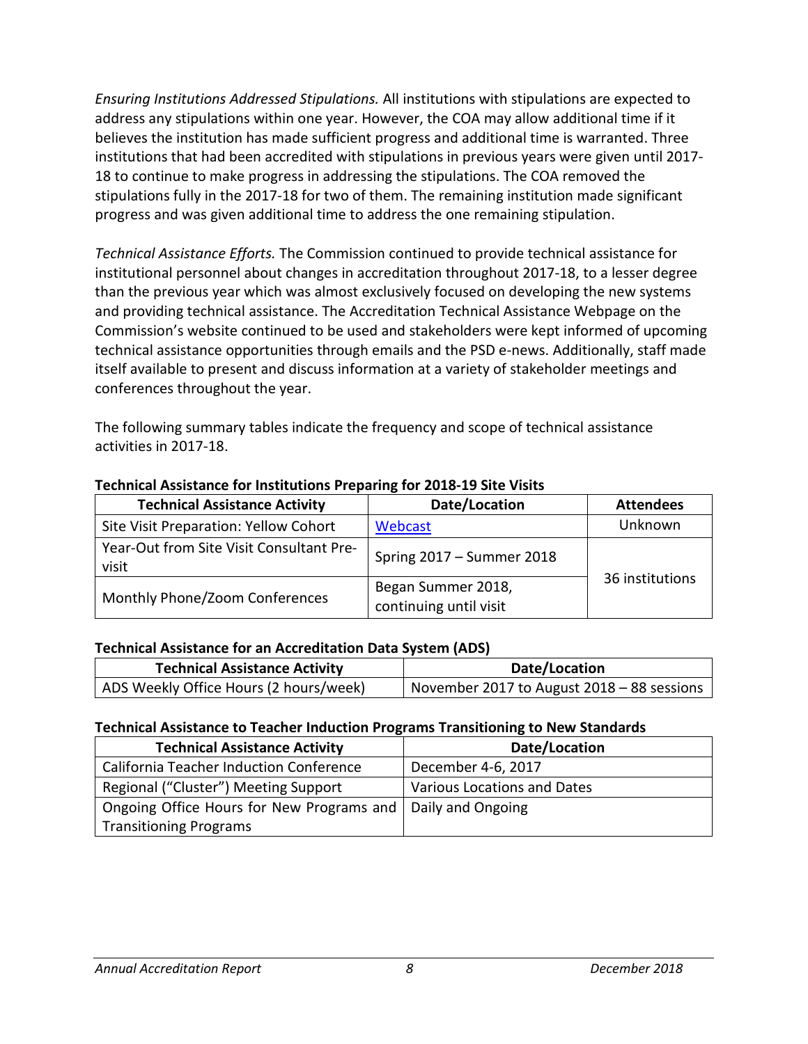*Ensuring Institutions Addressed Stipulations.* All institutions with stipulations are expected to address any stipulations within one year. However, the COA may allow additional time if it believes the institution has made sufficient progress and additional time is warranted. Three institutions that had been accredited with stipulations in previous years were given until 2017-18 to continue to make progress in addressing the stipulations. The COA removed the stipulations fully in the 2017-18 for two of them. The remaining institution made significant progress and was given additional time to address the one remaining stipulation.

*Technical Assistance Efforts.* The Commission continued to provide technical assistance for institutional personnel about changes in accreditation throughout 2017-18, to a lesser degree than the previous year which was almost exclusively focused on developing the new systems and providing technical assistance. The Accreditation Technical Assistance Webpage on the Commission's website continued to be used and stakeholders were kept informed of upcoming technical assistance opportunities through emails and the PSD e-news. Additionally, staff made itself available to present and discuss information at a variety of stakeholder meetings and conferences throughout the year.

The following summary tables indicate the frequency and scope of technical assistance activities in 2017-18.

**Technical Assistance for Institutions Preparing for 2018-19 Site Visits**

| Technical Assistance Activity | Date/Location | Attendees |
|---|---|---|
| Site Visit Preparation: Yellow Cohort | Webcast | Unknown |
| Year-Out from Site Visit Consultant Pre-visit | Spring 2017 – Summer 2018 | 36 institutions |
| Monthly Phone/Zoom Conferences | Began Summer 2018, continuing until visit | |

**Technical Assistance for an Accreditation Data System (ADS)**

| Technical Assistance Activity | Date/Location |
|---|---|
| ADS Weekly Office Hours (2 hours/week) | November 2017 to August 2018 – 88 sessions |

**Technical Assistance to Teacher Induction Programs Transitioning to New Standards**

| Technical Assistance Activity | Date/Location |
|---|---|
| California Teacher Induction Conference | December 4-6, 2017 |
| Regional ("Cluster") Meeting Support | Various Locations and Dates |
| Ongoing Office Hours for New Programs and Transitioning Programs | Daily and Ongoing |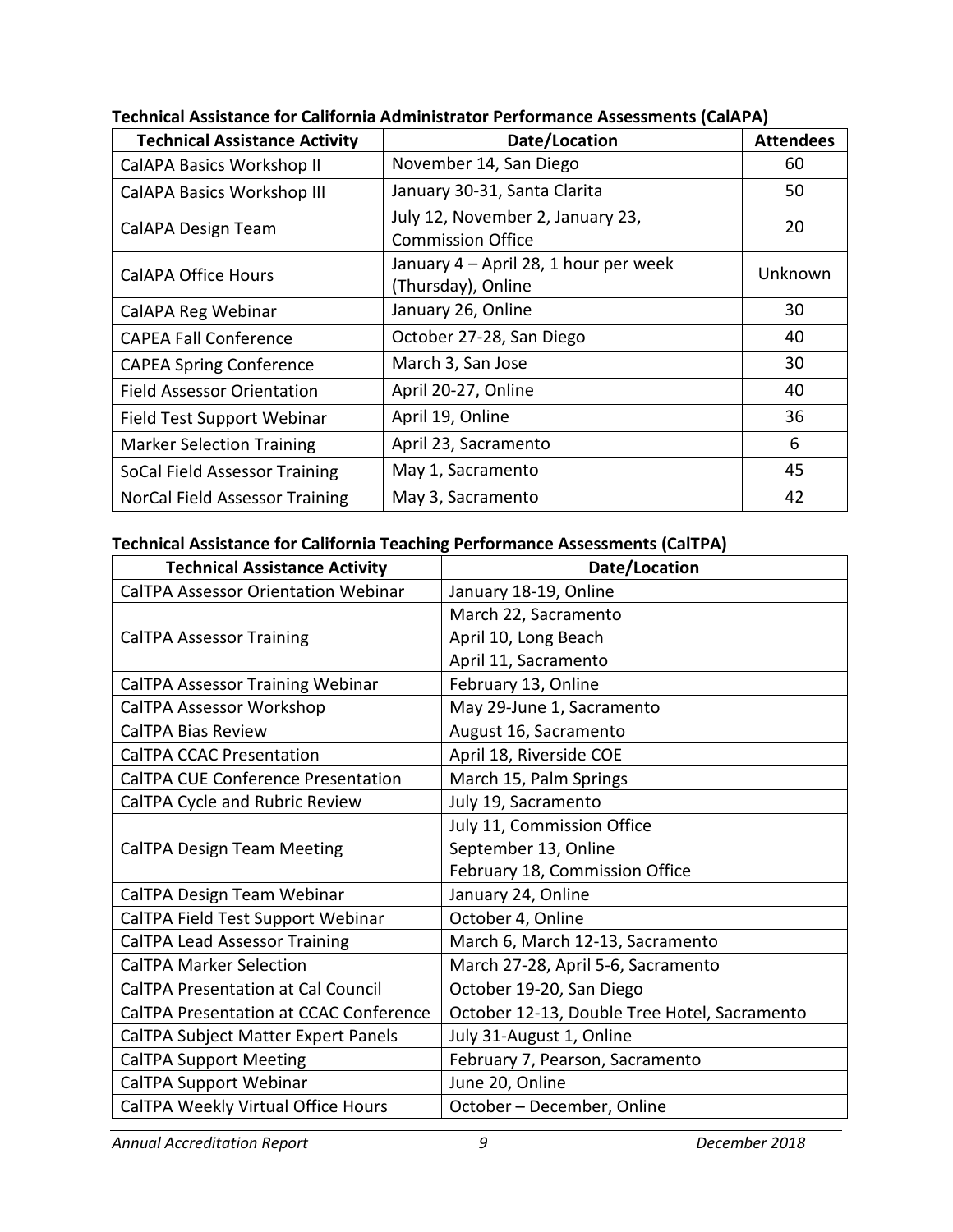**Technical Assistance for California Administrator Performance Assessments (CalAPA)**

| Technical Assistance Activity | Date/Location | Attendees |
|---|---|---|
| CalAPA Basics Workshop II | November 14, San Diego | 60 |
| CalAPA Basics Workshop III | January 30-31, Santa Clarita | 50 |
| CalAPA Design Team | July 12, November 2, January 23, Commission Office | 20 |
| CalAPA Office Hours | January 4 – April 28, 1 hour per week (Thursday), Online | Unknown |
| CalAPA Reg Webinar | January 26, Online | 30 |
| CAPEA Fall Conference | October 27-28, San Diego | 40 |
| CAPEA Spring Conference | March 3, San Jose | 30 |
| Field Assessor Orientation | April 20-27, Online | 40 |
| Field Test Support Webinar | April 19, Online | 36 |
| Marker Selection Training | April 23, Sacramento | 6 |
| SoCal Field Assessor Training | May 1, Sacramento | 45 |
| NorCal Field Assessor Training | May 3, Sacramento | 42 |

**Technical Assistance for California Teaching Performance Assessments (CalTPA)**

| Technical Assistance Activity | Date/Location |
|---|---|
| CalTPA Assessor Orientation Webinar | January 18-19, Online |
| CalTPA Assessor Training | March 22, Sacramento<br>April 10, Long Beach<br>April 11, Sacramento |
| CalTPA Assessor Training Webinar | February 13, Online |
| CalTPA Assessor Workshop | May 29-June 1, Sacramento |
| CalTPA Bias Review | August 16, Sacramento |
| CalTPA CCAC Presentation | April 18, Riverside COE |
| CalTPA CUE Conference Presentation | March 15, Palm Springs |
| CalTPA Cycle and Rubric Review | July 19, Sacramento |
| CalTPA Design Team Meeting | July 11, Commission Office<br>September 13, Online<br>February 18, Commission Office |
| CalTPA Design Team Webinar | January 24, Online |
| CalTPA Field Test Support Webinar | October 4, Online |
| CalTPA Lead Assessor Training | March 6, March 12-13, Sacramento |
| CalTPA Marker Selection | March 27-28, April 5-6, Sacramento |
| CalTPA Presentation at Cal Council | October 19-20, San Diego |
| CalTPA Presentation at CCAC Conference | October 12-13, Double Tree Hotel, Sacramento |
| CalTPA Subject Matter Expert Panels | July 31-August 1, Online |
| CalTPA Support Meeting | February 7, Pearson, Sacramento |
| CalTPA Support Webinar | June 20, Online |
| CalTPA Weekly Virtual Office Hours | October – December, Online |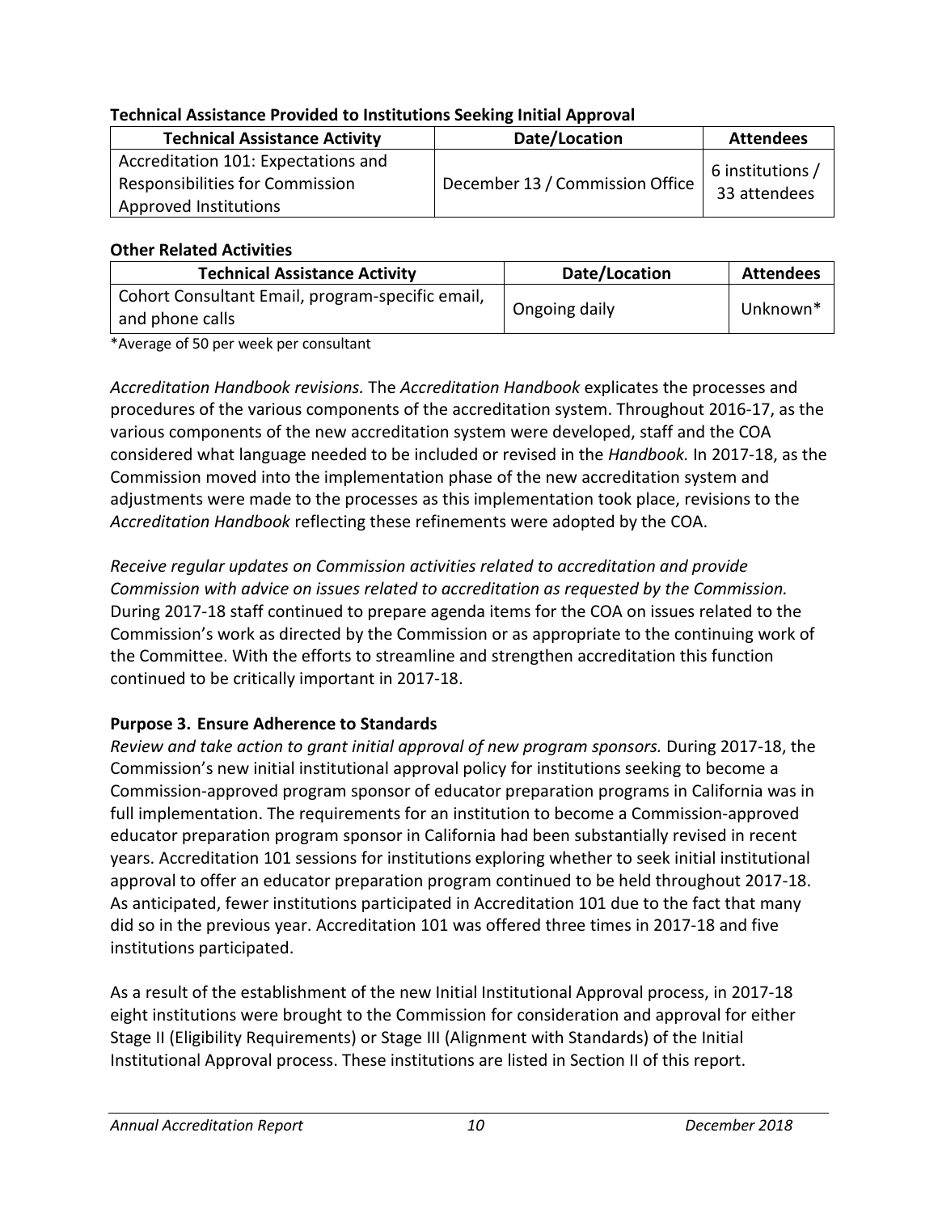**Technical Assistance Provided to Institutions Seeking Initial Approval**

| Technical Assistance Activity | Date/Location | Attendees |
|---|---|---|
| Accreditation 101: Expectations and Responsibilities for Commission Approved Institutions | December 13 / Commission Office | 6 institutions / 33 attendees |

**Other Related Activities**

| Technical Assistance Activity | Date/Location | Attendees |
|---|---|---|
| Cohort Consultant Email, program-specific email, and phone calls | Ongoing daily | Unknown* |

*Average of 50 per week per consultant

*Accreditation Handbook revisions.* The *Accreditation Handbook* explicates the processes and procedures of the various components of the accreditation system. Throughout 2016-17, as the various components of the new accreditation system were developed, staff and the COA considered what language needed to be included or revised in the *Handbook.* In 2017-18, as the Commission moved into the implementation phase of the new accreditation system and adjustments were made to the processes as this implementation took place, revisions to the *Accreditation Handbook* reflecting these refinements were adopted by the COA.

*Receive regular updates on Commission activities related to accreditation and provide Commission with advice on issues related to accreditation as requested by the Commission.* During 2017-18 staff continued to prepare agenda items for the COA on issues related to the Commission's work as directed by the Commission or as appropriate to the continuing work of the Committee. With the efforts to streamline and strengthen accreditation this function continued to be critically important in 2017-18.

**Purpose 3. Ensure Adherence to Standards**

*Review and take action to grant initial approval of new program sponsors.* During 2017-18, the Commission's new initial institutional approval policy for institutions seeking to become a Commission-approved program sponsor of educator preparation programs in California was in full implementation. The requirements for an institution to become a Commission-approved educator preparation program sponsor in California had been substantially revised in recent years. Accreditation 101 sessions for institutions exploring whether to seek initial institutional approval to offer an educator preparation program continued to be held throughout 2017-18. As anticipated, fewer institutions participated in Accreditation 101 due to the fact that many did so in the previous year. Accreditation 101 was offered three times in 2017-18 and five institutions participated.

As a result of the establishment of the new Initial Institutional Approval process, in 2017-18 eight institutions were brought to the Commission for consideration and approval for either Stage II (Eligibility Requirements) or Stage III (Alignment with Standards) of the Initial Institutional Approval process. These institutions are listed in Section II of this report.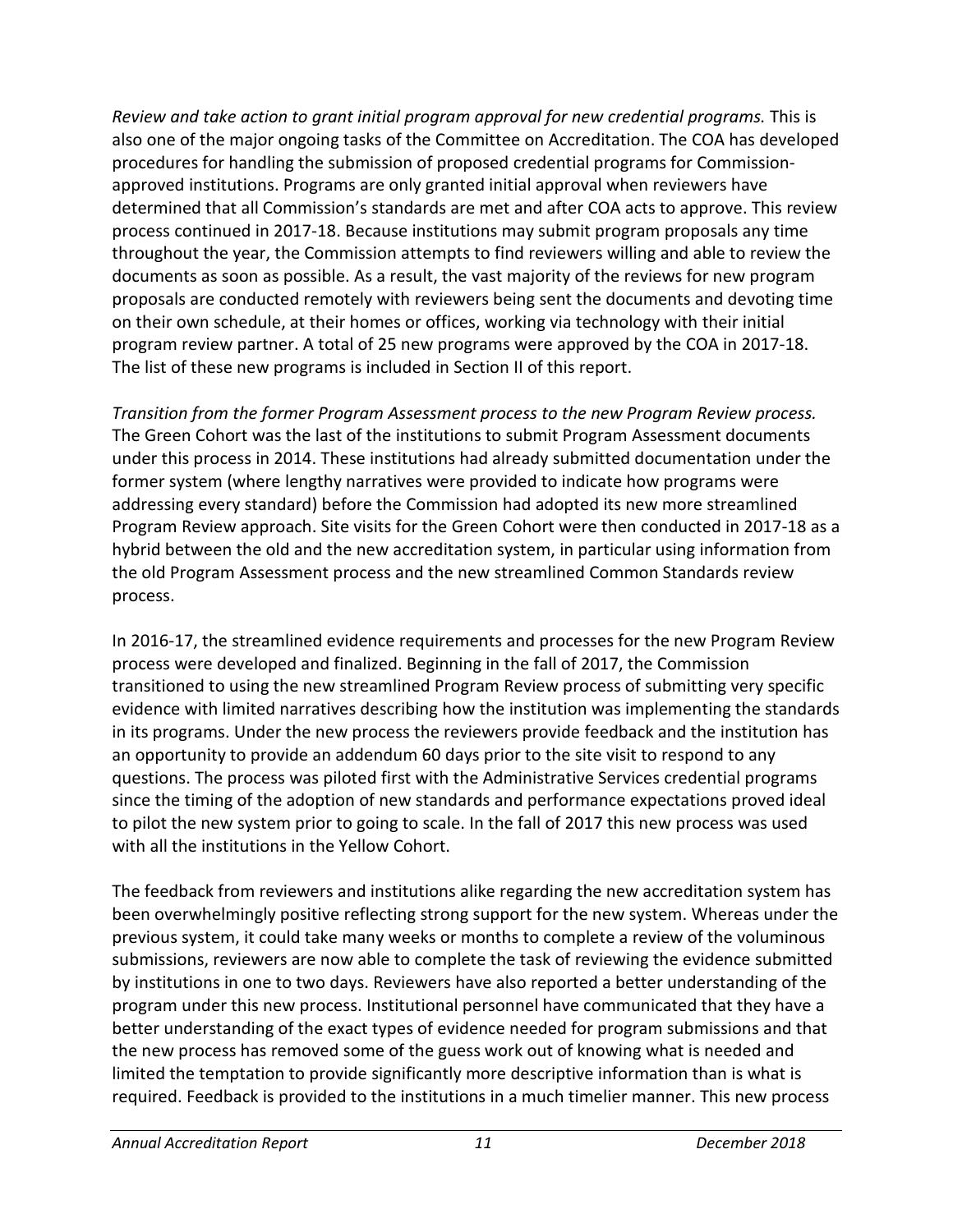*Review and take action to grant initial program approval for new credential programs.* This is also one of the major ongoing tasks of the Committee on Accreditation. The COA has developed procedures for handling the submission of proposed credential programs for Commission-approved institutions. Programs are only granted initial approval when reviewers have determined that all Commission's standards are met and after COA acts to approve. This review process continued in 2017-18. Because institutions may submit program proposals any time throughout the year, the Commission attempts to find reviewers willing and able to review the documents as soon as possible. As a result, the vast majority of the reviews for new program proposals are conducted remotely with reviewers being sent the documents and devoting time on their own schedule, at their homes or offices, working via technology with their initial program review partner. A total of 25 new programs were approved by the COA in 2017-18. The list of these new programs is included in Section II of this report.

*Transition from the former Program Assessment process to the new Program Review process.* The Green Cohort was the last of the institutions to submit Program Assessment documents under this process in 2014. These institutions had already submitted documentation under the former system (where lengthy narratives were provided to indicate how programs were addressing every standard) before the Commission had adopted its new more streamlined Program Review approach. Site visits for the Green Cohort were then conducted in 2017-18 as a hybrid between the old and the new accreditation system, in particular using information from the old Program Assessment process and the new streamlined Common Standards review process.

In 2016-17, the streamlined evidence requirements and processes for the new Program Review process were developed and finalized. Beginning in the fall of 2017, the Commission transitioned to using the new streamlined Program Review process of submitting very specific evidence with limited narratives describing how the institution was implementing the standards in its programs. Under the new process the reviewers provide feedback and the institution has an opportunity to provide an addendum 60 days prior to the site visit to respond to any questions. The process was piloted first with the Administrative Services credential programs since the timing of the adoption of new standards and performance expectations proved ideal to pilot the new system prior to going to scale. In the fall of 2017 this new process was used with all the institutions in the Yellow Cohort.

The feedback from reviewers and institutions alike regarding the new accreditation system has been overwhelmingly positive reflecting strong support for the new system. Whereas under the previous system, it could take many weeks or months to complete a review of the voluminous submissions, reviewers are now able to complete the task of reviewing the evidence submitted by institutions in one to two days. Reviewers have also reported a better understanding of the program under this new process. Institutional personnel have communicated that they have a better understanding of the exact types of evidence needed for program submissions and that the new process has removed some of the guess work out of knowing what is needed and limited the temptation to provide significantly more descriptive information than is what is required. Feedback is provided to the institutions in a much timelier manner. This new process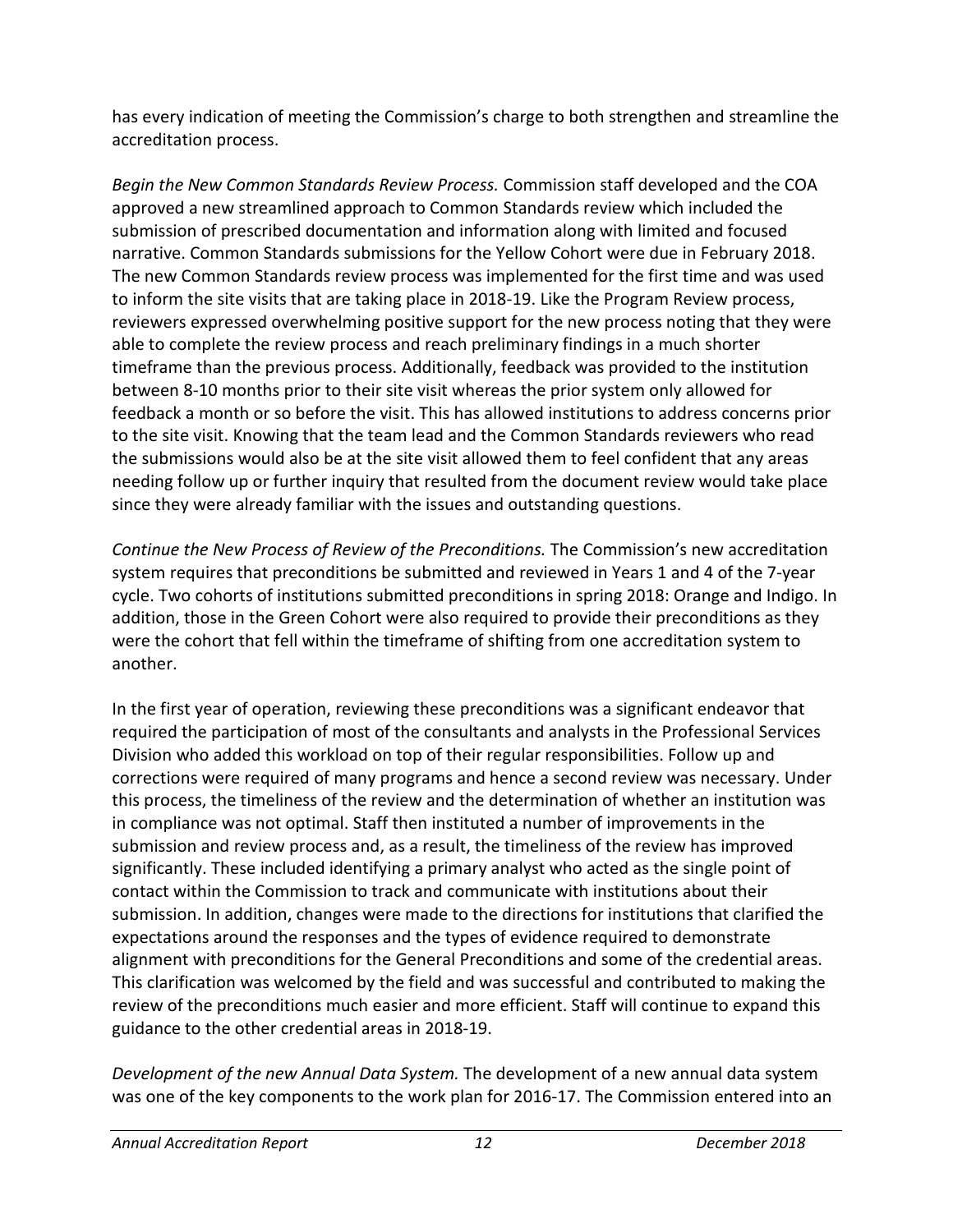has every indication of meeting the Commission's charge to both strengthen and streamline the accreditation process.

*Begin the New Common Standards Review Process.* Commission staff developed and the COA approved a new streamlined approach to Common Standards review which included the submission of prescribed documentation and information along with limited and focused narrative. Common Standards submissions for the Yellow Cohort were due in February 2018. The new Common Standards review process was implemented for the first time and was used to inform the site visits that are taking place in 2018-19. Like the Program Review process, reviewers expressed overwhelming positive support for the new process noting that they were able to complete the review process and reach preliminary findings in a much shorter timeframe than the previous process. Additionally, feedback was provided to the institution between 8-10 months prior to their site visit whereas the prior system only allowed for feedback a month or so before the visit. This has allowed institutions to address concerns prior to the site visit. Knowing that the team lead and the Common Standards reviewers who read the submissions would also be at the site visit allowed them to feel confident that any areas needing follow up or further inquiry that resulted from the document review would take place since they were already familiar with the issues and outstanding questions.

*Continue the New Process of Review of the Preconditions.* The Commission's new accreditation system requires that preconditions be submitted and reviewed in Years 1 and 4 of the 7-year cycle. Two cohorts of institutions submitted preconditions in spring 2018: Orange and Indigo. In addition, those in the Green Cohort were also required to provide their preconditions as they were the cohort that fell within the timeframe of shifting from one accreditation system to another.

In the first year of operation, reviewing these preconditions was a significant endeavor that required the participation of most of the consultants and analysts in the Professional Services Division who added this workload on top of their regular responsibilities. Follow up and corrections were required of many programs and hence a second review was necessary. Under this process, the timeliness of the review and the determination of whether an institution was in compliance was not optimal. Staff then instituted a number of improvements in the submission and review process and, as a result, the timeliness of the review has improved significantly. These included identifying a primary analyst who acted as the single point of contact within the Commission to track and communicate with institutions about their submission. In addition, changes were made to the directions for institutions that clarified the expectations around the responses and the types of evidence required to demonstrate alignment with preconditions for the General Preconditions and some of the credential areas. This clarification was welcomed by the field and was successful and contributed to making the review of the preconditions much easier and more efficient. Staff will continue to expand this guidance to the other credential areas in 2018-19.

*Development of the new Annual Data System.* The development of a new annual data system was one of the key components to the work plan for 2016-17. The Commission entered into an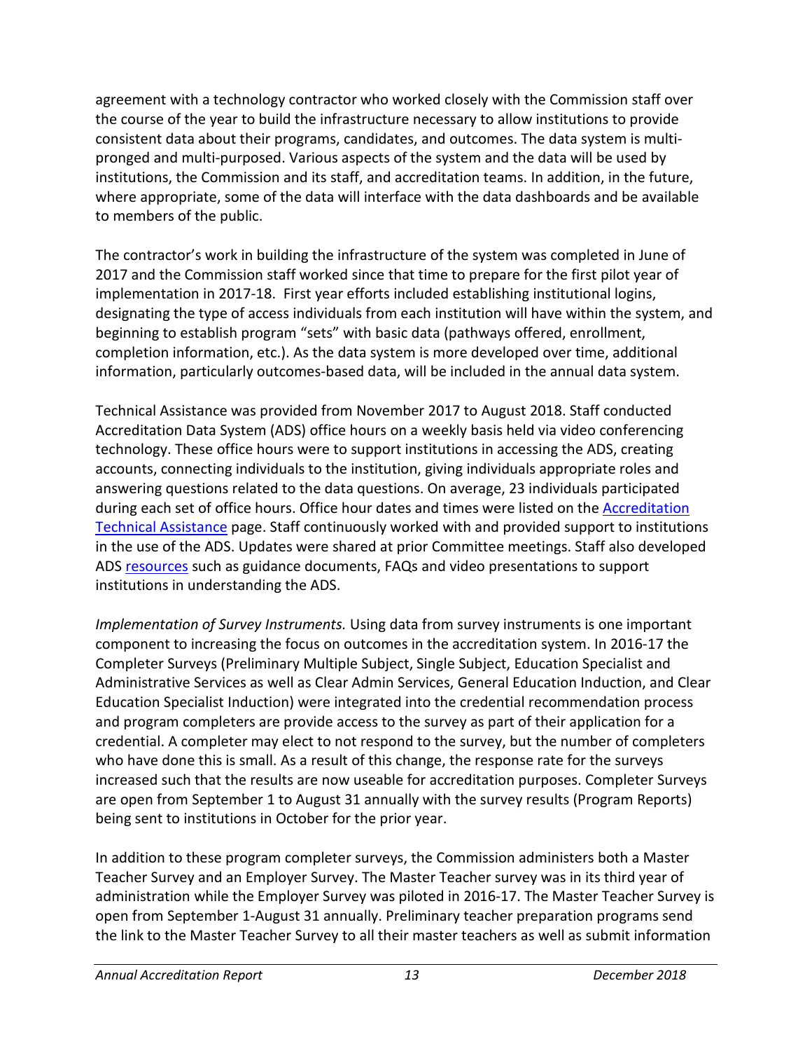agreement with a technology contractor who worked closely with the Commission staff over the course of the year to build the infrastructure necessary to allow institutions to provide consistent data about their programs, candidates, and outcomes. The data system is multi-pronged and multi-purposed. Various aspects of the system and the data will be used by institutions, the Commission and its staff, and accreditation teams. In addition, in the future, where appropriate, some of the data will interface with the data dashboards and be available to members of the public.

The contractor's work in building the infrastructure of the system was completed in June of 2017 and the Commission staff worked since that time to prepare for the first pilot year of implementation in 2017-18. First year efforts included establishing institutional logins, designating the type of access individuals from each institution will have within the system, and beginning to establish program "sets" with basic data (pathways offered, enrollment, completion information, etc.). As the data system is more developed over time, additional information, particularly outcomes-based data, will be included in the annual data system.

Technical Assistance was provided from November 2017 to August 2018. Staff conducted Accreditation Data System (ADS) office hours on a weekly basis held via video conferencing technology. These office hours were to support institutions in accessing the ADS, creating accounts, connecting individuals to the institution, giving individuals appropriate roles and answering questions related to the data questions. On average, 23 individuals participated during each set of office hours. Office hour dates and times were listed on the Accreditation Technical Assistance page. Staff continuously worked with and provided support to institutions in the use of the ADS. Updates were shared at prior Committee meetings. Staff also developed ADS resources such as guidance documents, FAQs and video presentations to support institutions in understanding the ADS.

*Implementation of Survey Instruments.* Using data from survey instruments is one important component to increasing the focus on outcomes in the accreditation system. In 2016-17 the Completer Surveys (Preliminary Multiple Subject, Single Subject, Education Specialist and Administrative Services as well as Clear Admin Services, General Education Induction, and Clear Education Specialist Induction) were integrated into the credential recommendation process and program completers are provide access to the survey as part of their application for a credential. A completer may elect to not respond to the survey, but the number of completers who have done this is small. As a result of this change, the response rate for the surveys increased such that the results are now useable for accreditation purposes. Completer Surveys are open from September 1 to August 31 annually with the survey results (Program Reports) being sent to institutions in October for the prior year.

In addition to these program completer surveys, the Commission administers both a Master Teacher Survey and an Employer Survey. The Master Teacher survey was in its third year of administration while the Employer Survey was piloted in 2016-17. The Master Teacher Survey is open from September 1-August 31 annually. Preliminary teacher preparation programs send the link to the Master Teacher Survey to all their master teachers as well as submit information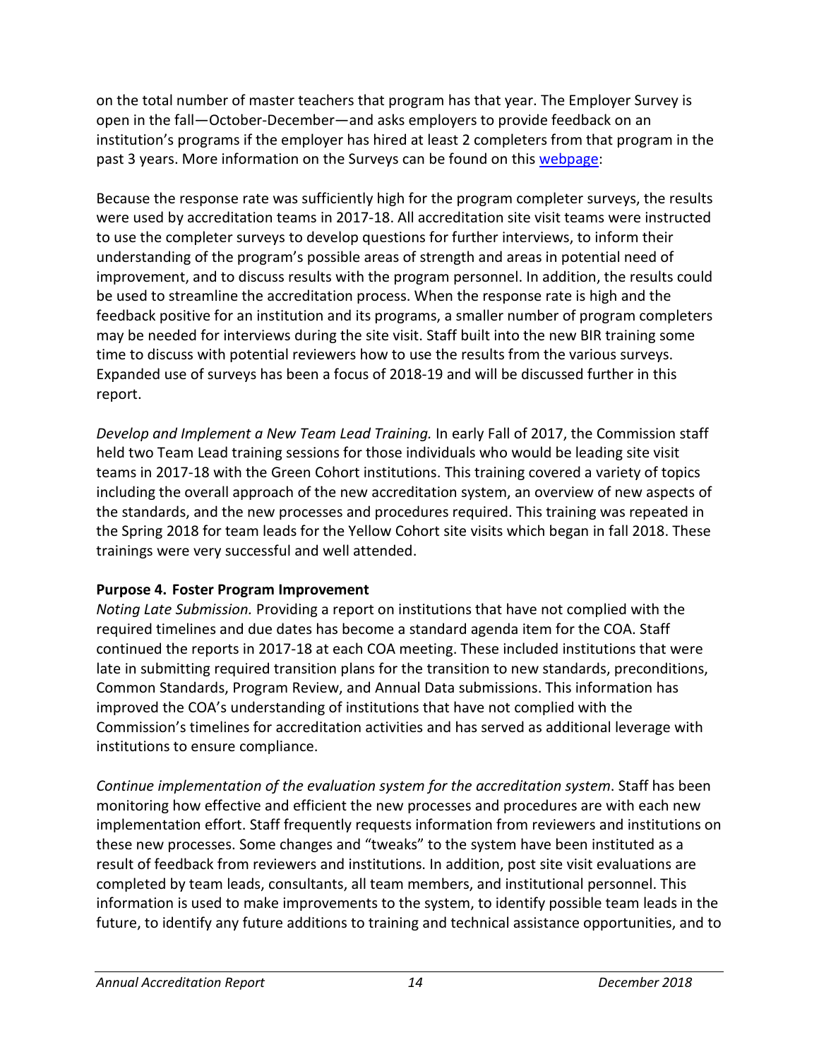on the total number of master teachers that program has that year. The Employer Survey is open in the fall—October-December—and asks employers to provide feedback on an institution's programs if the employer has hired at least 2 completers from that program in the past 3 years. More information on the Surveys can be found on this webpage:

Because the response rate was sufficiently high for the program completer surveys, the results were used by accreditation teams in 2017-18. All accreditation site visit teams were instructed to use the completer surveys to develop questions for further interviews, to inform their understanding of the program's possible areas of strength and areas in potential need of improvement, and to discuss results with the program personnel. In addition, the results could be used to streamline the accreditation process. When the response rate is high and the feedback positive for an institution and its programs, a smaller number of program completers may be needed for interviews during the site visit. Staff built into the new BIR training some time to discuss with potential reviewers how to use the results from the various surveys. Expanded use of surveys has been a focus of 2018-19 and will be discussed further in this report.

*Develop and Implement a New Team Lead Training.* In early Fall of 2017, the Commission staff held two Team Lead training sessions for those individuals who would be leading site visit teams in 2017-18 with the Green Cohort institutions. This training covered a variety of topics including the overall approach of the new accreditation system, an overview of new aspects of the standards, and the new processes and procedures required. This training was repeated in the Spring 2018 for team leads for the Yellow Cohort site visits which began in fall 2018. These trainings were very successful and well attended.

**Purpose 4. Foster Program Improvement**

*Noting Late Submission.* Providing a report on institutions that have not complied with the required timelines and due dates has become a standard agenda item for the COA. Staff continued the reports in 2017-18 at each COA meeting. These included institutions that were late in submitting required transition plans for the transition to new standards, preconditions, Common Standards, Program Review, and Annual Data submissions. This information has improved the COA's understanding of institutions that have not complied with the Commission's timelines for accreditation activities and has served as additional leverage with institutions to ensure compliance.

*Continue implementation of the evaluation system for the accreditation system*. Staff has been monitoring how effective and efficient the new processes and procedures are with each new implementation effort. Staff frequently requests information from reviewers and institutions on these new processes. Some changes and "tweaks" to the system have been instituted as a result of feedback from reviewers and institutions. In addition, post site visit evaluations are completed by team leads, consultants, all team members, and institutional personnel. This information is used to make improvements to the system, to identify possible team leads in the future, to identify any future additions to training and technical assistance opportunities, and to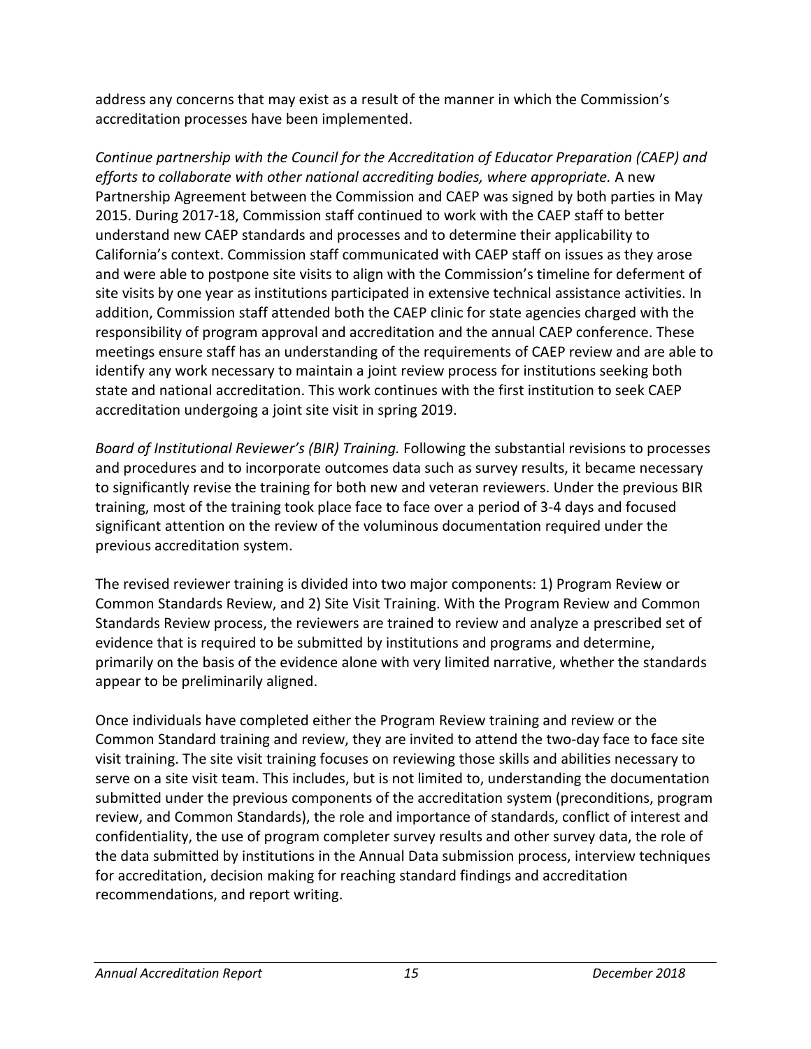address any concerns that may exist as a result of the manner in which the Commission's accreditation processes have been implemented.

*Continue partnership with the Council for the Accreditation of Educator Preparation (CAEP) and efforts to collaborate with other national accrediting bodies, where appropriate.* A new Partnership Agreement between the Commission and CAEP was signed by both parties in May 2015. During 2017-18, Commission staff continued to work with the CAEP staff to better understand new CAEP standards and processes and to determine their applicability to California's context. Commission staff communicated with CAEP staff on issues as they arose and were able to postpone site visits to align with the Commission's timeline for deferment of site visits by one year as institutions participated in extensive technical assistance activities. In addition, Commission staff attended both the CAEP clinic for state agencies charged with the responsibility of program approval and accreditation and the annual CAEP conference. These meetings ensure staff has an understanding of the requirements of CAEP review and are able to identify any work necessary to maintain a joint review process for institutions seeking both state and national accreditation. This work continues with the first institution to seek CAEP accreditation undergoing a joint site visit in spring 2019.

*Board of Institutional Reviewer's (BIR) Training.* Following the substantial revisions to processes and procedures and to incorporate outcomes data such as survey results, it became necessary to significantly revise the training for both new and veteran reviewers. Under the previous BIR training, most of the training took place face to face over a period of 3-4 days and focused significant attention on the review of the voluminous documentation required under the previous accreditation system.

The revised reviewer training is divided into two major components: 1) Program Review or Common Standards Review, and 2) Site Visit Training. With the Program Review and Common Standards Review process, the reviewers are trained to review and analyze a prescribed set of evidence that is required to be submitted by institutions and programs and determine, primarily on the basis of the evidence alone with very limited narrative, whether the standards appear to be preliminarily aligned.

Once individuals have completed either the Program Review training and review or the Common Standard training and review, they are invited to attend the two-day face to face site visit training. The site visit training focuses on reviewing those skills and abilities necessary to serve on a site visit team. This includes, but is not limited to, understanding the documentation submitted under the previous components of the accreditation system (preconditions, program review, and Common Standards), the role and importance of standards, conflict of interest and confidentiality, the use of program completer survey results and other survey data, the role of the data submitted by institutions in the Annual Data submission process, interview techniques for accreditation, decision making for reaching standard findings and accreditation recommendations, and report writing.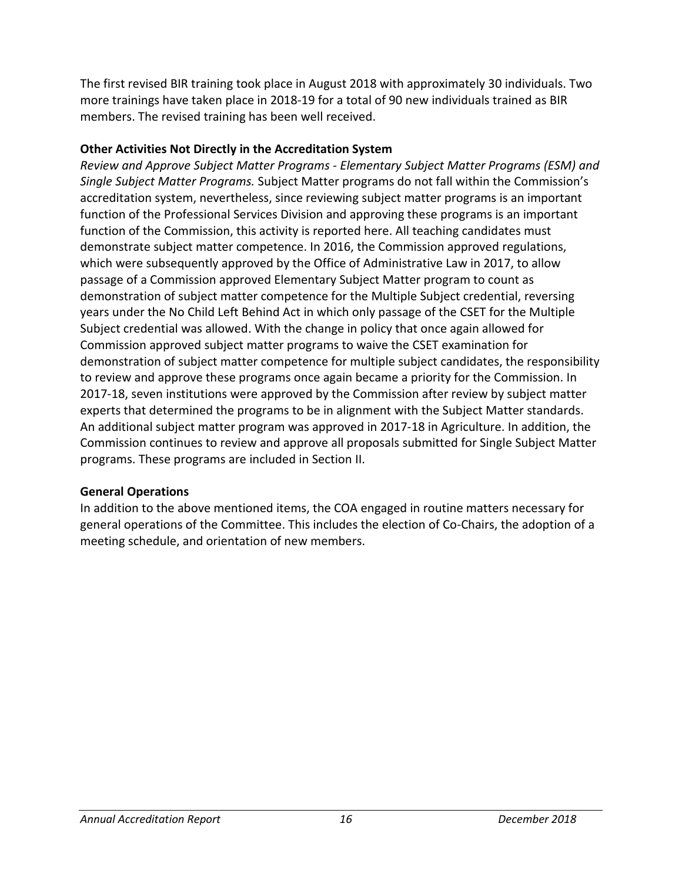The first revised BIR training took place in August 2018 with approximately 30 individuals. Two more trainings have taken place in 2018-19 for a total of 90 new individuals trained as BIR members. The revised training has been well received.

**Other Activities Not Directly in the Accreditation System**

*Review and Approve Subject Matter Programs - Elementary Subject Matter Programs (ESM) and Single Subject Matter Programs.* Subject Matter programs do not fall within the Commission's accreditation system, nevertheless, since reviewing subject matter programs is an important function of the Professional Services Division and approving these programs is an important function of the Commission, this activity is reported here. All teaching candidates must demonstrate subject matter competence. In 2016, the Commission approved regulations, which were subsequently approved by the Office of Administrative Law in 2017, to allow passage of a Commission approved Elementary Subject Matter program to count as demonstration of subject matter competence for the Multiple Subject credential, reversing years under the No Child Left Behind Act in which only passage of the CSET for the Multiple Subject credential was allowed. With the change in policy that once again allowed for Commission approved subject matter programs to waive the CSET examination for demonstration of subject matter competence for multiple subject candidates, the responsibility to review and approve these programs once again became a priority for the Commission. In 2017-18, seven institutions were approved by the Commission after review by subject matter experts that determined the programs to be in alignment with the Subject Matter standards. An additional subject matter program was approved in 2017-18 in Agriculture. In addition, the Commission continues to review and approve all proposals submitted for Single Subject Matter programs. These programs are included in Section II.

**General Operations**

In addition to the above mentioned items, the COA engaged in routine matters necessary for general operations of the Committee. This includes the election of Co-Chairs, the adoption of a meeting schedule, and orientation of new members.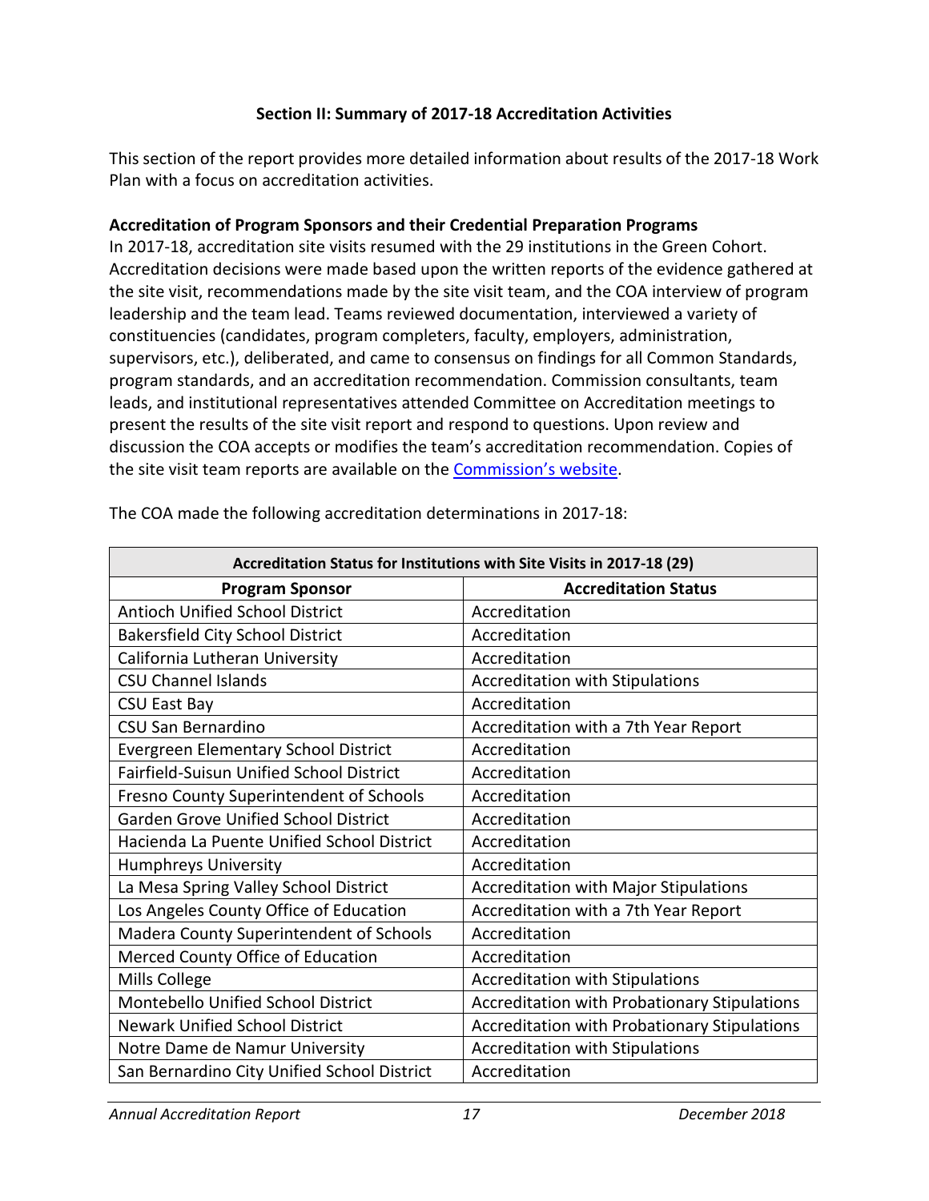## Section II: Summary of 2017-18 Accreditation Activities

This section of the report provides more detailed information about results of the 2017-18 Work Plan with a focus on accreditation activities.

### Accreditation of Program Sponsors and their Credential Preparation Programs

In 2017-18, accreditation site visits resumed with the 29 institutions in the Green Cohort. Accreditation decisions were made based upon the written reports of the evidence gathered at the site visit, recommendations made by the site visit team, and the COA interview of program leadership and the team lead. Teams reviewed documentation, interviewed a variety of constituencies (candidates, program completers, faculty, employers, administration, supervisors, etc.), deliberated, and came to consensus on findings for all Common Standards, program standards, and an accreditation recommendation. Commission consultants, team leads, and institutional representatives attended Committee on Accreditation meetings to present the results of the site visit report and respond to questions. Upon review and discussion the COA accepts or modifies the team's accreditation recommendation. Copies of the site visit team reports are available on the Commission's website.

The COA made the following accreditation determinations in 2017-18:

| Accreditation Status for Institutions with Site Visits in 2017-18 (29) | |
|---|---|
| **Program Sponsor** | **Accreditation Status** |
| Antioch Unified School District | Accreditation |
| Bakersfield City School District | Accreditation |
| California Lutheran University | Accreditation |
| CSU Channel Islands | Accreditation with Stipulations |
| CSU East Bay | Accreditation |
| CSU San Bernardino | Accreditation with a 7th Year Report |
| Evergreen Elementary School District | Accreditation |
| Fairfield-Suisun Unified School District | Accreditation |
| Fresno County Superintendent of Schools | Accreditation |
| Garden Grove Unified School District | Accreditation |
| Hacienda La Puente Unified School District | Accreditation |
| Humphreys University | Accreditation |
| La Mesa Spring Valley School District | Accreditation with Major Stipulations |
| Los Angeles County Office of Education | Accreditation with a 7th Year Report |
| Madera County Superintendent of Schools | Accreditation |
| Merced County Office of Education | Accreditation |
| Mills College | Accreditation with Stipulations |
| Montebello Unified School District | Accreditation with Probationary Stipulations |
| Newark Unified School District | Accreditation with Probationary Stipulations |
| Notre Dame de Namur University | Accreditation with Stipulations |
| San Bernardino City Unified School District | Accreditation |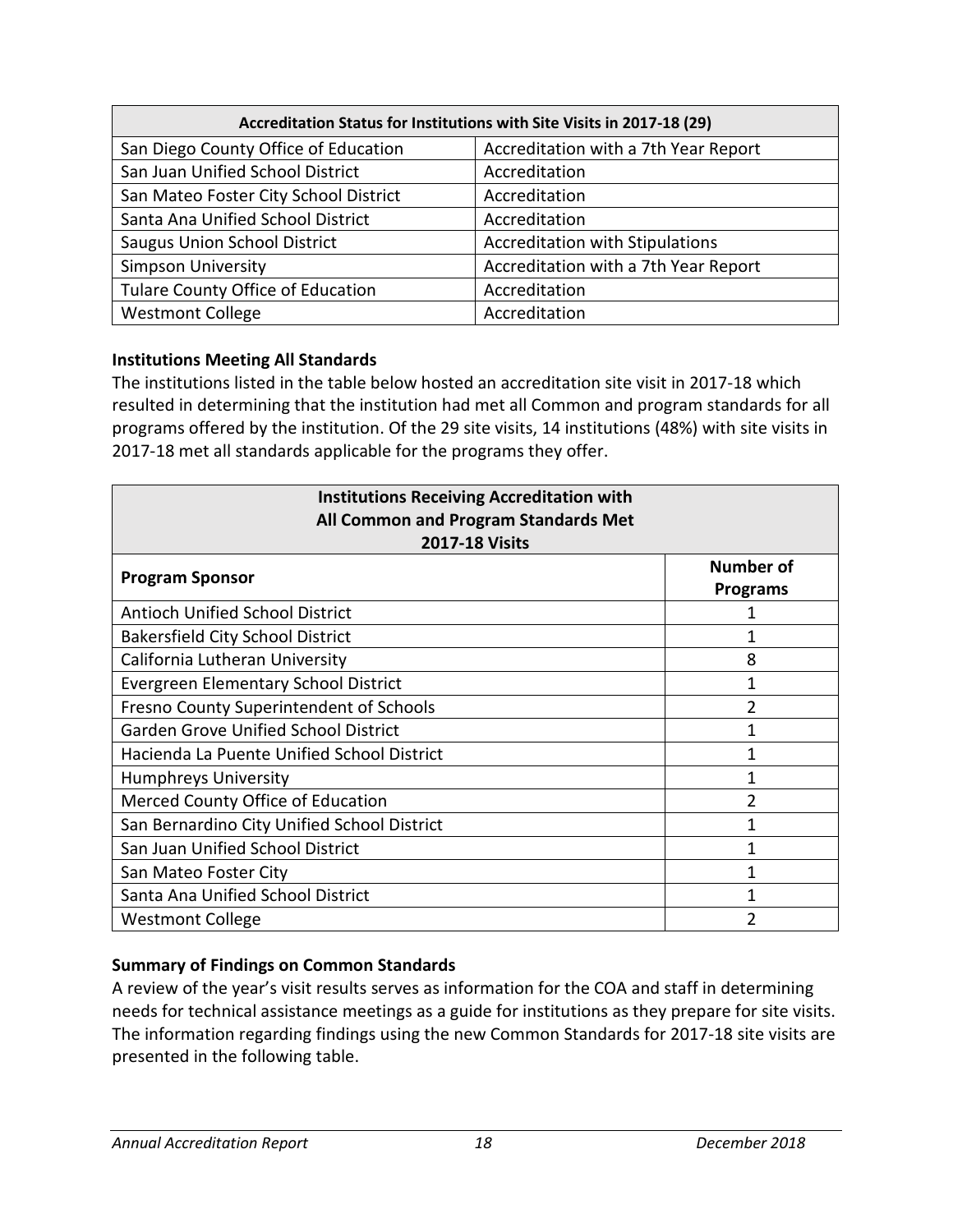| Accreditation Status for Institutions with Site Visits in 2017-18 (29) | |
|---|---|
| San Diego County Office of Education | Accreditation with a 7th Year Report |
| San Juan Unified School District | Accreditation |
| San Mateo Foster City School District | Accreditation |
| Santa Ana Unified School District | Accreditation |
| Saugus Union School District | Accreditation with Stipulations |
| Simpson University | Accreditation with a 7th Year Report |
| Tulare County Office of Education | Accreditation |
| Westmont College | Accreditation |

### Institutions Meeting All Standards

The institutions listed in the table below hosted an accreditation site visit in 2017-18 which resulted in determining that the institution had met all Common and program standards for all programs offered by the institution. Of the 29 site visits, 14 institutions (48%) with site visits in 2017-18 met all standards applicable for the programs they offer.

| Institutions Receiving Accreditation with All Common and Program Standards Met 2017-18 Visits | |
|---|---|
| **Program Sponsor** | **Number of Programs** |
| Antioch Unified School District | 1 |
| Bakersfield City School District | 1 |
| California Lutheran University | 8 |
| Evergreen Elementary School District | 1 |
| Fresno County Superintendent of Schools | 2 |
| Garden Grove Unified School District | 1 |
| Hacienda La Puente Unified School District | 1 |
| Humphreys University | 1 |
| Merced County Office of Education | 2 |
| San Bernardino City Unified School District | 1 |
| San Juan Unified School District | 1 |
| San Mateo Foster City | 1 |
| Santa Ana Unified School District | 1 |
| Westmont College | 2 |

### Summary of Findings on Common Standards

A review of the year's visit results serves as information for the COA and staff in determining needs for technical assistance meetings as a guide for institutions as they prepare for site visits. The information regarding findings using the new Common Standards for 2017-18 site visits are presented in the following table.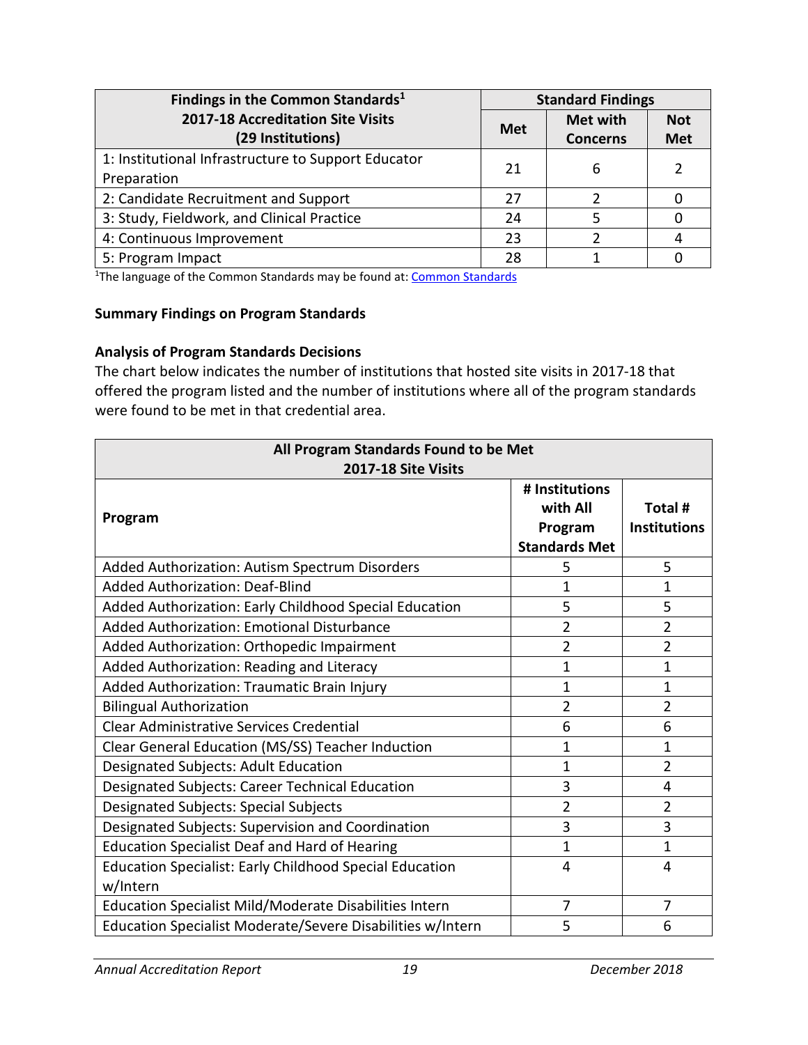| Findings in the Common Standards[1] 2017-18 Accreditation Site Visits (29 Institutions) | Standard Findings | | |
|---|---|---|---|
| | Met | Met with Concerns | Not Met |
| 1: Institutional Infrastructure to Support Educator Preparation | 21 | 6 | 2 |
| 2: Candidate Recruitment and Support | 27 | 2 | 0 |
| 3: Study, Fieldwork, and Clinical Practice | 24 | 5 | 0 |
| 4: Continuous Improvement | 23 | 2 | 4 |
| 5: Program Impact | 28 | 1 | 0 |

[1]The language of the Common Standards may be found at: [Common Standards]

**Summary Findings on Program Standards**

**Analysis of Program Standards Decisions**

The chart below indicates the number of institutions that hosted site visits in 2017-18 that offered the program listed and the number of institutions where all of the program standards were found to be met in that credential area.

| All Program Standards Found to be Met 2017-18 Site Visits | | |
|---|---|---|
| Program | # Institutions with All Program Standards Met | Total # Institutions |
| Added Authorization: Autism Spectrum Disorders | 5 | 5 |
| Added Authorization: Deaf-Blind | 1 | 1 |
| Added Authorization: Early Childhood Special Education | 5 | 5 |
| Added Authorization: Emotional Disturbance | 2 | 2 |
| Added Authorization: Orthopedic Impairment | 2 | 2 |
| Added Authorization: Reading and Literacy | 1 | 1 |
| Added Authorization: Traumatic Brain Injury | 1 | 1 |
| Bilingual Authorization | 2 | 2 |
| Clear Administrative Services Credential | 6 | 6 |
| Clear General Education (MS/SS) Teacher Induction | 1 | 1 |
| Designated Subjects: Adult Education | 1 | 2 |
| Designated Subjects: Career Technical Education | 3 | 4 |
| Designated Subjects: Special Subjects | 2 | 2 |
| Designated Subjects: Supervision and Coordination | 3 | 3 |
| Education Specialist Deaf and Hard of Hearing | 1 | 1 |
| Education Specialist: Early Childhood Special Education w/Intern | 4 | 4 |
| Education Specialist Mild/Moderate Disabilities Intern | 7 | 7 |
| Education Specialist Moderate/Severe Disabilities w/Intern | 5 | 6 |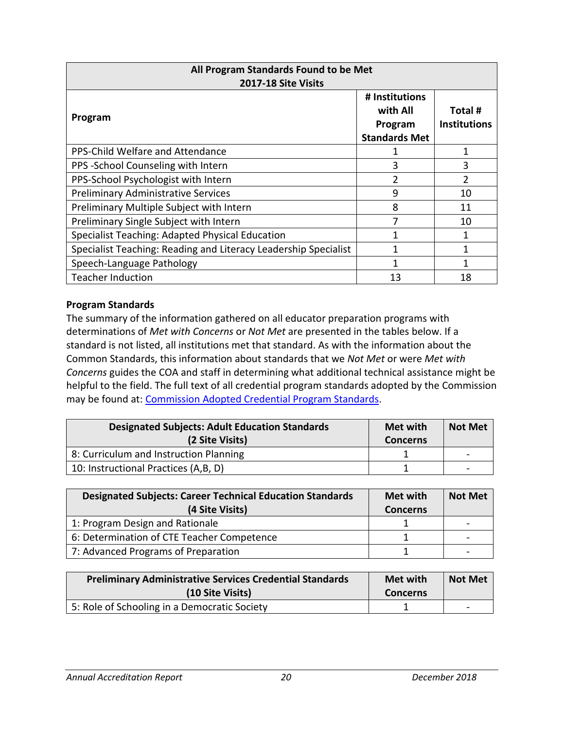| All Program Standards Found to be Met 2017-18 Site Visits | | |
|---|---|---|
| **Program** | **# Institutions with All Program Standards Met** | **Total # Institutions** |
| PPS-Child Welfare and Attendance | 1 | 1 |
| PPS -School Counseling with Intern | 3 | 3 |
| PPS-School Psychologist with Intern | 2 | 2 |
| Preliminary Administrative Services | 9 | 10 |
| Preliminary Multiple Subject with Intern | 8 | 11 |
| Preliminary Single Subject with Intern | 7 | 10 |
| Specialist Teaching: Adapted Physical Education | 1 | 1 |
| Specialist Teaching: Reading and Literacy Leadership Specialist | 1 | 1 |
| Speech-Language Pathology | 1 | 1 |
| Teacher Induction | 13 | 18 |

**Program Standards**

The summary of the information gathered on all educator preparation programs with determinations of *Met with Concerns* or *Not Met* are presented in the tables below. If a standard is not listed, all institutions met that standard. As with the information about the Common Standards, this information about standards that we *Not Met* or were *Met with Concerns* guides the COA and staff in determining what additional technical assistance might be helpful to the field. The full text of all credential program standards adopted by the Commission may be found at: Commission Adopted Credential Program Standards.

| Designated Subjects: Adult Education Standards (2 Site Visits) | Met with Concerns | Not Met |
|---|---|---|
| 8: Curriculum and Instruction Planning | 1 | - |
| 10: Instructional Practices (A,B, D) | 1 | - |

| Designated Subjects: Career Technical Education Standards (4 Site Visits) | Met with Concerns | Not Met |
|---|---|---|
| 1: Program Design and Rationale | 1 | - |
| 6: Determination of CTE Teacher Competence | 1 | - |
| 7: Advanced Programs of Preparation | 1 | - |

| Preliminary Administrative Services Credential Standards (10 Site Visits) | Met with Concerns | Not Met |
|---|---|---|
| 5: Role of Schooling in a Democratic Society | 1 | - |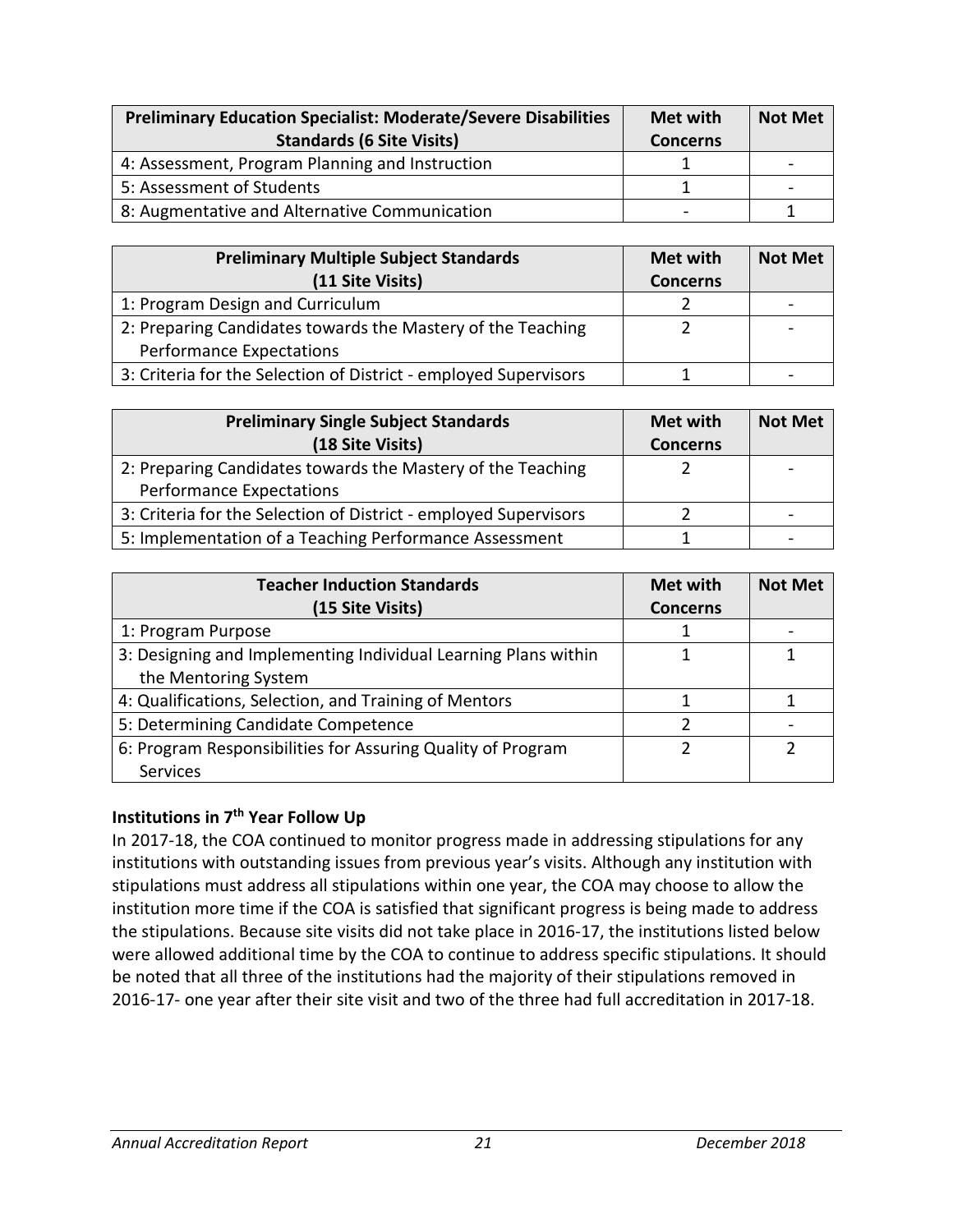| Preliminary Education Specialist: Moderate/Severe Disabilities Standards (6 Site Visits) | Met with Concerns | Not Met |
|---|---|---|
| 4: Assessment, Program Planning and Instruction | 1 | - |
| 5: Assessment of Students | 1 | - |
| 8: Augmentative and Alternative Communication | - | 1 |

| Preliminary Multiple Subject Standards (11 Site Visits) | Met with Concerns | Not Met |
|---|---|---|
| 1: Program Design and Curriculum | 2 | - |
| 2: Preparing Candidates towards the Mastery of the Teaching Performance Expectations | 2 | - |
| 3: Criteria for the Selection of District - employed Supervisors | 1 | - |

| Preliminary Single Subject Standards (18 Site Visits) | Met with Concerns | Not Met |
|---|---|---|
| 2: Preparing Candidates towards the Mastery of the Teaching Performance Expectations | 2 | - |
| 3: Criteria for the Selection of District - employed Supervisors | 2 | - |
| 5: Implementation of a Teaching Performance Assessment | 1 | - |

| Teacher Induction Standards (15 Site Visits) | Met with Concerns | Not Met |
|---|---|---|
| 1: Program Purpose | 1 | - |
| 3: Designing and Implementing Individual Learning Plans within the Mentoring System | 1 | 1 |
| 4: Qualifications, Selection, and Training of Mentors | 1 | 1 |
| 5: Determining Candidate Competence | 2 | - |
| 6: Program Responsibilities for Assuring Quality of Program Services | 2 | 2 |

**Institutions in 7th Year Follow Up**

In 2017-18, the COA continued to monitor progress made in addressing stipulations for any institutions with outstanding issues from previous year's visits. Although any institution with stipulations must address all stipulations within one year, the COA may choose to allow the institution more time if the COA is satisfied that significant progress is being made to address the stipulations. Because site visits did not take place in 2016-17, the institutions listed below were allowed additional time by the COA to continue to address specific stipulations. It should be noted that all three of the institutions had the majority of their stipulations removed in 2016-17- one year after their site visit and two of the three had full accreditation in 2017-18.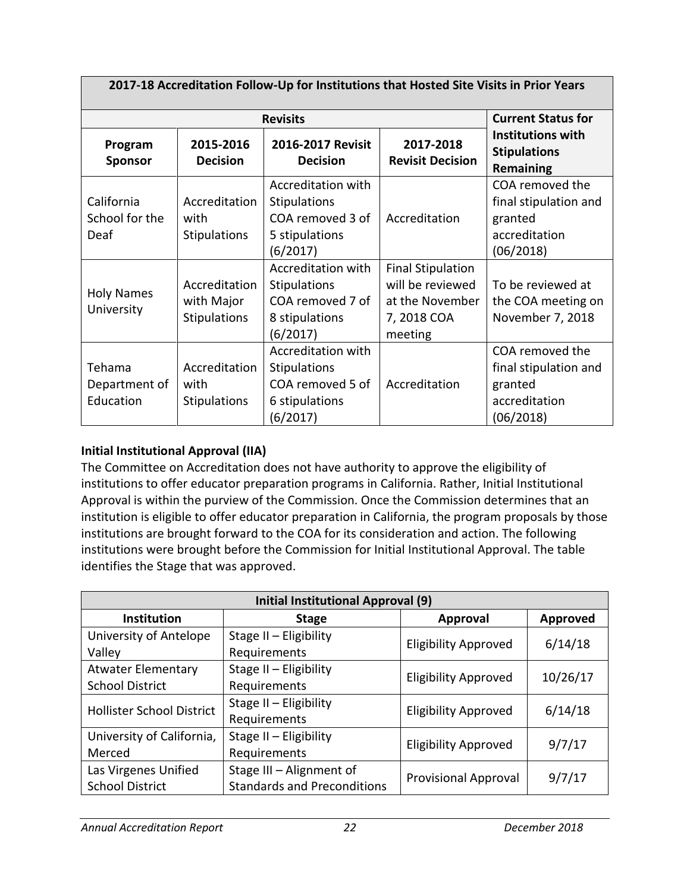| 2017-18 Accreditation Follow-Up for Institutions that Hosted Site Visits in Prior Years | | | | |
|---|---|---|---|---|
| Revisits | | | | Current Status for Institutions with Stipulations Remaining |
| Program Sponsor | 2015-2016 Decision | 2016-2017 Revisit Decision | 2017-2018 Revisit Decision | |
| California School for the Deaf | Accreditation with Stipulations | Accreditation with Stipulations COA removed 3 of 5 stipulations (6/2017) | Accreditation | COA removed the final stipulation and granted accreditation (06/2018) |
| Holy Names University | Accreditation with Major Stipulations | Accreditation with Stipulations COA removed 7 of 8 stipulations (6/2017) | Final Stipulation will be reviewed at the November 7, 2018 COA meeting | To be reviewed at the COA meeting on November 7, 2018 |
| Tehama Department of Education | Accreditation with Stipulations | Accreditation with Stipulations COA removed 5 of 6 stipulations (6/2017) | Accreditation | COA removed the final stipulation and granted accreditation (06/2018) |

**Initial Institutional Approval (IIA)**

The Committee on Accreditation does not have authority to approve the eligibility of institutions to offer educator preparation programs in California. Rather, Initial Institutional Approval is within the purview of the Commission. Once the Commission determines that an institution is eligible to offer educator preparation in California, the program proposals by those institutions are brought forward to the COA for its consideration and action. The following institutions were brought before the Commission for Initial Institutional Approval. The table identifies the Stage that was approved.

| Initial Institutional Approval (9) | | | |
|---|---|---|---|
| Institution | Stage | Approval | Approved |
| University of Antelope Valley | Stage II – Eligibility Requirements | Eligibility Approved | 6/14/18 |
| Atwater Elementary School District | Stage II – Eligibility Requirements | Eligibility Approved | 10/26/17 |
| Hollister School District | Stage II – Eligibility Requirements | Eligibility Approved | 6/14/18 |
| University of California, Merced | Stage II – Eligibility Requirements | Eligibility Approved | 9/7/17 |
| Las Virgenes Unified School District | Stage III – Alignment of Standards and Preconditions | Provisional Approval | 9/7/17 |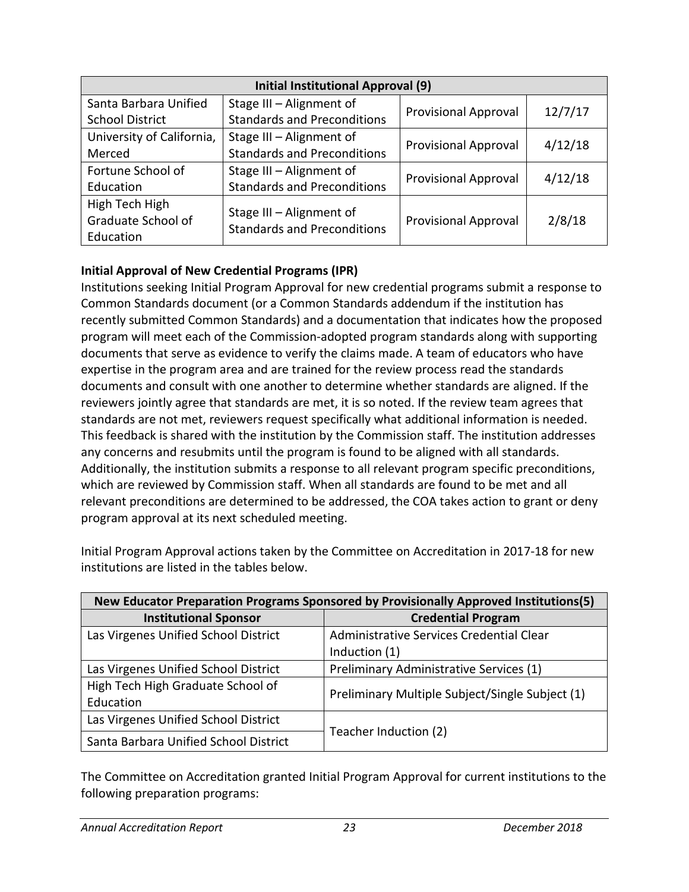| Initial Institutional Approval (9) | | | |
| --- | --- | --- | --- |
| Santa Barbara Unified School District | Stage III – Alignment of Standards and Preconditions | Provisional Approval | 12/7/17 |
| University of California, Merced | Stage III – Alignment of Standards and Preconditions | Provisional Approval | 4/12/18 |
| Fortune School of Education | Stage III – Alignment of Standards and Preconditions | Provisional Approval | 4/12/18 |
| High Tech High Graduate School of Education | Stage III – Alignment of Standards and Preconditions | Provisional Approval | 2/8/18 |

**Initial Approval of New Credential Programs (IPR)**

Institutions seeking Initial Program Approval for new credential programs submit a response to Common Standards document (or a Common Standards addendum if the institution has recently submitted Common Standards) and a documentation that indicates how the proposed program will meet each of the Commission-adopted program standards along with supporting documents that serve as evidence to verify the claims made. A team of educators who have expertise in the program area and are trained for the review process read the standards documents and consult with one another to determine whether standards are aligned. If the reviewers jointly agree that standards are met, it is so noted. If the review team agrees that standards are not met, reviewers request specifically what additional information is needed. This feedback is shared with the institution by the Commission staff. The institution addresses any concerns and resubmits until the program is found to be aligned with all standards. Additionally, the institution submits a response to all relevant program specific preconditions, which are reviewed by Commission staff. When all standards are found to be met and all relevant preconditions are determined to be addressed, the COA takes action to grant or deny program approval at its next scheduled meeting.

Initial Program Approval actions taken by the Committee on Accreditation in 2017-18 for new institutions are listed in the tables below.

| New Educator Preparation Programs Sponsored by Provisionally Approved Institutions(5) | |
| --- | --- |
| **Institutional Sponsor** | **Credential Program** |
| Las Virgenes Unified School District | Administrative Services Credential Clear Induction (1) |
| Las Virgenes Unified School District | Preliminary Administrative Services (1) |
| High Tech High Graduate School of Education | Preliminary Multiple Subject/Single Subject (1) |
| Las Virgenes Unified School District | Teacher Induction (2) |
| Santa Barbara Unified School District | |

The Committee on Accreditation granted Initial Program Approval for current institutions to the following preparation programs: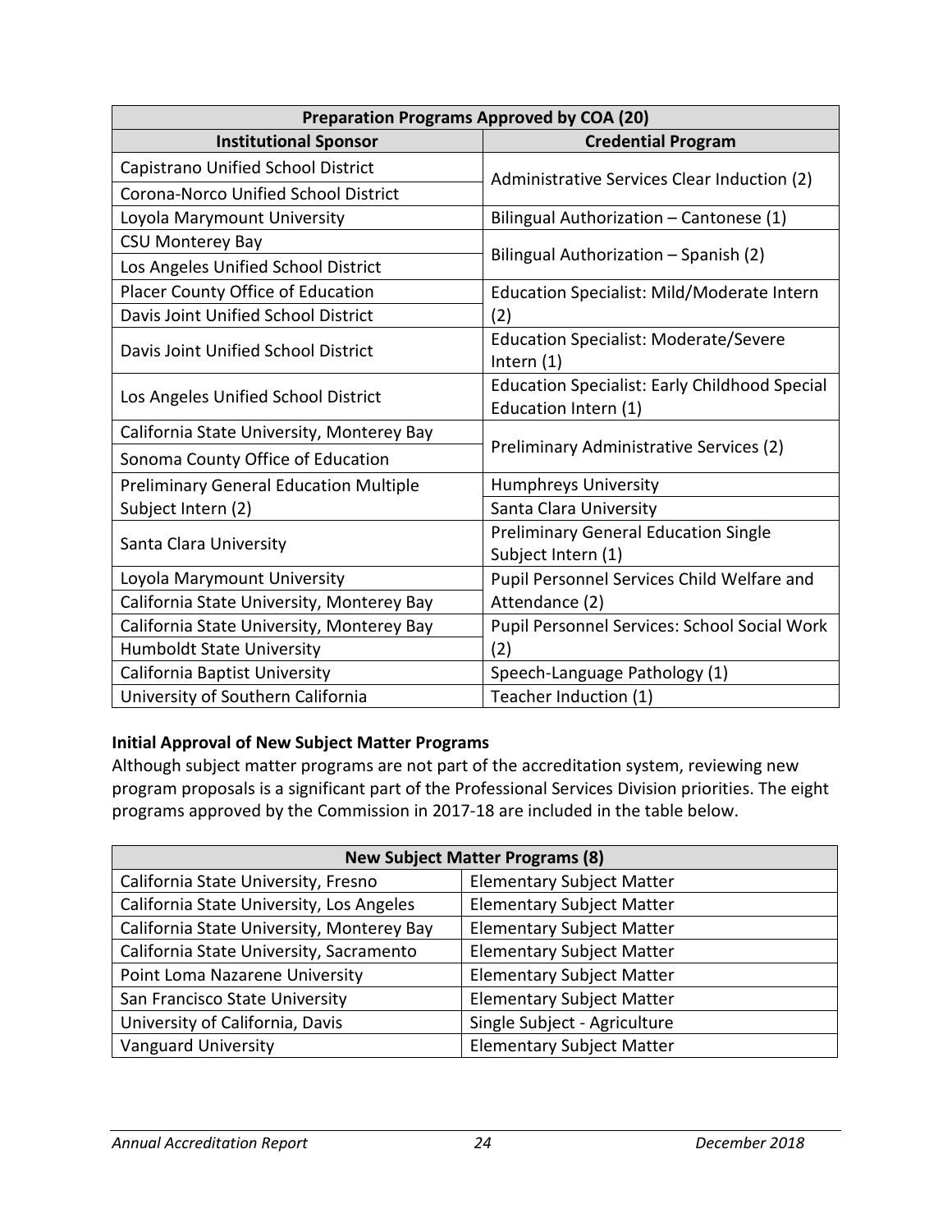| Preparation Programs Approved by COA (20) | |
|---|---|
| **Institutional Sponsor** | **Credential Program** |
| Capistrano Unified School District | Administrative Services Clear Induction (2) |
| Corona-Norco Unified School District | |
| Loyola Marymount University | Bilingual Authorization – Cantonese (1) |
| CSU Monterey Bay | Bilingual Authorization – Spanish (2) |
| Los Angeles Unified School District | |
| Placer County Office of Education | Education Specialist: Mild/Moderate Intern (2) |
| Davis Joint Unified School District | |
| Davis Joint Unified School District | Education Specialist: Moderate/Severe Intern (1) |
| Los Angeles Unified School District | Education Specialist: Early Childhood Special Education Intern (1) |
| California State University, Monterey Bay | Preliminary Administrative Services (2) |
| Sonoma County Office of Education | |
| Preliminary General Education Multiple Subject Intern (2) | Humphreys University |
| | Santa Clara University |
| Santa Clara University | Preliminary General Education Single Subject Intern (1) |
| Loyola Marymount University | Pupil Personnel Services Child Welfare and Attendance (2) |
| California State University, Monterey Bay | |
| California State University, Monterey Bay | Pupil Personnel Services: School Social Work (2) |
| Humboldt State University | |
| California Baptist University | Speech-Language Pathology (1) |
| University of Southern California | Teacher Induction (1) |

**Initial Approval of New Subject Matter Programs**

Although subject matter programs are not part of the accreditation system, reviewing new program proposals is a significant part of the Professional Services Division priorities. The eight programs approved by the Commission in 2017-18 are included in the table below.

| New Subject Matter Programs (8) | |
|---|---|
| California State University, Fresno | Elementary Subject Matter |
| California State University, Los Angeles | Elementary Subject Matter |
| California State University, Monterey Bay | Elementary Subject Matter |
| California State University, Sacramento | Elementary Subject Matter |
| Point Loma Nazarene University | Elementary Subject Matter |
| San Francisco State University | Elementary Subject Matter |
| University of California, Davis | Single Subject - Agriculture |
| Vanguard University | Elementary Subject Matter |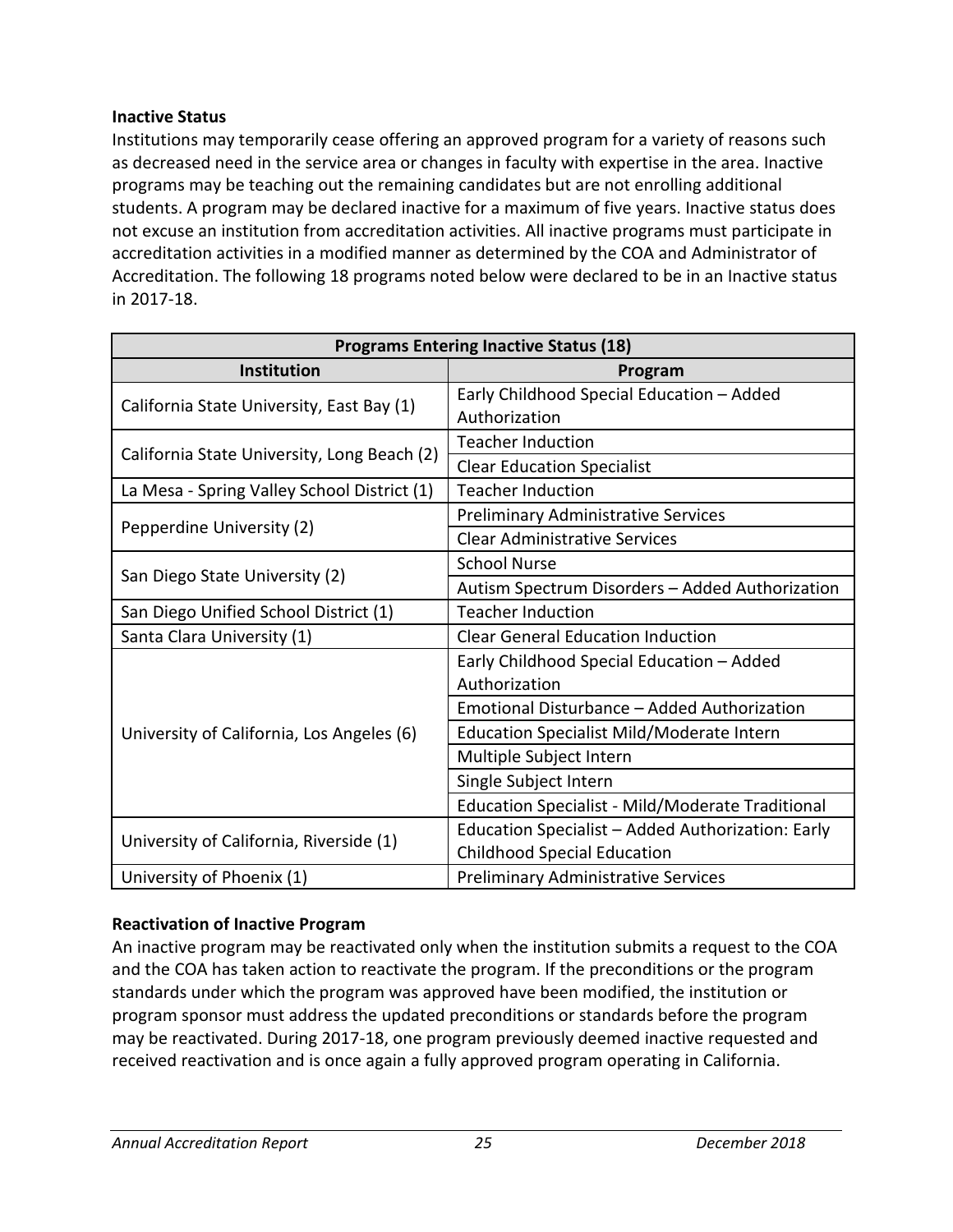**Inactive Status**

Institutions may temporarily cease offering an approved program for a variety of reasons such as decreased need in the service area or changes in faculty with expertise in the area. Inactive programs may be teaching out the remaining candidates but are not enrolling additional students. A program may be declared inactive for a maximum of five years. Inactive status does not excuse an institution from accreditation activities. All inactive programs must participate in accreditation activities in a modified manner as determined by the COA and Administrator of Accreditation. The following 18 programs noted below were declared to be in an Inactive status in 2017-18.

| Programs Entering Inactive Status (18) | |
|---|---|
| **Institution** | **Program** |
| California State University, East Bay (1) | Early Childhood Special Education – Added Authorization |
| California State University, Long Beach (2) | Teacher Induction |
| | Clear Education Specialist |
| La Mesa - Spring Valley School District (1) | Teacher Induction |
| Pepperdine University (2) | Preliminary Administrative Services |
| | Clear Administrative Services |
| San Diego State University (2) | School Nurse |
| | Autism Spectrum Disorders – Added Authorization |
| San Diego Unified School District (1) | Teacher Induction |
| Santa Clara University (1) | Clear General Education Induction |
| University of California, Los Angeles (6) | Early Childhood Special Education – Added Authorization |
| | Emotional Disturbance – Added Authorization |
| | Education Specialist Mild/Moderate Intern |
| | Multiple Subject Intern |
| | Single Subject Intern |
| | Education Specialist - Mild/Moderate Traditional |
| University of California, Riverside (1) | Education Specialist – Added Authorization: Early Childhood Special Education |
| University of Phoenix (1) | Preliminary Administrative Services |

**Reactivation of Inactive Program**

An inactive program may be reactivated only when the institution submits a request to the COA and the COA has taken action to reactivate the program. If the preconditions or the program standards under which the program was approved have been modified, the institution or program sponsor must address the updated preconditions or standards before the program may be reactivated. During 2017-18, one program previously deemed inactive requested and received reactivation and is once again a fully approved program operating in California.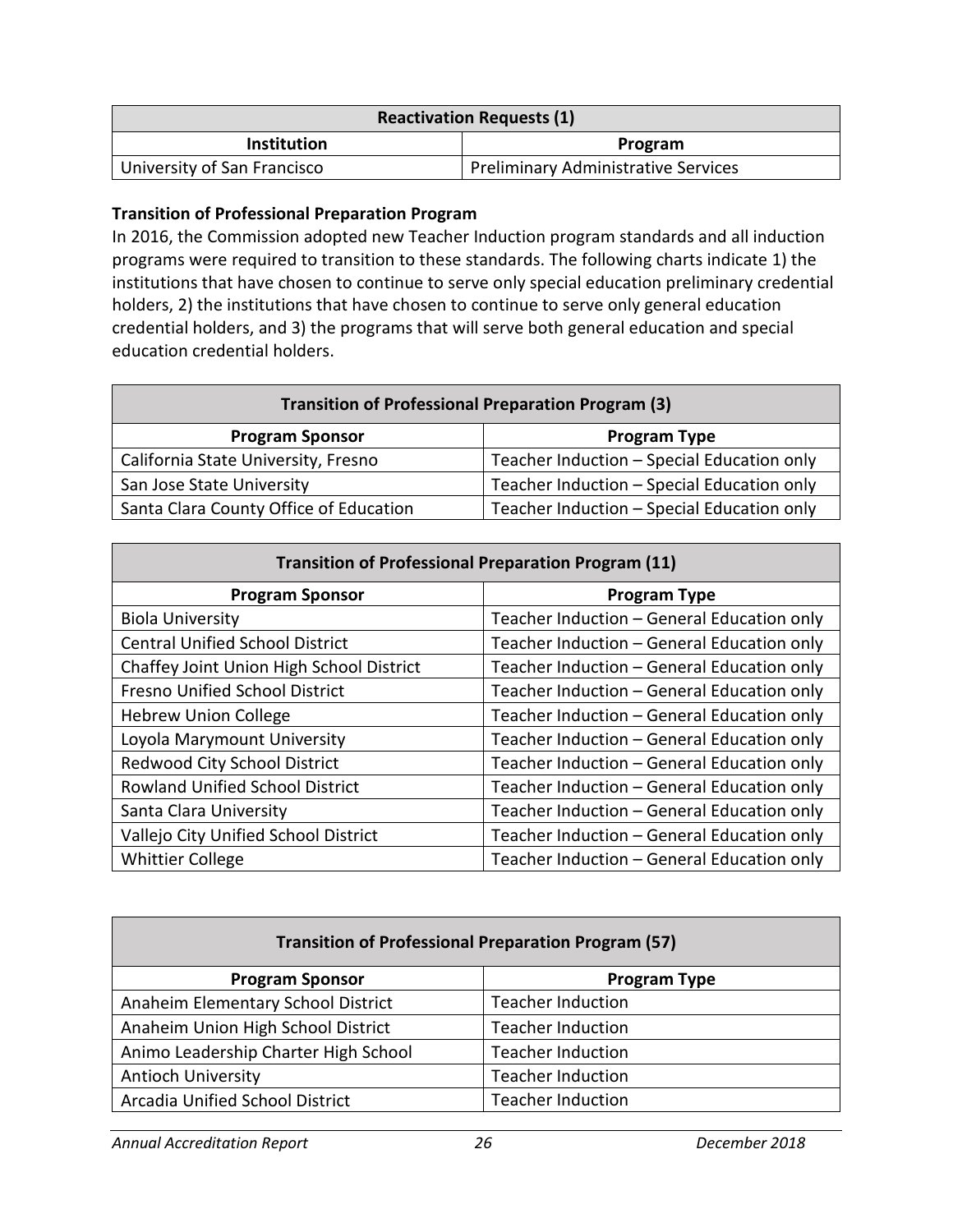| Reactivation Requests (1) | |
|---|---|
| **Institution** | **Program** |
| University of San Francisco | Preliminary Administrative Services |

**Transition of Professional Preparation Program**

In 2016, the Commission adopted new Teacher Induction program standards and all induction programs were required to transition to these standards. The following charts indicate 1) the institutions that have chosen to continue to serve only special education preliminary credential holders, 2) the institutions that have chosen to continue to serve only general education credential holders, and 3) the programs that will serve both general education and special education credential holders.

| Transition of Professional Preparation Program (3) | |
|---|---|
| **Program Sponsor** | **Program Type** |
| California State University, Fresno | Teacher Induction – Special Education only |
| San Jose State University | Teacher Induction – Special Education only |
| Santa Clara County Office of Education | Teacher Induction – Special Education only |

| Transition of Professional Preparation Program (11) | |
|---|---|
| **Program Sponsor** | **Program Type** |
| Biola University | Teacher Induction – General Education only |
| Central Unified School District | Teacher Induction – General Education only |
| Chaffey Joint Union High School District | Teacher Induction – General Education only |
| Fresno Unified School District | Teacher Induction – General Education only |
| Hebrew Union College | Teacher Induction – General Education only |
| Loyola Marymount University | Teacher Induction – General Education only |
| Redwood City School District | Teacher Induction – General Education only |
| Rowland Unified School District | Teacher Induction – General Education only |
| Santa Clara University | Teacher Induction – General Education only |
| Vallejo City Unified School District | Teacher Induction – General Education only |
| Whittier College | Teacher Induction – General Education only |

| Transition of Professional Preparation Program (57) | |
|---|---|
| **Program Sponsor** | **Program Type** |
| Anaheim Elementary School District | Teacher Induction |
| Anaheim Union High School District | Teacher Induction |
| Animo Leadership Charter High School | Teacher Induction |
| Antioch University | Teacher Induction |
| Arcadia Unified School District | Teacher Induction |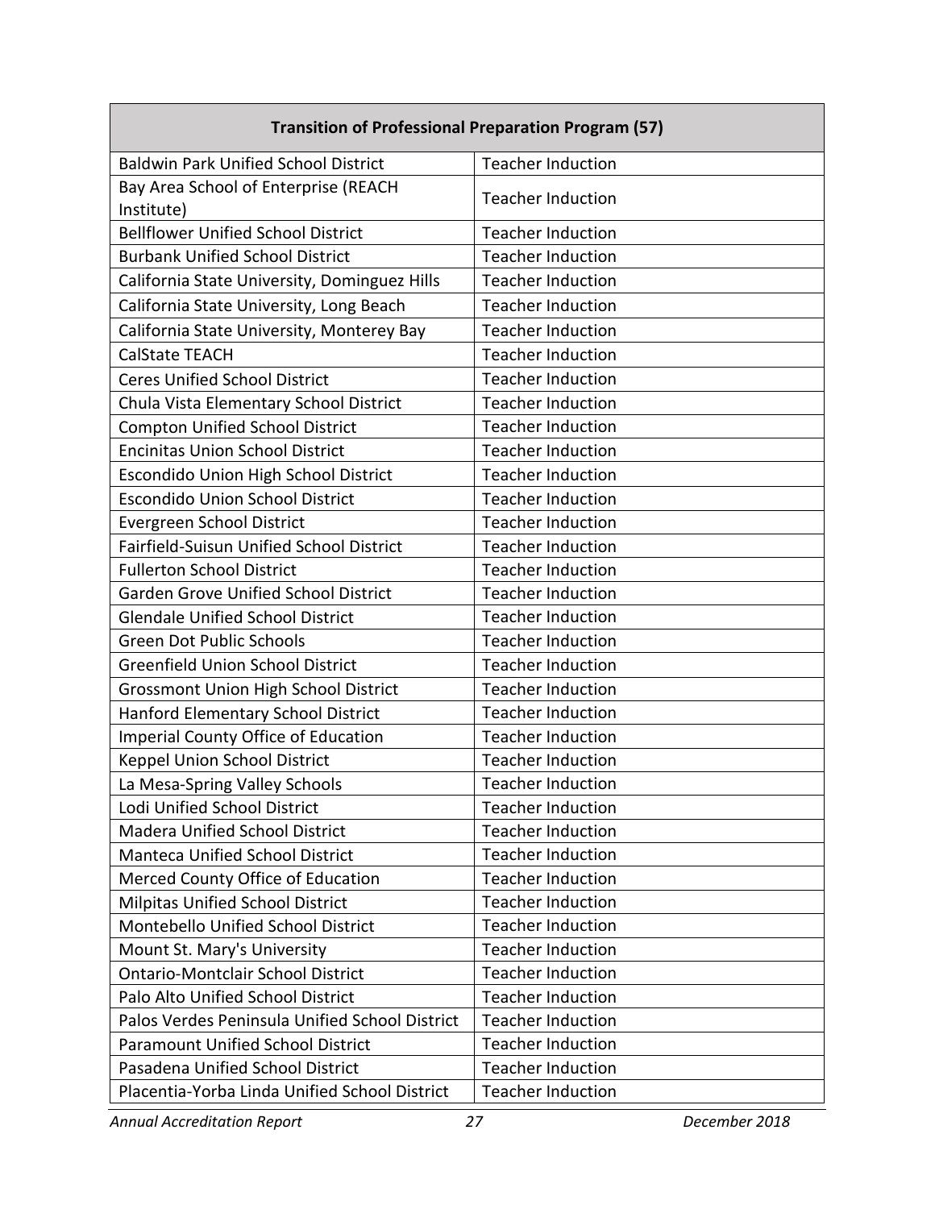| Transition of Professional Preparation Program (57) | |
|---|---|
| Baldwin Park Unified School District | Teacher Induction |
| Bay Area School of Enterprise (REACH Institute) | Teacher Induction |
| Bellflower Unified School District | Teacher Induction |
| Burbank Unified School District | Teacher Induction |
| California State University, Dominguez Hills | Teacher Induction |
| California State University, Long Beach | Teacher Induction |
| California State University, Monterey Bay | Teacher Induction |
| CalState TEACH | Teacher Induction |
| Ceres Unified School District | Teacher Induction |
| Chula Vista Elementary School District | Teacher Induction |
| Compton Unified School District | Teacher Induction |
| Encinitas Union School District | Teacher Induction |
| Escondido Union High School District | Teacher Induction |
| Escondido Union School District | Teacher Induction |
| Evergreen School District | Teacher Induction |
| Fairfield-Suisun Unified School District | Teacher Induction |
| Fullerton School District | Teacher Induction |
| Garden Grove Unified School District | Teacher Induction |
| Glendale Unified School District | Teacher Induction |
| Green Dot Public Schools | Teacher Induction |
| Greenfield Union School District | Teacher Induction |
| Grossmont Union High School District | Teacher Induction |
| Hanford Elementary School District | Teacher Induction |
| Imperial County Office of Education | Teacher Induction |
| Keppel Union School District | Teacher Induction |
| La Mesa-Spring Valley Schools | Teacher Induction |
| Lodi Unified School District | Teacher Induction |
| Madera Unified School District | Teacher Induction |
| Manteca Unified School District | Teacher Induction |
| Merced County Office of Education | Teacher Induction |
| Milpitas Unified School District | Teacher Induction |
| Montebello Unified School District | Teacher Induction |
| Mount St. Mary's University | Teacher Induction |
| Ontario-Montclair School District | Teacher Induction |
| Palo Alto Unified School District | Teacher Induction |
| Palos Verdes Peninsula Unified School District | Teacher Induction |
| Paramount Unified School District | Teacher Induction |
| Pasadena Unified School District | Teacher Induction |
| Placentia-Yorba Linda Unified School District | Teacher Induction |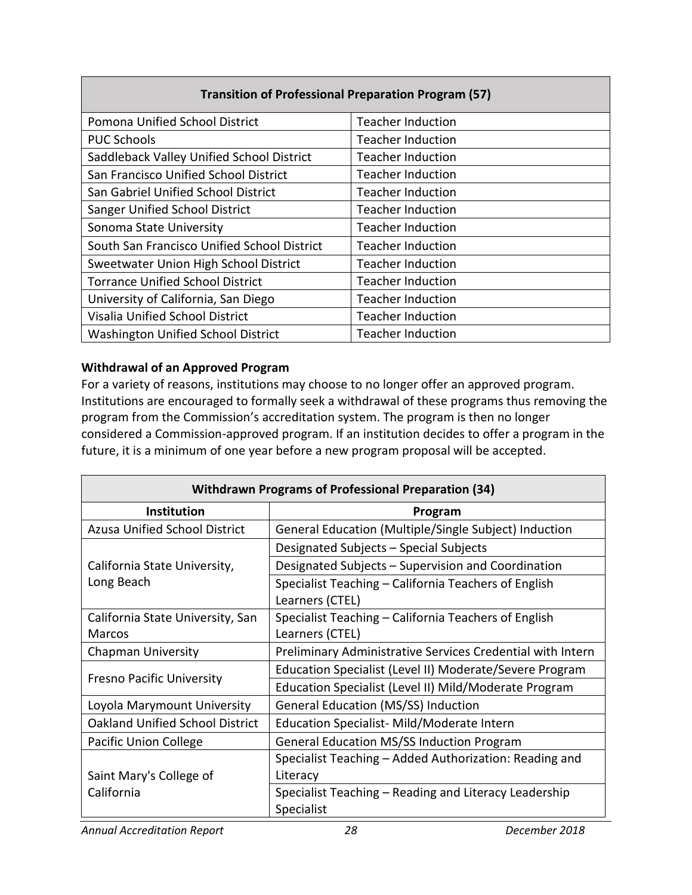| Transition of Professional Preparation Program (57) | |
|---|---|
| Pomona Unified School District | Teacher Induction |
| PUC Schools | Teacher Induction |
| Saddleback Valley Unified School District | Teacher Induction |
| San Francisco Unified School District | Teacher Induction |
| San Gabriel Unified School District | Teacher Induction |
| Sanger Unified School District | Teacher Induction |
| Sonoma State University | Teacher Induction |
| South San Francisco Unified School District | Teacher Induction |
| Sweetwater Union High School District | Teacher Induction |
| Torrance Unified School District | Teacher Induction |
| University of California, San Diego | Teacher Induction |
| Visalia Unified School District | Teacher Induction |
| Washington Unified School District | Teacher Induction |

**Withdrawal of an Approved Program**

For a variety of reasons, institutions may choose to no longer offer an approved program. Institutions are encouraged to formally seek a withdrawal of these programs thus removing the program from the Commission's accreditation system. The program is then no longer considered a Commission-approved program. If an institution decides to offer a program in the future, it is a minimum of one year before a new program proposal will be accepted.

| Withdrawn Programs of Professional Preparation (34) | |
|---|---|
| **Institution** | **Program** |
| Azusa Unified School District | General Education (Multiple/Single Subject) Induction |
| California State University, Long Beach | Designated Subjects – Special Subjects |
| | Designated Subjects – Supervision and Coordination |
| | Specialist Teaching – California Teachers of English Learners (CTEL) |
| California State University, San Marcos | Specialist Teaching – California Teachers of English Learners (CTEL) |
| Chapman University | Preliminary Administrative Services Credential with Intern |
| Fresno Pacific University | Education Specialist (Level II) Moderate/Severe Program |
| | Education Specialist (Level II) Mild/Moderate Program |
| Loyola Marymount University | General Education (MS/SS) Induction |
| Oakland Unified School District | Education Specialist- Mild/Moderate Intern |
| Pacific Union College | General Education MS/SS Induction Program |
| Saint Mary's College of California | Specialist Teaching – Added Authorization: Reading and Literacy |
| | Specialist Teaching – Reading and Literacy Leadership Specialist |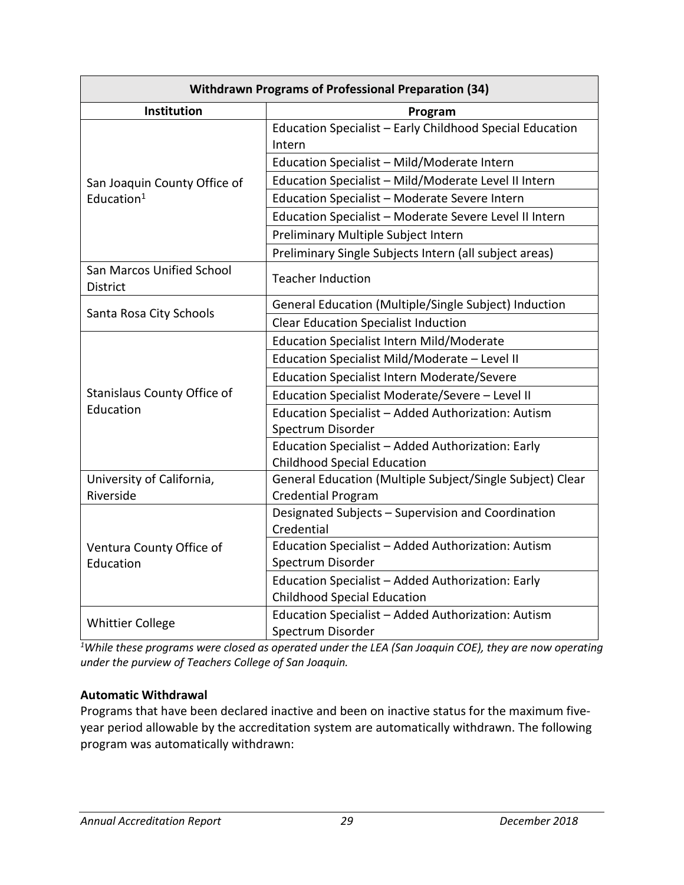| Withdrawn Programs of Professional Preparation (34) | |
|---|---|
| **Institution** | **Program** |
| San Joaquin County Office of Education[1] | Education Specialist – Early Childhood Special Education Intern |
| | Education Specialist – Mild/Moderate Intern |
| | Education Specialist – Mild/Moderate Level II Intern |
| | Education Specialist – Moderate Severe Intern |
| | Education Specialist – Moderate Severe Level II Intern |
| | Preliminary Multiple Subject Intern |
| | Preliminary Single Subjects Intern (all subject areas) |
| San Marcos Unified School District | Teacher Induction |
| Santa Rosa City Schools | General Education (Multiple/Single Subject) Induction |
| | Clear Education Specialist Induction |
| Stanislaus County Office of Education | Education Specialist Intern Mild/Moderate |
| | Education Specialist Mild/Moderate – Level II |
| | Education Specialist Intern Moderate/Severe |
| | Education Specialist Moderate/Severe – Level II |
| | Education Specialist – Added Authorization: Autism Spectrum Disorder |
| | Education Specialist – Added Authorization: Early Childhood Special Education |
| University of California, Riverside | General Education (Multiple Subject/Single Subject) Clear Credential Program |
| Ventura County Office of Education | Designated Subjects – Supervision and Coordination Credential |
| | Education Specialist – Added Authorization: Autism Spectrum Disorder |
| | Education Specialist – Added Authorization: Early Childhood Special Education |
| Whittier College | Education Specialist – Added Authorization: Autism Spectrum Disorder |

*[1]While these programs were closed as operated under the LEA (San Joaquin COE), they are now operating under the purview of Teachers College of San Joaquin.*

**Automatic Withdrawal**

Programs that have been declared inactive and been on inactive status for the maximum five-year period allowable by the accreditation system are automatically withdrawn. The following program was automatically withdrawn: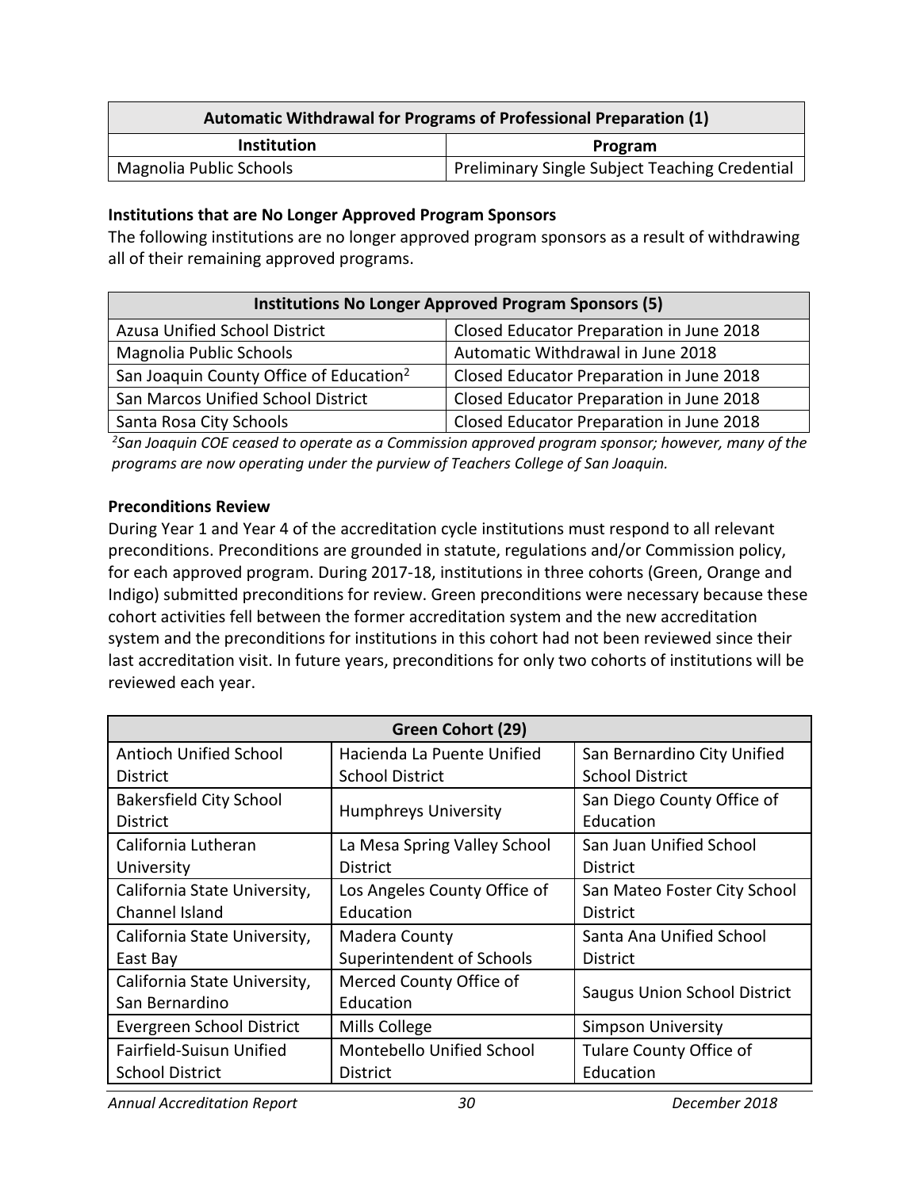| Automatic Withdrawal for Programs of Professional Preparation (1) | |
|---|---|
| **Institution** | **Program** |
| Magnolia Public Schools | Preliminary Single Subject Teaching Credential |

**Institutions that are No Longer Approved Program Sponsors**

The following institutions are no longer approved program sponsors as a result of withdrawing all of their remaining approved programs.

| Institutions No Longer Approved Program Sponsors (5) | |
|---|---|
| Azusa Unified School District | Closed Educator Preparation in June 2018 |
| Magnolia Public Schools | Automatic Withdrawal in June 2018 |
| San Joaquin County Office of Education[2] | Closed Educator Preparation in June 2018 |
| San Marcos Unified School District | Closed Educator Preparation in June 2018 |
| Santa Rosa City Schools | Closed Educator Preparation in June 2018 |

*[2]San Joaquin COE ceased to operate as a Commission approved program sponsor; however, many of the programs are now operating under the purview of Teachers College of San Joaquin.*

**Preconditions Review**

During Year 1 and Year 4 of the accreditation cycle institutions must respond to all relevant preconditions. Preconditions are grounded in statute, regulations and/or Commission policy, for each approved program. During 2017-18, institutions in three cohorts (Green, Orange and Indigo) submitted preconditions for review. Green preconditions were necessary because these cohort activities fell between the former accreditation system and the new accreditation system and the preconditions for institutions in this cohort had not been reviewed since their last accreditation visit. In future years, preconditions for only two cohorts of institutions will be reviewed each year.

| Green Cohort (29) | | |
|---|---|---|
| Antioch Unified School District | Hacienda La Puente Unified School District | San Bernardino City Unified School District |
| Bakersfield City School District | Humphreys University | San Diego County Office of Education |
| California Lutheran University | La Mesa Spring Valley School District | San Juan Unified School District |
| California State University, Channel Island | Los Angeles County Office of Education | San Mateo Foster City School District |
| California State University, East Bay | Madera County Superintendent of Schools | Santa Ana Unified School District |
| California State University, San Bernardino | Merced County Office of Education | Saugus Union School District |
| Evergreen School District | Mills College | Simpson University |
| Fairfield-Suisun Unified School District | Montebello Unified School District | Tulare County Office of Education |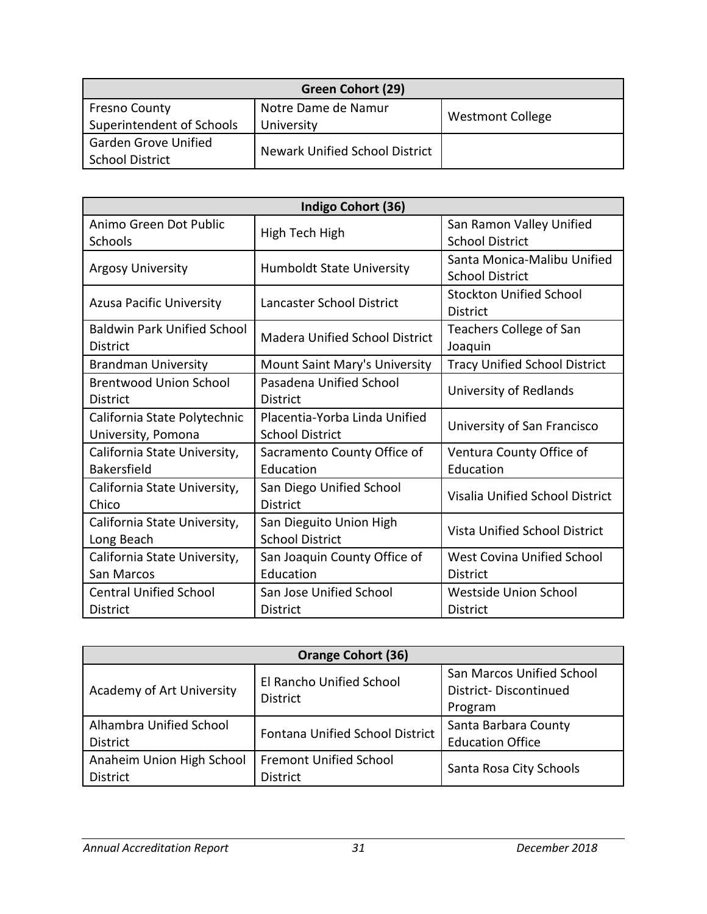| Green Cohort (29) | | |
|---|---|---|
| Fresno County Superintendent of Schools | Notre Dame de Namur University | Westmont College |
| Garden Grove Unified School District | Newark Unified School District | |

| Indigo Cohort (36) | | |
|---|---|---|
| Animo Green Dot Public Schools | High Tech High | San Ramon Valley Unified School District |
| Argosy University | Humboldt State University | Santa Monica-Malibu Unified School District |
| Azusa Pacific University | Lancaster School District | Stockton Unified School District |
| Baldwin Park Unified School District | Madera Unified School District | Teachers College of San Joaquin |
| Brandman University | Mount Saint Mary's University | Tracy Unified School District |
| Brentwood Union School District | Pasadena Unified School District | University of Redlands |
| California State Polytechnic University, Pomona | Placentia-Yorba Linda Unified School District | University of San Francisco |
| California State University, Bakersfield | Sacramento County Office of Education | Ventura County Office of Education |
| California State University, Chico | San Diego Unified School District | Visalia Unified School District |
| California State University, Long Beach | San Dieguito Union High School District | Vista Unified School District |
| California State University, San Marcos | San Joaquin County Office of Education | West Covina Unified School District |
| Central Unified School District | San Jose Unified School District | Westside Union School District |

| Orange Cohort (36) | | |
|---|---|---|
| Academy of Art University | El Rancho Unified School District | San Marcos Unified School District- Discontinued Program |
| Alhambra Unified School District | Fontana Unified School District | Santa Barbara County Education Office |
| Anaheim Union High School District | Fremont Unified School District | Santa Rosa City Schools |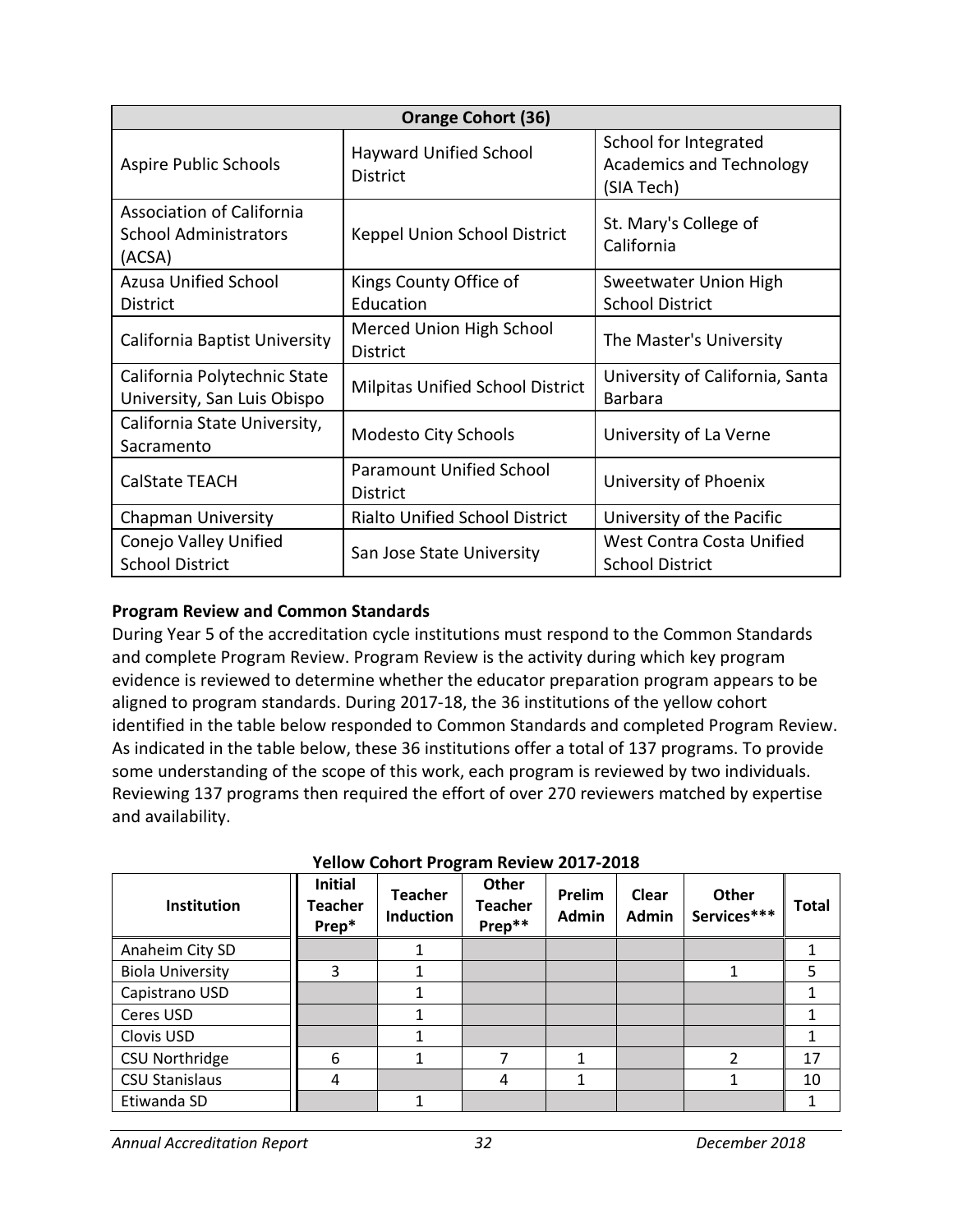| Orange Cohort (36) | | |
|---|---|---|
| Aspire Public Schools | Hayward Unified School District | School for Integrated Academics and Technology (SIA Tech) |
| Association of California School Administrators (ACSA) | Keppel Union School District | St. Mary's College of California |
| Azusa Unified School District | Kings County Office of Education | Sweetwater Union High School District |
| California Baptist University | Merced Union High School District | The Master's University |
| California Polytechnic State University, San Luis Obispo | Milpitas Unified School District | University of California, Santa Barbara |
| California State University, Sacramento | Modesto City Schools | University of La Verne |
| CalState TEACH | Paramount Unified School District | University of Phoenix |
| Chapman University | Rialto Unified School District | University of the Pacific |
| Conejo Valley Unified School District | San Jose State University | West Contra Costa Unified School District |

**Program Review and Common Standards**

During Year 5 of the accreditation cycle institutions must respond to the Common Standards and complete Program Review. Program Review is the activity during which key program evidence is reviewed to determine whether the educator preparation program appears to be aligned to program standards. During 2017-18, the 36 institutions of the yellow cohort identified in the table below responded to Common Standards and completed Program Review. As indicated in the table below, these 36 institutions offer a total of 137 programs. To provide some understanding of the scope of this work, each program is reviewed by two individuals. Reviewing 137 programs then required the effort of over 270 reviewers matched by expertise and availability.

**Yellow Cohort Program Review 2017-2018**

| Institution | Initial Teacher Prep* | Teacher Induction | Other Teacher Prep** | Prelim Admin | Clear Admin | Other Services*** | Total |
|---|---|---|---|---|---|---|---|
| Anaheim City SD | | 1 | | | | | 1 |
| Biola University | 3 | 1 | | | | 1 | 5 |
| Capistrano USD | | 1 | | | | | 1 |
| Ceres USD | | 1 | | | | | 1 |
| Clovis USD | | 1 | | | | | 1 |
| CSU Northridge | 6 | 1 | 7 | 1 | | 2 | 17 |
| CSU Stanislaus | 4 | | 4 | 1 | | 1 | 10 |
| Etiwanda SD | | 1 | | | | | 1 |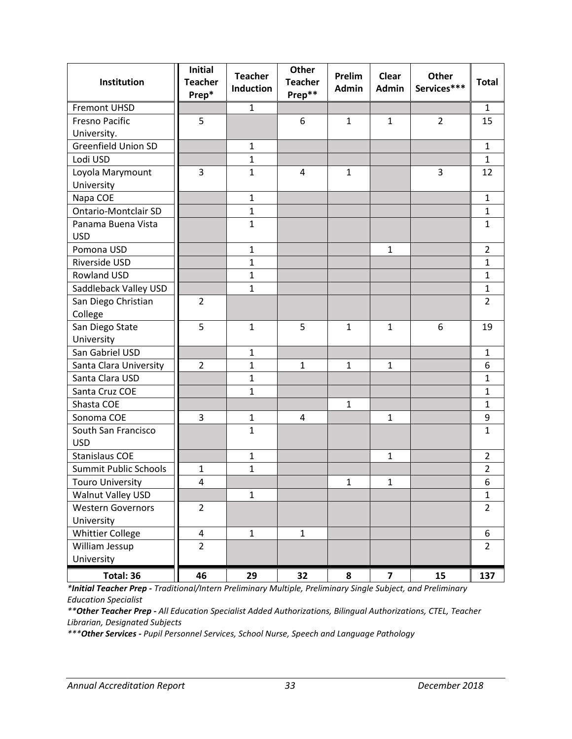| Institution | Initial Teacher Prep* | Teacher Induction | Other Teacher Prep** | Prelim Admin | Clear Admin | Other Services*** | Total |
|---|---|---|---|---|---|---|---|
| Fremont UHSD | | 1 | | | | | 1 |
| Fresno Pacific University. | 5 | | 6 | 1 | 1 | 2 | 15 |
| Greenfield Union SD | | 1 | | | | | 1 |
| Lodi USD | | 1 | | | | | 1 |
| Loyola Marymount University | 3 | 1 | 4 | 1 | | 3 | 12 |
| Napa COE | | 1 | | | | | 1 |
| Ontario-Montclair SD | | 1 | | | | | 1 |
| Panama Buena Vista USD | | 1 | | | | | 1 |
| Pomona USD | | 1 | | | 1 | | 2 |
| Riverside USD | | 1 | | | | | 1 |
| Rowland USD | | 1 | | | | | 1 |
| Saddleback Valley USD | | 1 | | | | | 1 |
| San Diego Christian College | 2 | | | | | | 2 |
| San Diego State University | 5 | 1 | 5 | 1 | 1 | 6 | 19 |
| San Gabriel USD | | 1 | | | | | 1 |
| Santa Clara University | 2 | 1 | 1 | 1 | 1 | | 6 |
| Santa Clara USD | | 1 | | | | | 1 |
| Santa Cruz COE | | 1 | | | | | 1 |
| Shasta COE | | | | 1 | | | 1 |
| Sonoma COE | 3 | 1 | 4 | | 1 | | 9 |
| South San Francisco USD | | 1 | | | | | 1 |
| Stanislaus COE | | 1 | | | 1 | | 2 |
| Summit Public Schools | 1 | 1 | | | | | 2 |
| Touro University | 4 | | | 1 | 1 | | 6 |
| Walnut Valley USD | | 1 | | | | | 1 |
| Western Governors University | 2 | | | | | | 2 |
| Whittier College | 4 | 1 | 1 | | | | 6 |
| William Jessup University | 2 | | | | | | 2 |
| **Total: 36** | **46** | **29** | **32** | **8** | **7** | **15** | **137** |

****Initial Teacher Prep*** *- Traditional/Intern Preliminary Multiple, Preliminary Single Subject, and Preliminary Education Specialist*

*****Other Teacher Prep*** *- All Education Specialist Added Authorizations, Bilingual Authorizations, CTEL, Teacher Librarian, Designated Subjects*

******Other Services*** *- Pupil Personnel Services, School Nurse, Speech and Language Pathology*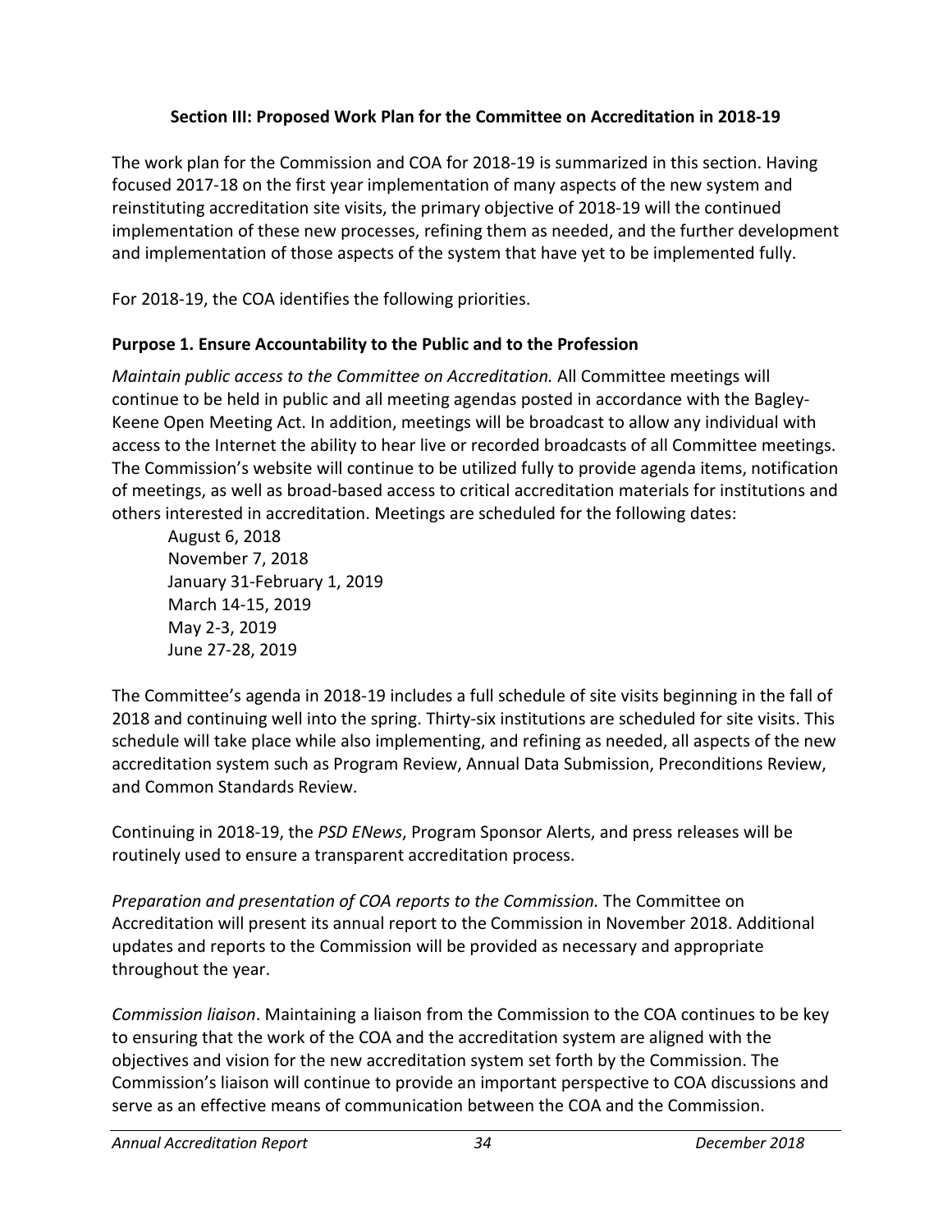### Section III: Proposed Work Plan for the Committee on Accreditation in 2018-19

The work plan for the Commission and COA for 2018-19 is summarized in this section. Having focused 2017-18 on the first year implementation of many aspects of the new system and reinstituting accreditation site visits, the primary objective of 2018-19 will the continued implementation of these new processes, refining them as needed, and the further development and implementation of those aspects of the system that have yet to be implemented fully.

For 2018-19, the COA identifies the following priorities.

#### Purpose 1. Ensure Accountability to the Public and to the Profession

*Maintain public access to the Committee on Accreditation.* All Committee meetings will continue to be held in public and all meeting agendas posted in accordance with the Bagley-Keene Open Meeting Act. In addition, meetings will be broadcast to allow any individual with access to the Internet the ability to hear live or recorded broadcasts of all Committee meetings. The Commission's website will continue to be utilized fully to provide agenda items, notification of meetings, as well as broad-based access to critical accreditation materials for institutions and others interested in accreditation. Meetings are scheduled for the following dates:

August 6, 2018
November 7, 2018
January 31-February 1, 2019
March 14-15, 2019
May 2-3, 2019
June 27-28, 2019

The Committee's agenda in 2018-19 includes a full schedule of site visits beginning in the fall of 2018 and continuing well into the spring. Thirty-six institutions are scheduled for site visits. This schedule will take place while also implementing, and refining as needed, all aspects of the new accreditation system such as Program Review, Annual Data Submission, Preconditions Review, and Common Standards Review.

Continuing in 2018-19, the *PSD ENews*, Program Sponsor Alerts, and press releases will be routinely used to ensure a transparent accreditation process.

*Preparation and presentation of COA reports to the Commission.* The Committee on Accreditation will present its annual report to the Commission in November 2018. Additional updates and reports to the Commission will be provided as necessary and appropriate throughout the year.

*Commission liaison*. Maintaining a liaison from the Commission to the COA continues to be key to ensuring that the work of the COA and the accreditation system are aligned with the objectives and vision for the new accreditation system set forth by the Commission. The Commission's liaison will continue to provide an important perspective to COA discussions and serve as an effective means of communication between the COA and the Commission.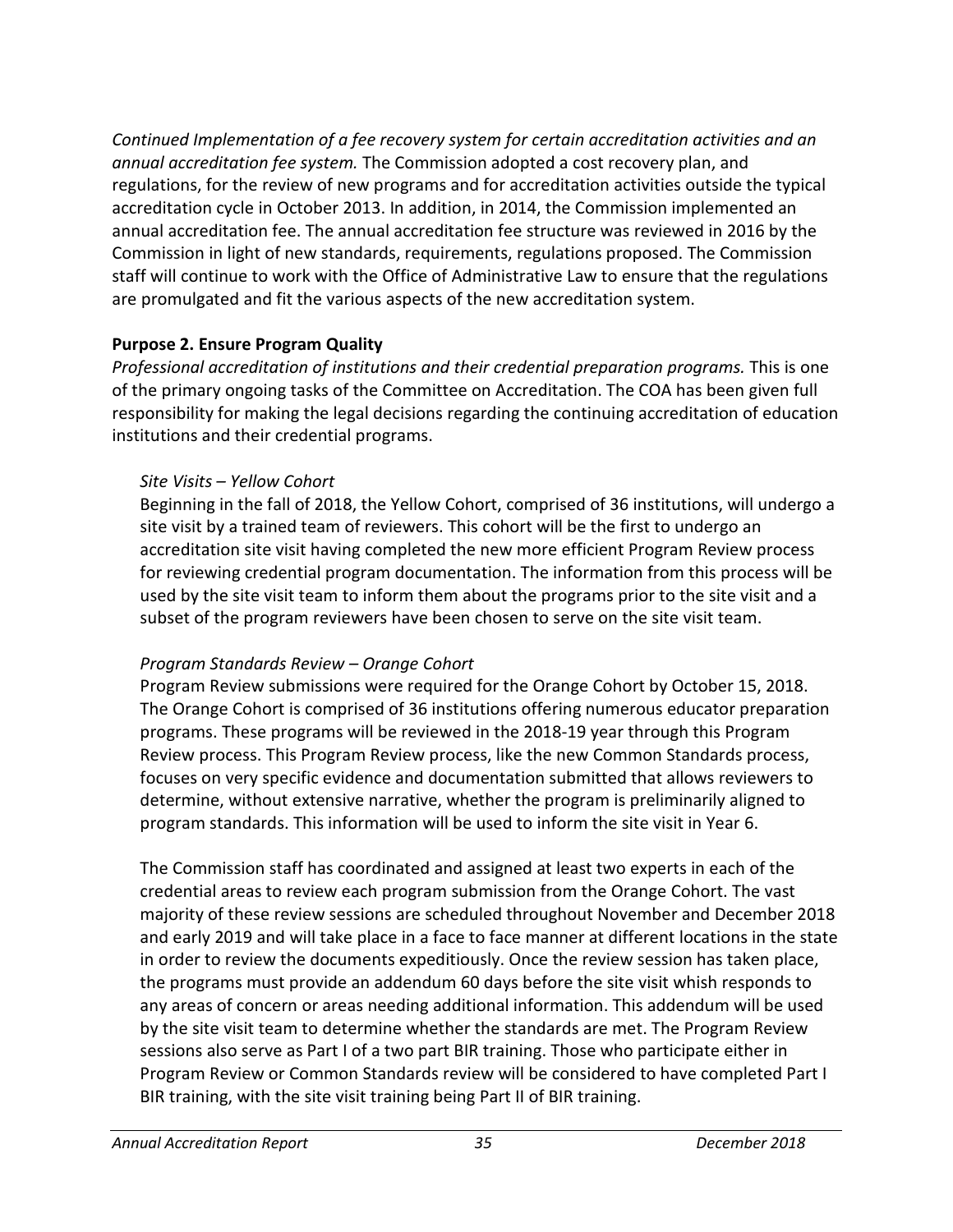*Continued Implementation of a fee recovery system for certain accreditation activities and an annual accreditation fee system.* The Commission adopted a cost recovery plan, and regulations, for the review of new programs and for accreditation activities outside the typical accreditation cycle in October 2013. In addition, in 2014, the Commission implemented an annual accreditation fee. The annual accreditation fee structure was reviewed in 2016 by the Commission in light of new standards, requirements, regulations proposed. The Commission staff will continue to work with the Office of Administrative Law to ensure that the regulations are promulgated and fit the various aspects of the new accreditation system.

**Purpose 2. Ensure Program Quality**

*Professional accreditation of institutions and their credential preparation programs.* This is one of the primary ongoing tasks of the Committee on Accreditation. The COA has been given full responsibility for making the legal decisions regarding the continuing accreditation of education institutions and their credential programs.

*Site Visits – Yellow Cohort*

Beginning in the fall of 2018, the Yellow Cohort, comprised of 36 institutions, will undergo a site visit by a trained team of reviewers. This cohort will be the first to undergo an accreditation site visit having completed the new more efficient Program Review process for reviewing credential program documentation. The information from this process will be used by the site visit team to inform them about the programs prior to the site visit and a subset of the program reviewers have been chosen to serve on the site visit team.

*Program Standards Review – Orange Cohort*

Program Review submissions were required for the Orange Cohort by October 15, 2018. The Orange Cohort is comprised of 36 institutions offering numerous educator preparation programs. These programs will be reviewed in the 2018-19 year through this Program Review process. This Program Review process, like the new Common Standards process, focuses on very specific evidence and documentation submitted that allows reviewers to determine, without extensive narrative, whether the program is preliminarily aligned to program standards. This information will be used to inform the site visit in Year 6.

The Commission staff has coordinated and assigned at least two experts in each of the credential areas to review each program submission from the Orange Cohort. The vast majority of these review sessions are scheduled throughout November and December 2018 and early 2019 and will take place in a face to face manner at different locations in the state in order to review the documents expeditiously. Once the review session has taken place, the programs must provide an addendum 60 days before the site visit whish responds to any areas of concern or areas needing additional information. This addendum will be used by the site visit team to determine whether the standards are met. The Program Review sessions also serve as Part I of a two part BIR training. Those who participate either in Program Review or Common Standards review will be considered to have completed Part I BIR training, with the site visit training being Part II of BIR training.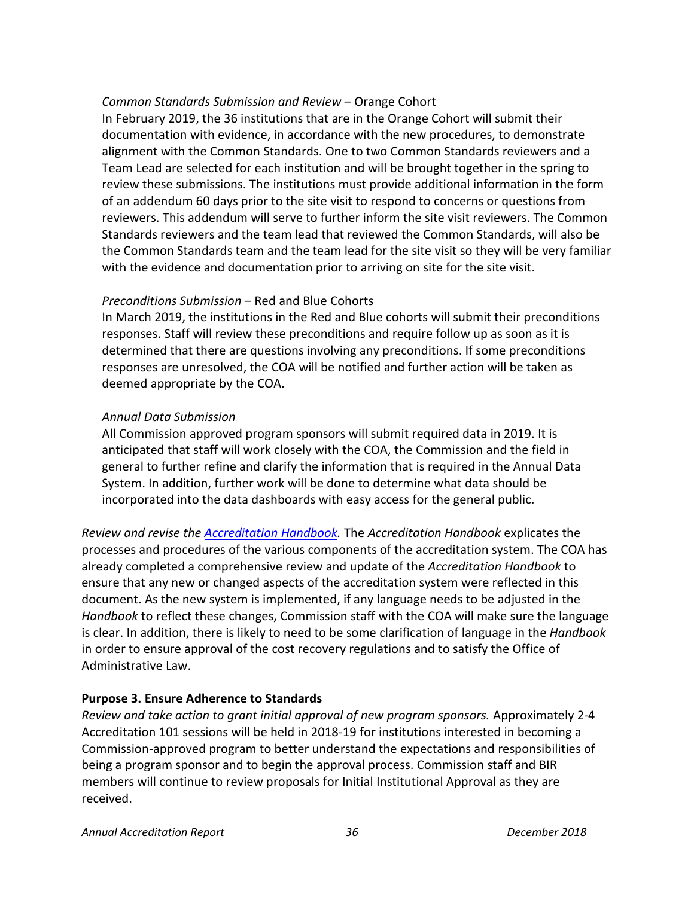*Common Standards Submission and Review* – Orange Cohort

In February 2019, the 36 institutions that are in the Orange Cohort will submit their documentation with evidence, in accordance with the new procedures, to demonstrate alignment with the Common Standards. One to two Common Standards reviewers and a Team Lead are selected for each institution and will be brought together in the spring to review these submissions. The institutions must provide additional information in the form of an addendum 60 days prior to the site visit to respond to concerns or questions from reviewers. This addendum will serve to further inform the site visit reviewers. The Common Standards reviewers and the team lead that reviewed the Common Standards, will also be the Common Standards team and the team lead for the site visit so they will be very familiar with the evidence and documentation prior to arriving on site for the site visit.

*Preconditions Submission* – Red and Blue Cohorts

In March 2019, the institutions in the Red and Blue cohorts will submit their preconditions responses. Staff will review these preconditions and require follow up as soon as it is determined that there are questions involving any preconditions. If some preconditions responses are unresolved, the COA will be notified and further action will be taken as deemed appropriate by the COA.

*Annual Data Submission*

All Commission approved program sponsors will submit required data in 2019. It is anticipated that staff will work closely with the COA, the Commission and the field in general to further refine and clarify the information that is required in the Annual Data System. In addition, further work will be done to determine what data should be incorporated into the data dashboards with easy access for the general public.

*Review and revise the Accreditation Handbook.* The *Accreditation Handbook* explicates the processes and procedures of the various components of the accreditation system. The COA has already completed a comprehensive review and update of the *Accreditation Handbook* to ensure that any new or changed aspects of the accreditation system were reflected in this document. As the new system is implemented, if any language needs to be adjusted in the *Handbook* to reflect these changes, Commission staff with the COA will make sure the language is clear. In addition, there is likely to need to be some clarification of language in the *Handbook* in order to ensure approval of the cost recovery regulations and to satisfy the Office of Administrative Law.

**Purpose 3. Ensure Adherence to Standards**

*Review and take action to grant initial approval of new program sponsors.* Approximately 2-4 Accreditation 101 sessions will be held in 2018-19 for institutions interested in becoming a Commission-approved program to better understand the expectations and responsibilities of being a program sponsor and to begin the approval process. Commission staff and BIR members will continue to review proposals for Initial Institutional Approval as they are received.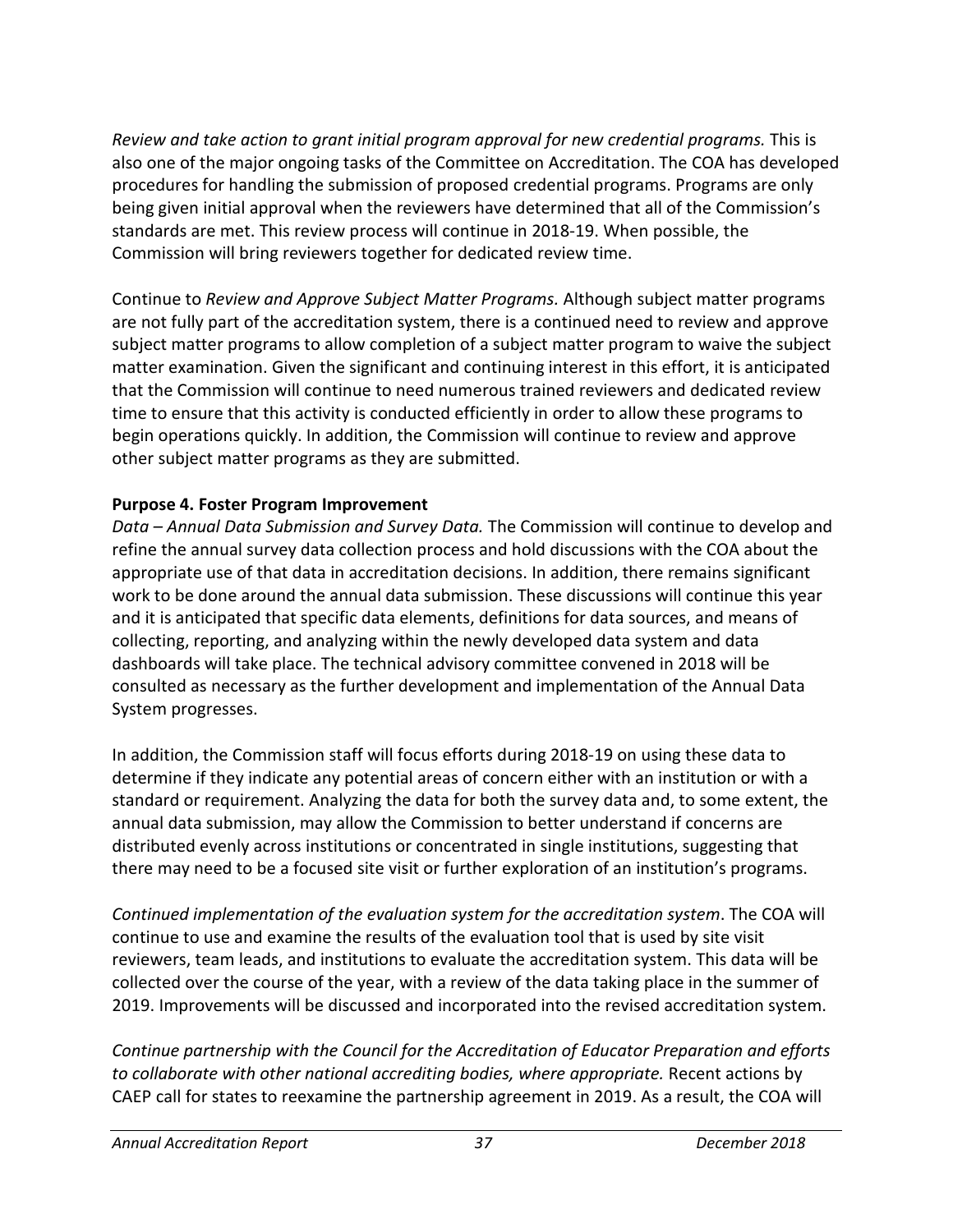*Review and take action to grant initial program approval for new credential programs.* This is also one of the major ongoing tasks of the Committee on Accreditation. The COA has developed procedures for handling the submission of proposed credential programs. Programs are only being given initial approval when the reviewers have determined that all of the Commission's standards are met. This review process will continue in 2018-19. When possible, the Commission will bring reviewers together for dedicated review time.

Continue to *Review and Approve Subject Matter Programs.* Although subject matter programs are not fully part of the accreditation system, there is a continued need to review and approve subject matter programs to allow completion of a subject matter program to waive the subject matter examination. Given the significant and continuing interest in this effort, it is anticipated that the Commission will continue to need numerous trained reviewers and dedicated review time to ensure that this activity is conducted efficiently in order to allow these programs to begin operations quickly. In addition, the Commission will continue to review and approve other subject matter programs as they are submitted.

**Purpose 4. Foster Program Improvement**

*Data – Annual Data Submission and Survey Data.* The Commission will continue to develop and refine the annual survey data collection process and hold discussions with the COA about the appropriate use of that data in accreditation decisions. In addition, there remains significant work to be done around the annual data submission. These discussions will continue this year and it is anticipated that specific data elements, definitions for data sources, and means of collecting, reporting, and analyzing within the newly developed data system and data dashboards will take place. The technical advisory committee convened in 2018 will be consulted as necessary as the further development and implementation of the Annual Data System progresses.

In addition, the Commission staff will focus efforts during 2018-19 on using these data to determine if they indicate any potential areas of concern either with an institution or with a standard or requirement. Analyzing the data for both the survey data and, to some extent, the annual data submission, may allow the Commission to better understand if concerns are distributed evenly across institutions or concentrated in single institutions, suggesting that there may need to be a focused site visit or further exploration of an institution's programs.

*Continued implementation of the evaluation system for the accreditation system*. The COA will continue to use and examine the results of the evaluation tool that is used by site visit reviewers, team leads, and institutions to evaluate the accreditation system. This data will be collected over the course of the year, with a review of the data taking place in the summer of 2019. Improvements will be discussed and incorporated into the revised accreditation system.

*Continue partnership with the Council for the Accreditation of Educator Preparation and efforts to collaborate with other national accrediting bodies, where appropriate.* Recent actions by CAEP call for states to reexamine the partnership agreement in 2019. As a result, the COA will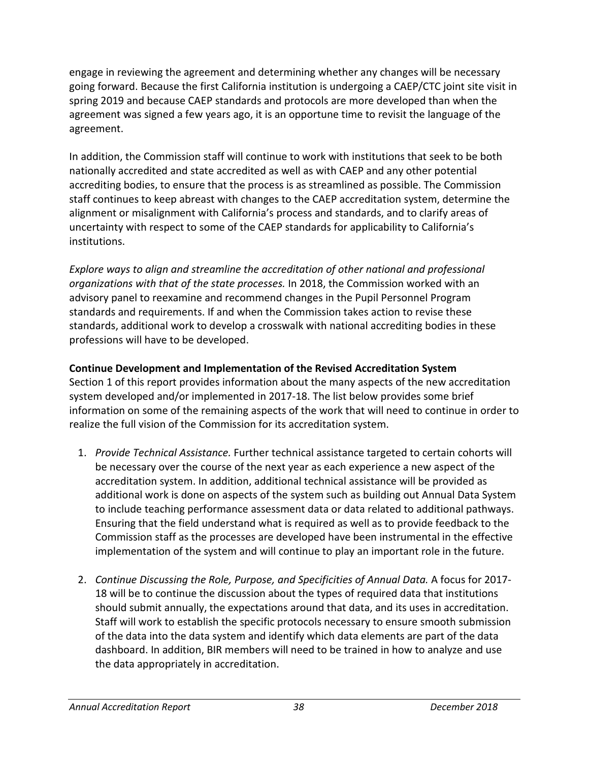engage in reviewing the agreement and determining whether any changes will be necessary going forward. Because the first California institution is undergoing a CAEP/CTC joint site visit in spring 2019 and because CAEP standards and protocols are more developed than when the agreement was signed a few years ago, it is an opportune time to revisit the language of the agreement.

In addition, the Commission staff will continue to work with institutions that seek to be both nationally accredited and state accredited as well as with CAEP and any other potential accrediting bodies, to ensure that the process is as streamlined as possible. The Commission staff continues to keep abreast with changes to the CAEP accreditation system, determine the alignment or misalignment with California's process and standards, and to clarify areas of uncertainty with respect to some of the CAEP standards for applicability to California's institutions.

*Explore ways to align and streamline the accreditation of other national and professional organizations with that of the state processes.* In 2018, the Commission worked with an advisory panel to reexamine and recommend changes in the Pupil Personnel Program standards and requirements. If and when the Commission takes action to revise these standards, additional work to develop a crosswalk with national accrediting bodies in these professions will have to be developed.

**Continue Development and Implementation of the Revised Accreditation System**

Section 1 of this report provides information about the many aspects of the new accreditation system developed and/or implemented in 2017-18. The list below provides some brief information on some of the remaining aspects of the work that will need to continue in order to realize the full vision of the Commission for its accreditation system.

1. *Provide Technical Assistance.* Further technical assistance targeted to certain cohorts will be necessary over the course of the next year as each experience a new aspect of the accreditation system. In addition, additional technical assistance will be provided as additional work is done on aspects of the system such as building out Annual Data System to include teaching performance assessment data or data related to additional pathways. Ensuring that the field understand what is required as well as to provide feedback to the Commission staff as the processes are developed have been instrumental in the effective implementation of the system and will continue to play an important role in the future.

2. *Continue Discussing the Role, Purpose, and Specificities of Annual Data.* A focus for 2017-18 will be to continue the discussion about the types of required data that institutions should submit annually, the expectations around that data, and its uses in accreditation. Staff will work to establish the specific protocols necessary to ensure smooth submission of the data into the data system and identify which data elements are part of the data dashboard. In addition, BIR members will need to be trained in how to analyze and use the data appropriately in accreditation.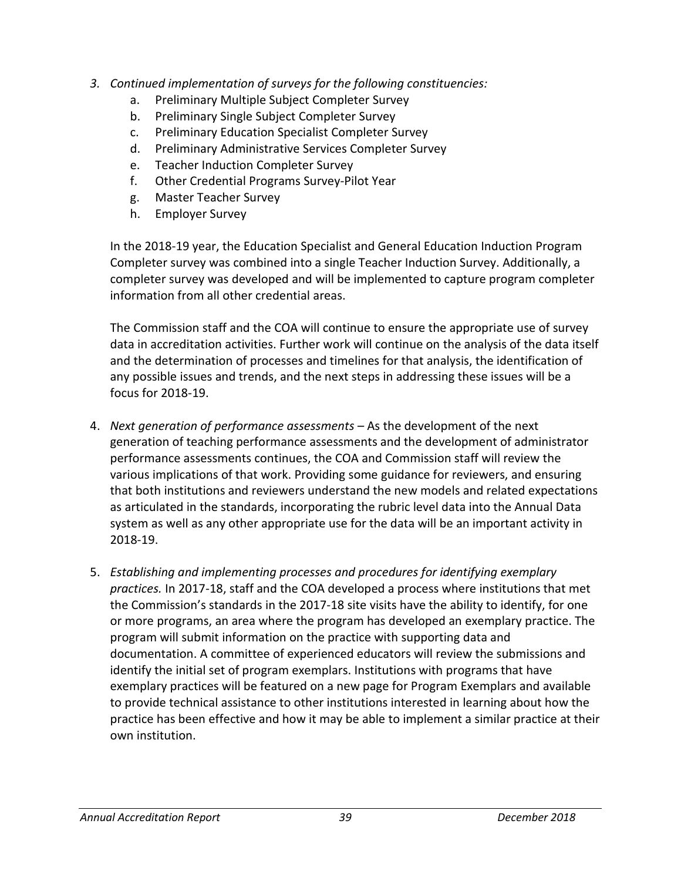3. *Continued implementation of surveys for the following constituencies:*
    a. Preliminary Multiple Subject Completer Survey
    b. Preliminary Single Subject Completer Survey
    c. Preliminary Education Specialist Completer Survey
    d. Preliminary Administrative Services Completer Survey
    e. Teacher Induction Completer Survey
    f. Other Credential Programs Survey-Pilot Year
    g. Master Teacher Survey
    h. Employer Survey

    In the 2018-19 year, the Education Specialist and General Education Induction Program Completer survey was combined into a single Teacher Induction Survey. Additionally, a completer survey was developed and will be implemented to capture program completer information from all other credential areas.

    The Commission staff and the COA will continue to ensure the appropriate use of survey data in accreditation activities. Further work will continue on the analysis of the data itself and the determination of processes and timelines for that analysis, the identification of any possible issues and trends, and the next steps in addressing these issues will be a focus for 2018-19.

4. *Next generation of performance assessments* – As the development of the next generation of teaching performance assessments and the development of administrator performance assessments continues, the COA and Commission staff will review the various implications of that work. Providing some guidance for reviewers, and ensuring that both institutions and reviewers understand the new models and related expectations as articulated in the standards, incorporating the rubric level data into the Annual Data system as well as any other appropriate use for the data will be an important activity in 2018-19.

5. *Establishing and implementing processes and procedures for identifying exemplary practices.* In 2017-18, staff and the COA developed a process where institutions that met the Commission's standards in the 2017-18 site visits have the ability to identify, for one or more programs, an area where the program has developed an exemplary practice. The program will submit information on the practice with supporting data and documentation. A committee of experienced educators will review the submissions and identify the initial set of program exemplars. Institutions with programs that have exemplary practices will be featured on a new page for Program Exemplars and available to provide technical assistance to other institutions interested in learning about how the practice has been effective and how it may be able to implement a similar practice at their own institution.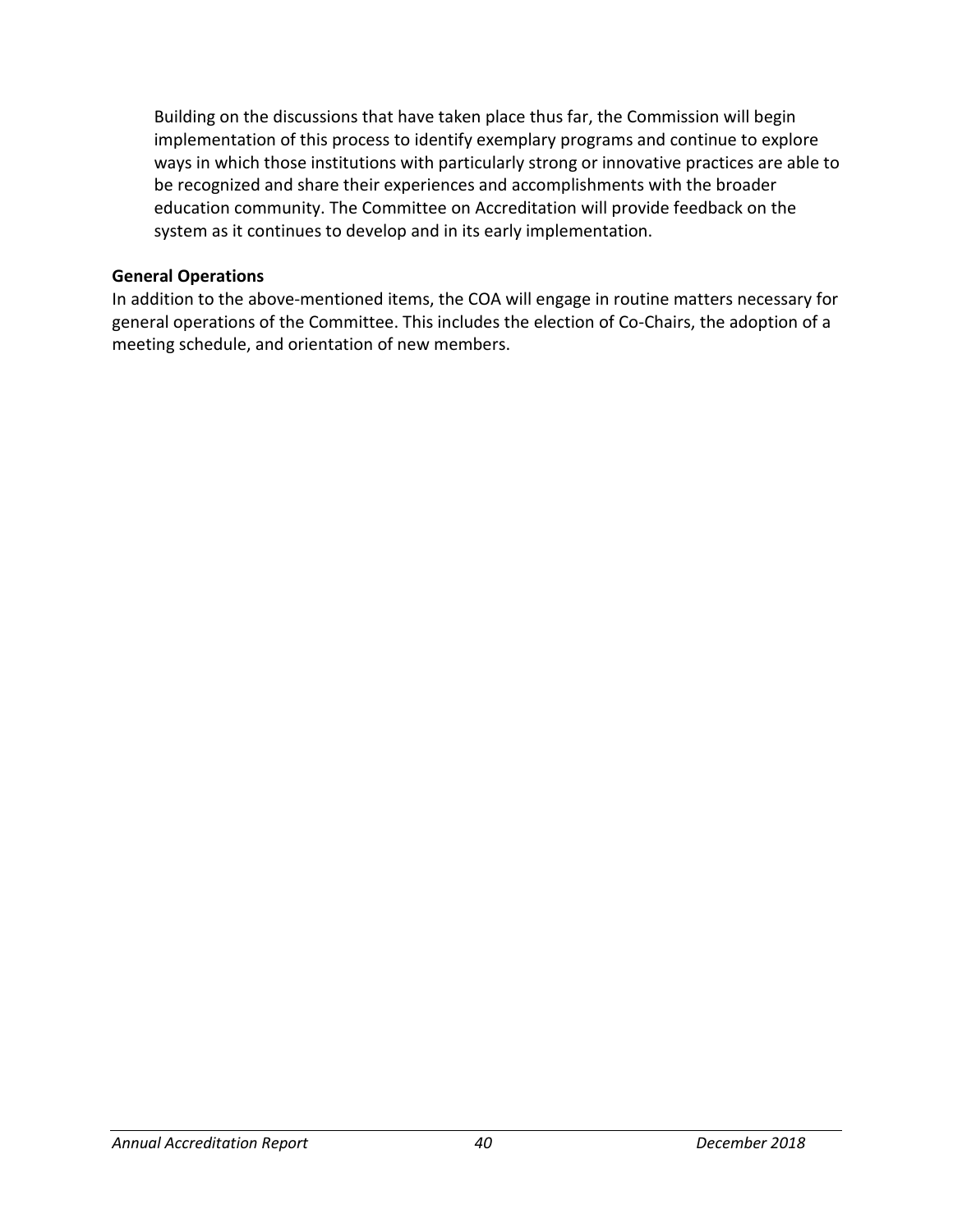Building on the discussions that have taken place thus far, the Commission will begin implementation of this process to identify exemplary programs and continue to explore ways in which those institutions with particularly strong or innovative practices are able to be recognized and share their experiences and accomplishments with the broader education community. The Committee on Accreditation will provide feedback on the system as it continues to develop and in its early implementation.

**General Operations**

In addition to the above-mentioned items, the COA will engage in routine matters necessary for general operations of the Committee. This includes the election of Co-Chairs, the adoption of a meeting schedule, and orientation of new members.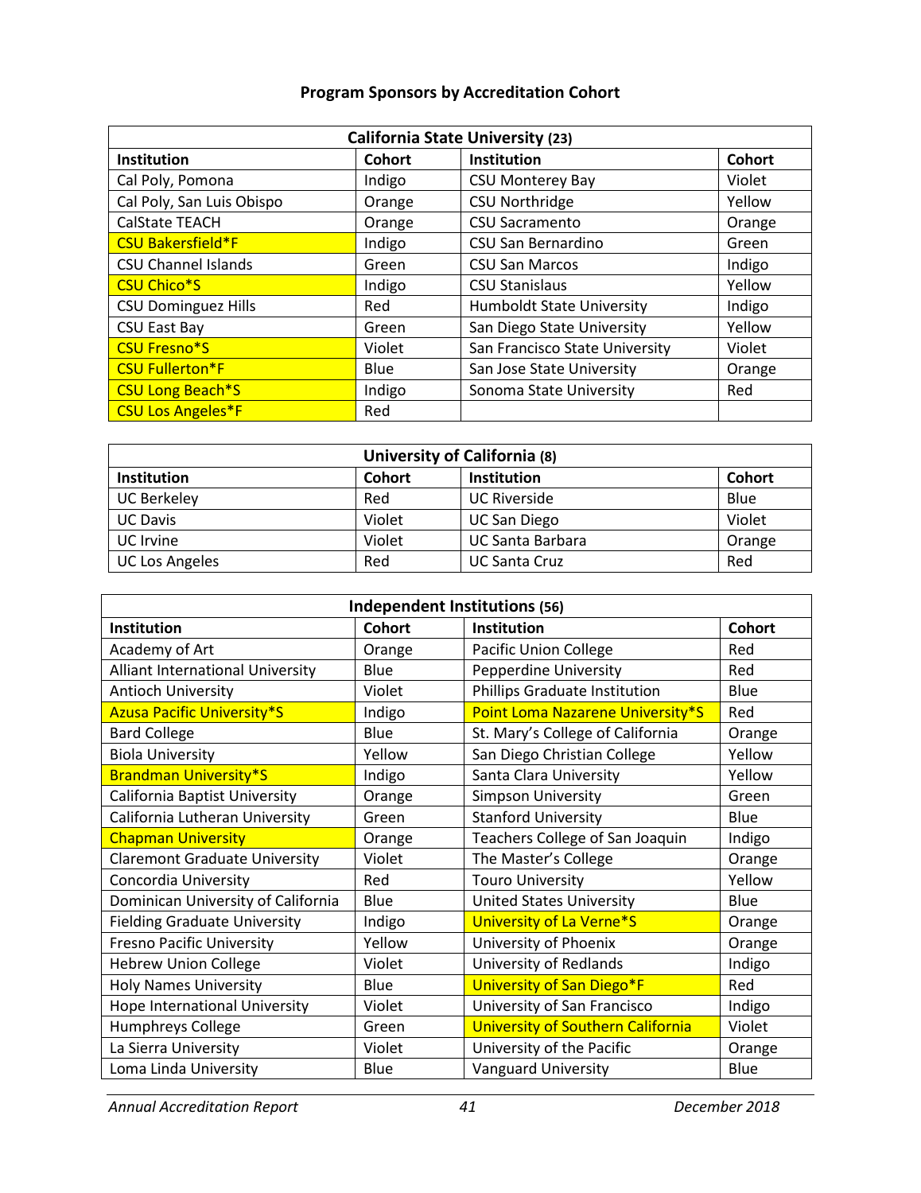# Program Sponsors by Accreditation Cohort

| California State University (23) | | | |
|---|---|---|---|
| **Institution** | **Cohort** | **Institution** | **Cohort** |
| Cal Poly, Pomona | Indigo | CSU Monterey Bay | Violet |
| Cal Poly, San Luis Obispo | Orange | CSU Northridge | Yellow |
| CalState TEACH | Orange | CSU Sacramento | Orange |
| CSU Bakersfield*F | Indigo | CSU San Bernardino | Green |
| CSU Channel Islands | Green | CSU San Marcos | Indigo |
| CSU Chico*S | Indigo | CSU Stanislaus | Yellow |
| CSU Dominguez Hills | Red | Humboldt State University | Indigo |
| CSU East Bay | Green | San Diego State University | Yellow |
| CSU Fresno*S | Violet | San Francisco State University | Violet |
| CSU Fullerton*F | Blue | San Jose State University | Orange |
| CSU Long Beach*S | Indigo | Sonoma State University | Red |
| CSU Los Angeles*F | Red | | |

| University of California (8) | | | |
|---|---|---|---|
| **Institution** | **Cohort** | **Institution** | **Cohort** |
| UC Berkeley | Red | UC Riverside | Blue |
| UC Davis | Violet | UC San Diego | Violet |
| UC Irvine | Violet | UC Santa Barbara | Orange |
| UC Los Angeles | Red | UC Santa Cruz | Red |

| Independent Institutions (56) | | | |
|---|---|---|---|
| **Institution** | **Cohort** | **Institution** | **Cohort** |
| Academy of Art | Orange | Pacific Union College | Red |
| Alliant International University | Blue | Pepperdine University | Red |
| Antioch University | Violet | Phillips Graduate Institution | Blue |
| Azusa Pacific University*S | Indigo | Point Loma Nazarene University*S | Red |
| Bard College | Blue | St. Mary's College of California | Orange |
| Biola University | Yellow | San Diego Christian College | Yellow |
| Brandman University*S | Indigo | Santa Clara University | Yellow |
| California Baptist University | Orange | Simpson University | Green |
| California Lutheran University | Green | Stanford University | Blue |
| Chapman University | Orange | Teachers College of San Joaquin | Indigo |
| Claremont Graduate University | Violet | The Master's College | Orange |
| Concordia University | Red | Touro University | Yellow |
| Dominican University of California | Blue | United States University | Blue |
| Fielding Graduate University | Indigo | University of La Verne*S | Orange |
| Fresno Pacific University | Yellow | University of Phoenix | Orange |
| Hebrew Union College | Violet | University of Redlands | Indigo |
| Holy Names University | Blue | University of San Diego*F | Red |
| Hope International University | Violet | University of San Francisco | Indigo |
| Humphreys College | Green | University of Southern California | Violet |
| La Sierra University | Violet | University of the Pacific | Orange |
| Loma Linda University | Blue | Vanguard University | Blue |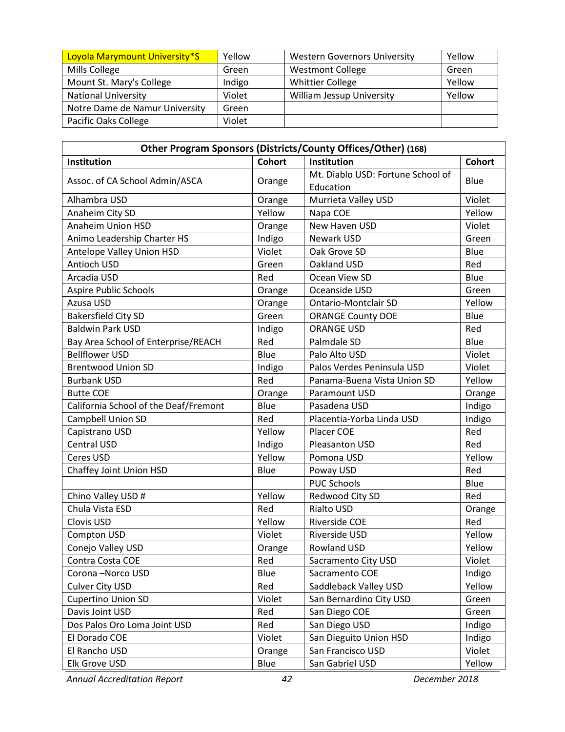| Loyola Marymount University*S | Yellow | Western Governors University | Yellow |
|---|---|---|---|
| Mills College | Green | Westmont College | Green |
| Mount St. Mary's College | Indigo | Whittier College | Yellow |
| National University | Violet | William Jessup University | Yellow |
| Notre Dame de Namur University | Green | | |
| Pacific Oaks College | Violet | | |

| **Other Program Sponsors (Districts/County Offices/Other) (168)** | | | |
|---|---|---|---|
| **Institution** | **Cohort** | **Institution** | **Cohort** |
| Assoc. of CA School Admin/ASCA | Orange | Mt. Diablo USD: Fortune School of Education | Blue |
| Alhambra USD | Orange | Murrieta Valley USD | Violet |
| Anaheim City SD | Yellow | Napa COE | Yellow |
| Anaheim Union HSD | Orange | New Haven USD | Violet |
| Animo Leadership Charter HS | Indigo | Newark USD | Green |
| Antelope Valley Union HSD | Violet | Oak Grove SD | Blue |
| Antioch USD | Green | Oakland USD | Red |
| Arcadia USD | Red | Ocean View SD | Blue |
| Aspire Public Schools | Orange | Oceanside USD | Green |
| Azusa USD | Orange | Ontario-Montclair SD | Yellow |
| Bakersfield City SD | Green | ORANGE County DOE | Blue |
| Baldwin Park USD | Indigo | ORANGE USD | Red |
| Bay Area School of Enterprise/REACH | Red | Palmdale SD | Blue |
| Bellflower USD | Blue | Palo Alto USD | Violet |
| Brentwood Union SD | Indigo | Palos Verdes Peninsula USD | Violet |
| Burbank USD | Red | Panama-Buena Vista Union SD | Yellow |
| Butte COE | Orange | Paramount USD | Orange |
| California School of the Deaf/Fremont | Blue | Pasadena USD | Indigo |
| Campbell Union SD | Red | Placentia-Yorba Linda USD | Indigo |
| Capistrano USD | Yellow | Placer COE | Red |
| Central USD | Indigo | Pleasanton USD | Red |
| Ceres USD | Yellow | Pomona USD | Yellow |
| Chaffey Joint Union HSD | Blue | Poway USD | Red |
| | | PUC Schools | Blue |
| Chino Valley USD # | Yellow | Redwood City SD | Red |
| Chula Vista ESD | Red | Rialto USD | Orange |
| Clovis USD | Yellow | Riverside COE | Red |
| Compton USD | Violet | Riverside USD | Yellow |
| Conejo Valley USD | Orange | Rowland USD | Yellow |
| Contra Costa COE | Red | Sacramento City USD | Violet |
| Corona –Norco USD | Blue | Sacramento COE | Indigo |
| Culver City USD | Red | Saddleback Valley USD | Yellow |
| Cupertino Union SD | Violet | San Bernardino City USD | Green |
| Davis Joint USD | Red | San Diego COE | Green |
| Dos Palos Oro Loma Joint USD | Red | San Diego USD | Indigo |
| El Dorado COE | Violet | San Dieguito Union HSD | Indigo |
| El Rancho USD | Orange | San Francisco USD | Violet |
| Elk Grove USD | Blue | San Gabriel USD | Yellow |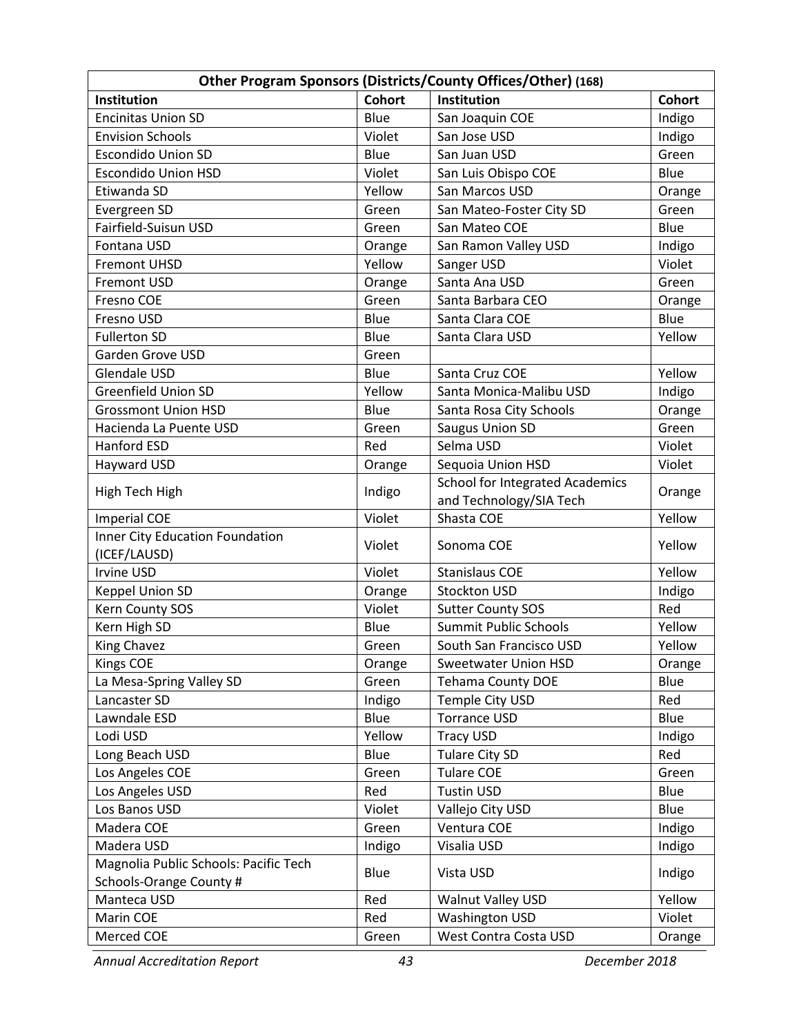| Other Program Sponsors (Districts/County Offices/Other) (168) | | | |
|---|---|---|---|
| **Institution** | **Cohort** | **Institution** | **Cohort** |
| Encinitas Union SD | Blue | San Joaquin COE | Indigo |
| Envision Schools | Violet | San Jose USD | Indigo |
| Escondido Union SD | Blue | San Juan USD | Green |
| Escondido Union HSD | Violet | San Luis Obispo COE | Blue |
| Etiwanda SD | Yellow | San Marcos USD | Orange |
| Evergreen SD | Green | San Mateo-Foster City SD | Green |
| Fairfield-Suisun USD | Green | San Mateo COE | Blue |
| Fontana USD | Orange | San Ramon Valley USD | Indigo |
| Fremont UHSD | Yellow | Sanger USD | Violet |
| Fremont USD | Orange | Santa Ana USD | Green |
| Fresno COE | Green | Santa Barbara CEO | Orange |
| Fresno USD | Blue | Santa Clara COE | Blue |
| Fullerton SD | Blue | Santa Clara USD | Yellow |
| Garden Grove USD | Green | | |
| Glendale USD | Blue | Santa Cruz COE | Yellow |
| Greenfield Union SD | Yellow | Santa Monica-Malibu USD | Indigo |
| Grossmont Union HSD | Blue | Santa Rosa City Schools | Orange |
| Hacienda La Puente USD | Green | Saugus Union SD | Green |
| Hanford ESD | Red | Selma USD | Violet |
| Hayward USD | Orange | Sequoia Union HSD | Violet |
| High Tech High | Indigo | School for Integrated Academics and Technology/SIA Tech | Orange |
| Imperial COE | Violet | Shasta COE | Yellow |
| Inner City Education Foundation (ICEF/LAUSD) | Violet | Sonoma COE | Yellow |
| Irvine USD | Violet | Stanislaus COE | Yellow |
| Keppel Union SD | Orange | Stockton USD | Indigo |
| Kern County SOS | Violet | Sutter County SOS | Red |
| Kern High SD | Blue | Summit Public Schools | Yellow |
| King Chavez | Green | South San Francisco USD | Yellow |
| Kings COE | Orange | Sweetwater Union HSD | Orange |
| La Mesa-Spring Valley SD | Green | Tehama County DOE | Blue |
| Lancaster SD | Indigo | Temple City USD | Red |
| Lawndale ESD | Blue | Torrance USD | Blue |
| Lodi USD | Yellow | Tracy USD | Indigo |
| Long Beach USD | Blue | Tulare City SD | Red |
| Los Angeles COE | Green | Tulare COE | Green |
| Los Angeles USD | Red | Tustin USD | Blue |
| Los Banos USD | Violet | Vallejo City USD | Blue |
| Madera COE | Green | Ventura COE | Indigo |
| Madera USD | Indigo | Visalia USD | Indigo |
| Magnolia Public Schools: Pacific Tech Schools-Orange County # | Blue | Vista USD | Indigo |
| Manteca USD | Red | Walnut Valley USD | Yellow |
| Marin COE | Red | Washington USD | Violet |
| Merced COE | Green | West Contra Costa USD | Orange |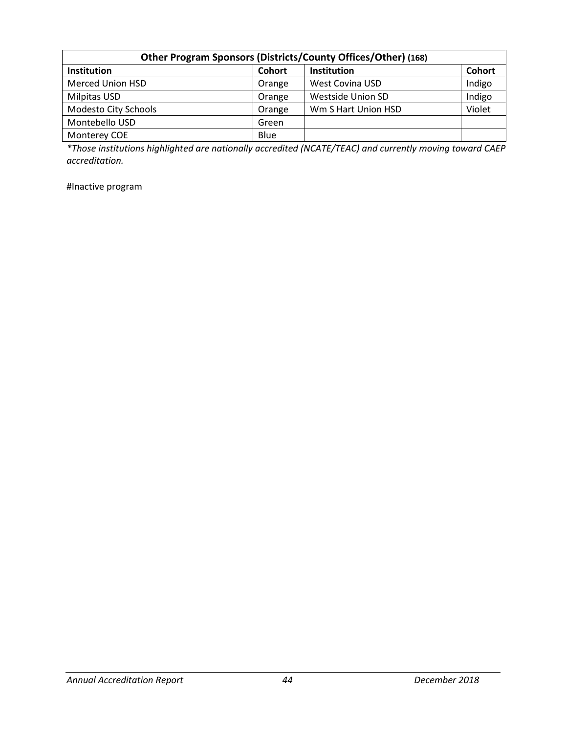| Other Program Sponsors (Districts/County Offices/Other) (168) | | | |
|---|---|---|---|
| **Institution** | **Cohort** | **Institution** | **Cohort** |
| Merced Union HSD | Orange | West Covina USD | Indigo |
| Milpitas USD | Orange | Westside Union SD | Indigo |
| Modesto City Schools | Orange | Wm S Hart Union HSD | Violet |
| Montebello USD | Green | | |
| Monterey COE | Blue | | |

*\*Those institutions highlighted are nationally accredited (NCATE/TEAC) and currently moving toward CAEP accreditation.*

#Inactive program